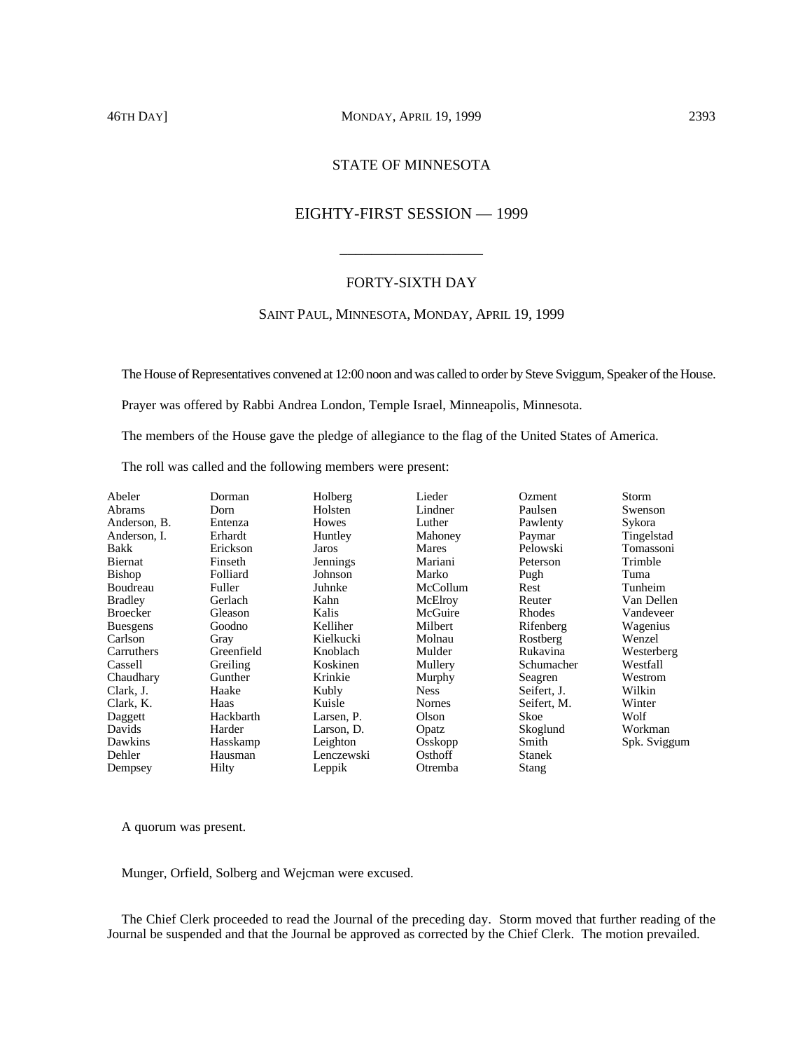# STATE OF MINNESOTA

## EIGHTY-FIRST SESSION — 1999

---

### FORTY-SIXTH DAY

SAINT PAUL, MINNESOTA, MONDAY, APRIL 19, 1999

The House of Representatives convened at 12:00 noon and was called to order by Steve Sviggum, Speaker of the House.

Prayer was offered by Rabbi Andrea London, Temple Israel, Minneapolis, Minnesota.

The members of the House gave the pledge of allegiance to the flag of the United States of America.

The roll was called and the following members were present:

| | | | | | |
|---|---|---|---|---|---|
| Abeler | Dorman | Holberg | Lieder | Ozment | Storm |
| Abrams | Dorn | Holsten | Lindner | Paulsen | Swenson |
| Anderson, B. | Entenza | Howes | Luther | Pawlenty | Sykora |
| Anderson, I. | Erhardt | Huntley | Mahoney | Paymar | Tingelstad |
| Bakk | Erickson | Jaros | Mares | Pelowski | Tomassoni |
| Biernat | Finseth | Jennings | Mariani | Peterson | Trimble |
| Bishop | Folliard | Johnson | Marko | Pugh | Tuma |
| Boudreau | Fuller | Juhnke | McCollum | Rest | Tunheim |
| Bradley | Gerlach | Kahn | McElroy | Reuter | Van Dellen |
| Broecker | Gleason | Kalis | McGuire | Rhodes | Vandeveer |
| Buesgens | Goodno | Kelliher | Milbert | Rifenberg | Wagenius |
| Carlson | Gray | Kielkucki | Molnau | Rostberg | Wenzel |
| Carruthers | Greenfield | Knoblach | Mulder | Rukavina | Westerberg |
| Cassell | Greiling | Koskinen | Mullery | Schumacher | Westfall |
| Chaudhary | Gunther | Krinkie | Murphy | Seagren | Westrom |
| Clark, J. | Haake | Kubly | Ness | Seifert, J. | Wilkin |
| Clark, K. | Haas | Kuisle | Nornes | Seifert, M. | Winter |
| Daggett | Hackbarth | Larsen, P. | Olson | Skoe | Wolf |
| Davids | Harder | Larson, D. | Opatz | Skoglund | Workman |
| Dawkins | Hasskamp | Leighton | Osskopp | Smith | Spk. Sviggum |
| Dehler | Hausman | Lenczewski | Osthoff | Stanek | |
| Dempsey | Hilty | Leppik | Otremba | Stang | |

A quorum was present.

Munger, Orfield, Solberg and Wejcman were excused.

The Chief Clerk proceeded to read the Journal of the preceding day. Storm moved that further reading of the Journal be suspended and that the Journal be approved as corrected by the Chief Clerk. The motion prevailed.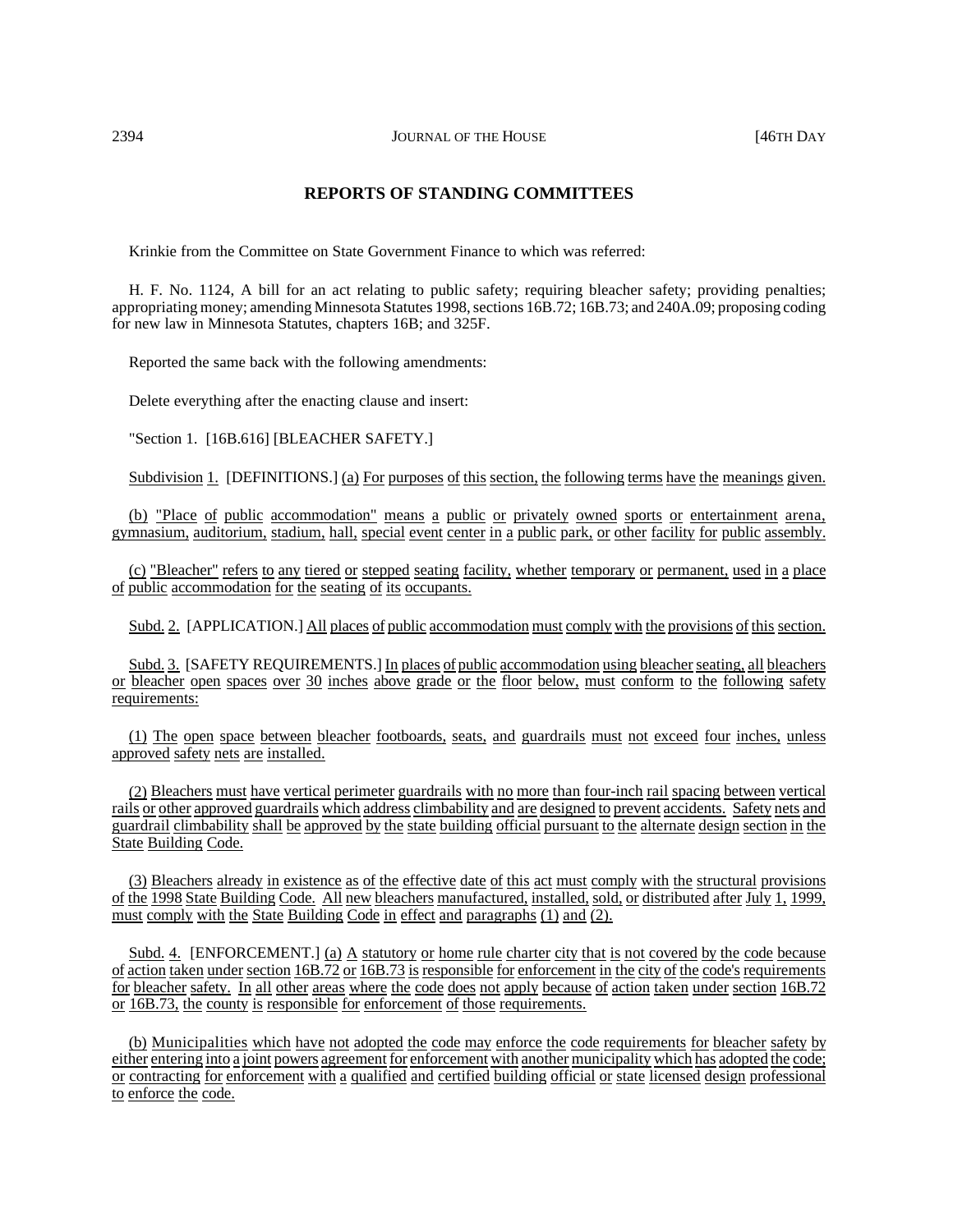## REPORTS OF STANDING COMMITTEES

Krinkie from the Committee on State Government Finance to which was referred:

H. F. No. 1124, A bill for an act relating to public safety; requiring bleacher safety; providing penalties; appropriating money; amending Minnesota Statutes 1998, sections 16B.72; 16B.73; and 240A.09; proposing coding for new law in Minnesota Statutes, chapters 16B; and 325F.

Reported the same back with the following amendments:

Delete everything after the enacting clause and insert:

"Section 1. [16B.616] [BLEACHER SAFETY.]

Subdivision 1. [DEFINITIONS.] (a) For purposes of this section, the following terms have the meanings given.

(b) "Place of public accommodation" means a public or privately owned sports or entertainment arena, gymnasium, auditorium, stadium, hall, special event center in a public park, or other facility for public assembly.

(c) "Bleacher" refers to any tiered or stepped seating facility, whether temporary or permanent, used in a place of public accommodation for the seating of its occupants.

Subd. 2. [APPLICATION.] All places of public accommodation must comply with the provisions of this section.

Subd. 3. [SAFETY REQUIREMENTS.] In places of public accommodation using bleacher seating, all bleachers or bleacher open spaces over 30 inches above grade or the floor below, must conform to the following safety requirements:

(1) The open space between bleacher footboards, seats, and guardrails must not exceed four inches, unless approved safety nets are installed.

(2) Bleachers must have vertical perimeter guardrails with no more than four-inch rail spacing between vertical rails or other approved guardrails which address climbability and are designed to prevent accidents. Safety nets and guardrail climbability shall be approved by the state building official pursuant to the alternate design section in the State Building Code.

(3) Bleachers already in existence as of the effective date of this act must comply with the structural provisions of the 1998 State Building Code. All new bleachers manufactured, installed, sold, or distributed after July 1, 1999, must comply with the State Building Code in effect and paragraphs (1) and (2).

Subd. 4. [ENFORCEMENT.] (a) A statutory or home rule charter city that is not covered by the code because of action taken under section 16B.72 or 16B.73 is responsible for enforcement in the city of the code's requirements for bleacher safety. In all other areas where the code does not apply because of action taken under section 16B.72 or 16B.73, the county is responsible for enforcement of those requirements.

(b) Municipalities which have not adopted the code may enforce the code requirements for bleacher safety by either entering into a joint powers agreement for enforcement with another municipality which has adopted the code; or contracting for enforcement with a qualified and certified building official or state licensed design professional to enforce the code.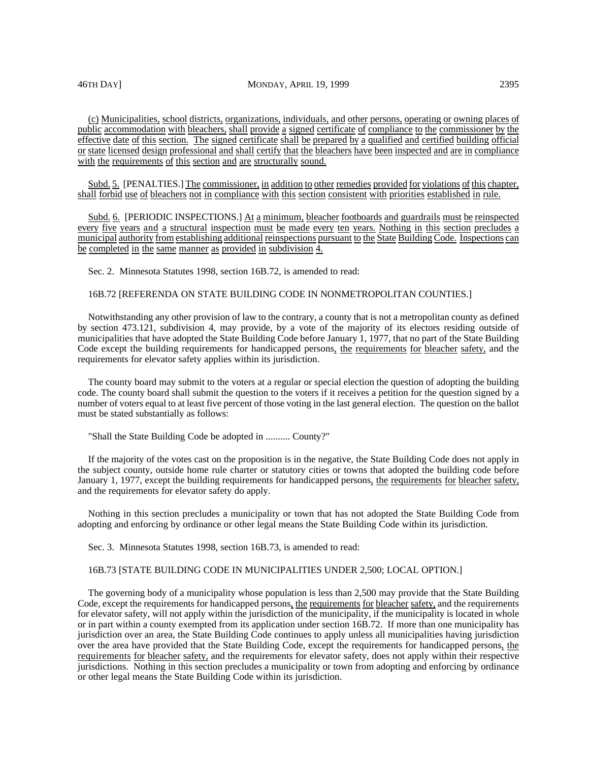(c) Municipalities, school districts, organizations, individuals, and other persons, operating or owning places of public accommodation with bleachers, shall provide a signed certificate of compliance to the commissioner by the effective date of this section. The signed certificate shall be prepared by a qualified and certified building official or state licensed design professional and shall certify that the bleachers have been inspected and are in compliance with the requirements of this section and are structurally sound.

Subd. 5. [PENALTIES.] The commissioner, in addition to other remedies provided for violations of this chapter, shall forbid use of bleachers not in compliance with this section consistent with priorities established in rule.

Subd. 6. [PERIODIC INSPECTIONS.] At a minimum, bleacher footboards and guardrails must be reinspected every five years and a structural inspection must be made every ten years. Nothing in this section precludes a municipal authority from establishing additional reinspections pursuant to the State Building Code. Inspections can be completed in the same manner as provided in subdivision 4.

Sec. 2. Minnesota Statutes 1998, section 16B.72, is amended to read:

16B.72 [REFERENDA ON STATE BUILDING CODE IN NONMETROPOLITAN COUNTIES.]

Notwithstanding any other provision of law to the contrary, a county that is not a metropolitan county as defined by section 473.121, subdivision 4, may provide, by a vote of the majority of its electors residing outside of municipalities that have adopted the State Building Code before January 1, 1977, that no part of the State Building Code except the building requirements for handicapped persons, the requirements for bleacher safety, and the requirements for elevator safety applies within its jurisdiction.

The county board may submit to the voters at a regular or special election the question of adopting the building code. The county board shall submit the question to the voters if it receives a petition for the question signed by a number of voters equal to at least five percent of those voting in the last general election. The question on the ballot must be stated substantially as follows:

"Shall the State Building Code be adopted in .......... County?"

If the majority of the votes cast on the proposition is in the negative, the State Building Code does not apply in the subject county, outside home rule charter or statutory cities or towns that adopted the building code before January 1, 1977, except the building requirements for handicapped persons, the requirements for bleacher safety, and the requirements for elevator safety do apply.

Nothing in this section precludes a municipality or town that has not adopted the State Building Code from adopting and enforcing by ordinance or other legal means the State Building Code within its jurisdiction.

Sec. 3. Minnesota Statutes 1998, section 16B.73, is amended to read:

16B.73 [STATE BUILDING CODE IN MUNICIPALITIES UNDER 2,500; LOCAL OPTION.]

The governing body of a municipality whose population is less than 2,500 may provide that the State Building Code, except the requirements for handicapped persons, the requirements for bleacher safety, and the requirements for elevator safety, will not apply within the jurisdiction of the municipality, if the municipality is located in whole or in part within a county exempted from its application under section 16B.72. If more than one municipality has jurisdiction over an area, the State Building Code continues to apply unless all municipalities having jurisdiction over the area have provided that the State Building Code, except the requirements for handicapped persons, the requirements for bleacher safety, and the requirements for elevator safety, does not apply within their respective jurisdictions. Nothing in this section precludes a municipality or town from adopting and enforcing by ordinance or other legal means the State Building Code within its jurisdiction.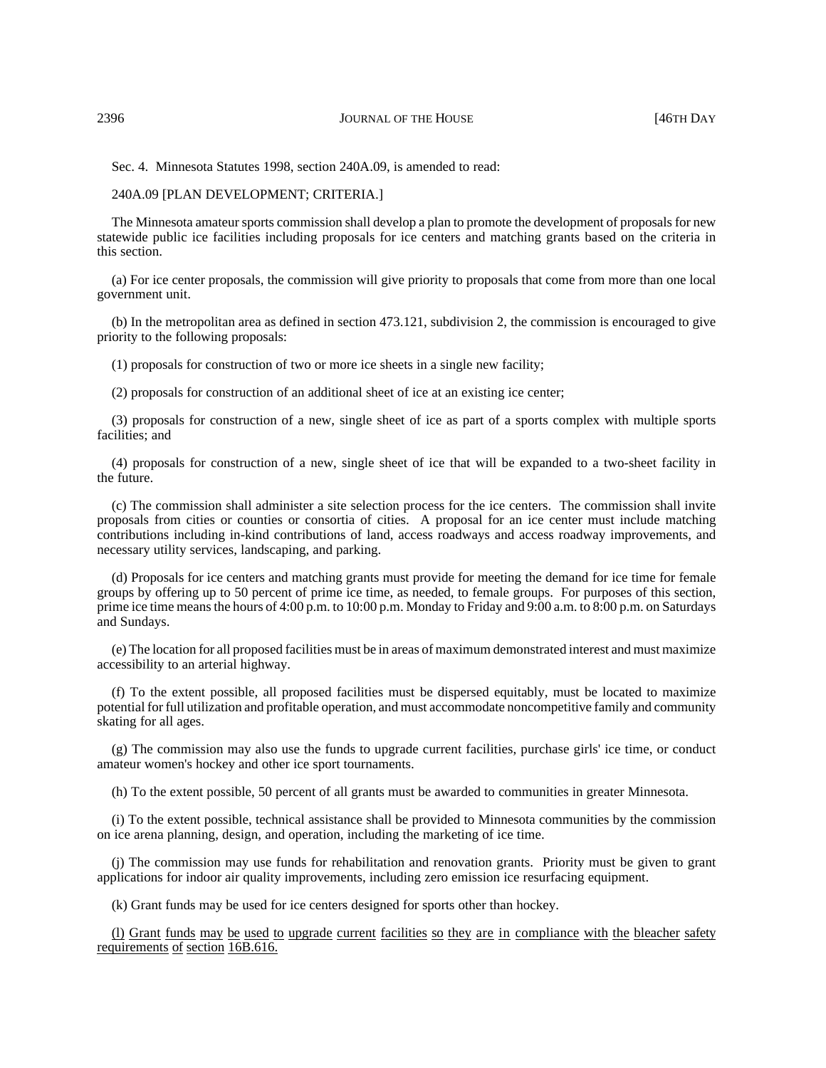Sec. 4. Minnesota Statutes 1998, section 240A.09, is amended to read:

240A.09 [PLAN DEVELOPMENT; CRITERIA.]

The Minnesota amateur sports commission shall develop a plan to promote the development of proposals for new statewide public ice facilities including proposals for ice centers and matching grants based on the criteria in this section.

(a) For ice center proposals, the commission will give priority to proposals that come from more than one local government unit.

(b) In the metropolitan area as defined in section 473.121, subdivision 2, the commission is encouraged to give priority to the following proposals:

(1) proposals for construction of two or more ice sheets in a single new facility;

(2) proposals for construction of an additional sheet of ice at an existing ice center;

(3) proposals for construction of a new, single sheet of ice as part of a sports complex with multiple sports facilities; and

(4) proposals for construction of a new, single sheet of ice that will be expanded to a two-sheet facility in the future.

(c) The commission shall administer a site selection process for the ice centers. The commission shall invite proposals from cities or counties or consortia of cities. A proposal for an ice center must include matching contributions including in-kind contributions of land, access roadways and access roadway improvements, and necessary utility services, landscaping, and parking.

(d) Proposals for ice centers and matching grants must provide for meeting the demand for ice time for female groups by offering up to 50 percent of prime ice time, as needed, to female groups. For purposes of this section, prime ice time means the hours of 4:00 p.m. to 10:00 p.m. Monday to Friday and 9:00 a.m. to 8:00 p.m. on Saturdays and Sundays.

(e) The location for all proposed facilities must be in areas of maximum demonstrated interest and must maximize accessibility to an arterial highway.

(f) To the extent possible, all proposed facilities must be dispersed equitably, must be located to maximize potential for full utilization and profitable operation, and must accommodate noncompetitive family and community skating for all ages.

(g) The commission may also use the funds to upgrade current facilities, purchase girls' ice time, or conduct amateur women's hockey and other ice sport tournaments.

(h) To the extent possible, 50 percent of all grants must be awarded to communities in greater Minnesota.

(i) To the extent possible, technical assistance shall be provided to Minnesota communities by the commission on ice arena planning, design, and operation, including the marketing of ice time.

(j) The commission may use funds for rehabilitation and renovation grants. Priority must be given to grant applications for indoor air quality improvements, including zero emission ice resurfacing equipment.

(k) Grant funds may be used for ice centers designed for sports other than hockey.

<u>(l) Grant funds may be used to upgrade current facilities so they are in compliance with the bleacher safety requirements of section 16B.616.</u>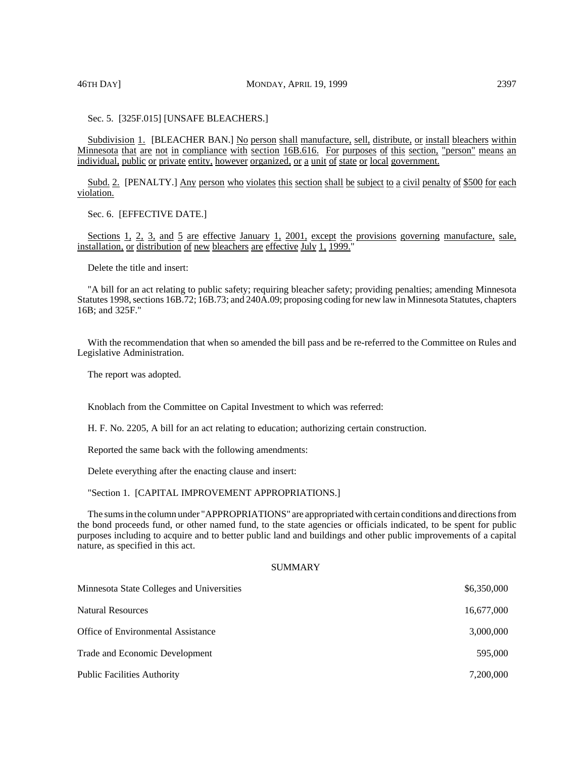Sec. 5. [325F.015] [UNSAFE BLEACHERS.]

Subdivision 1. [BLEACHER BAN.] No person shall manufacture, sell, distribute, or install bleachers within Minnesota that are not in compliance with section 16B.616. For purposes of this section, "person" means an individual, public or private entity, however organized, or a unit of state or local government.

Subd. 2. [PENALTY.] Any person who violates this section shall be subject to a civil penalty of $500 for each violation.

Sec. 6. [EFFECTIVE DATE.]

Sections 1, 2, 3, and 5 are effective January 1, 2001, except the provisions governing manufacture, sale, installation, or distribution of new bleachers are effective July 1, 1999."

Delete the title and insert:

"A bill for an act relating to public safety; requiring bleacher safety; providing penalties; amending Minnesota Statutes 1998, sections 16B.72; 16B.73; and 240A.09; proposing coding for new law in Minnesota Statutes, chapters 16B; and 325F."

With the recommendation that when so amended the bill pass and be re-referred to the Committee on Rules and Legislative Administration.

The report was adopted.

Knoblach from the Committee on Capital Investment to which was referred:

H. F. No. 2205, A bill for an act relating to education; authorizing certain construction.

Reported the same back with the following amendments:

Delete everything after the enacting clause and insert:

"Section 1. [CAPITAL IMPROVEMENT APPROPRIATIONS.]

The sums in the column under "APPROPRIATIONS" are appropriated with certain conditions and directions from the bond proceeds fund, or other named fund, to the state agencies or officials indicated, to be spent for public purposes including to acquire and to better public land and buildings and other public improvements of a capital nature, as specified in this act.

SUMMARY

| | |
|---|---|
| Minnesota State Colleges and Universities | $6,350,000 |
| Natural Resources | 16,677,000 |
| Office of Environmental Assistance | 3,000,000 |
| Trade and Economic Development | 595,000 |
| Public Facilities Authority | 7,200,000 |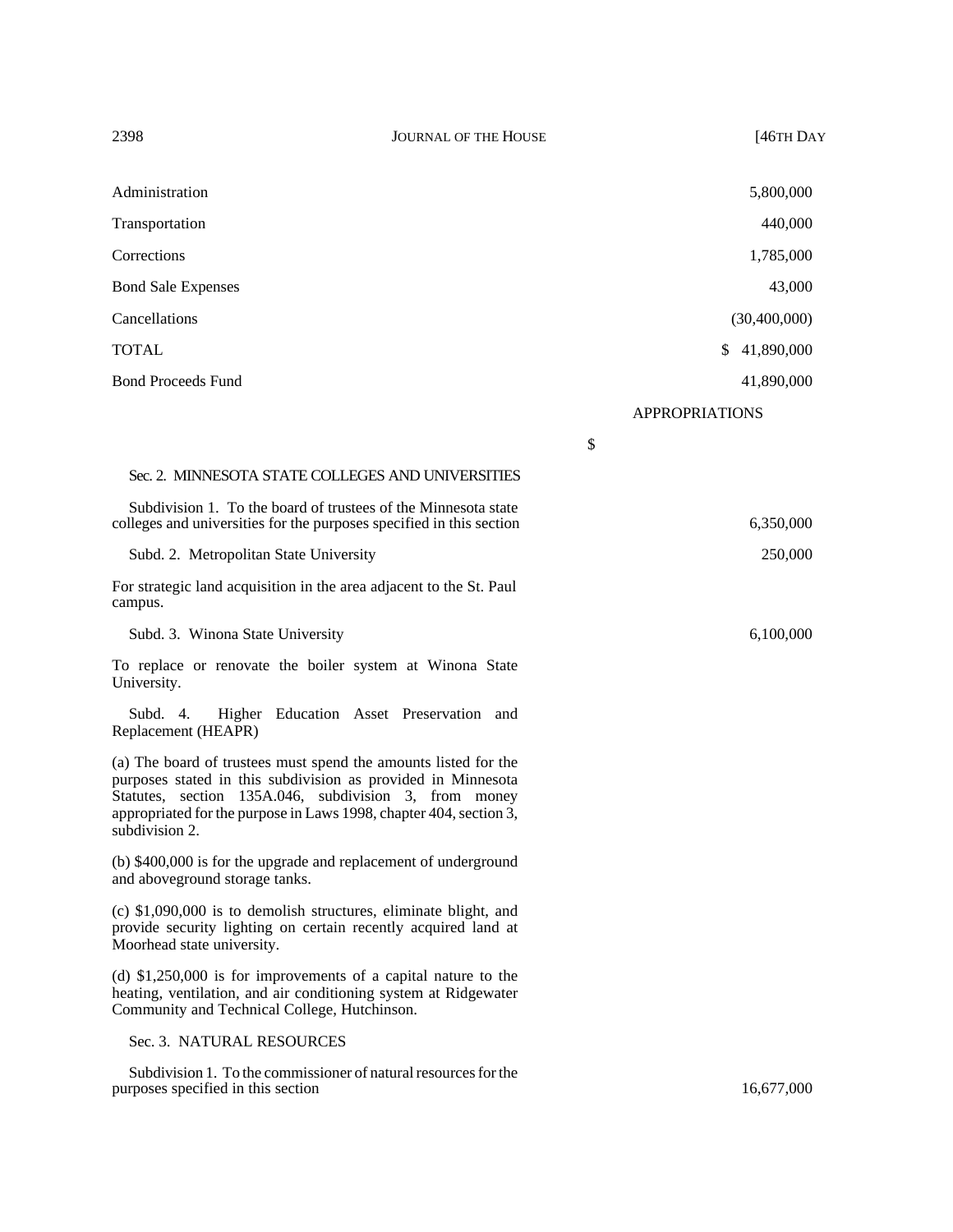| | |
|---|---|
| Administration | 5,800,000 |
| Transportation | 440,000 |
| Corrections | 1,785,000 |
| Bond Sale Expenses | 43,000 |
| Cancellations | (30,400,000) |
| TOTAL | $ 41,890,000 |
| Bond Proceeds Fund | 41,890,000 |

APPROPRIATIONS

$

Sec. 2. MINNESOTA STATE COLLEGES AND UNIVERSITIES

Subdivision 1. To the board of trustees of the Minnesota state colleges and universities for the purposes specified in this section — 6,350,000

Subd. 2. Metropolitan State University — 250,000

For strategic land acquisition in the area adjacent to the St. Paul campus.

Subd. 3. Winona State University — 6,100,000

To replace or renovate the boiler system at Winona State University.

Subd. 4. Higher Education Asset Preservation and Replacement (HEAPR)

(a) The board of trustees must spend the amounts listed for the purposes stated in this subdivision as provided in Minnesota Statutes, section 135A.046, subdivision 3, from money appropriated for the purpose in Laws 1998, chapter 404, section 3, subdivision 2.

(b) $400,000 is for the upgrade and replacement of underground and aboveground storage tanks.

(c) $1,090,000 is to demolish structures, eliminate blight, and provide security lighting on certain recently acquired land at Moorhead state university.

(d) $1,250,000 is for improvements of a capital nature to the heating, ventilation, and air conditioning system at Ridgewater Community and Technical College, Hutchinson.

Sec. 3. NATURAL RESOURCES

Subdivision 1. To the commissioner of natural resources for the purposes specified in this section — 16,677,000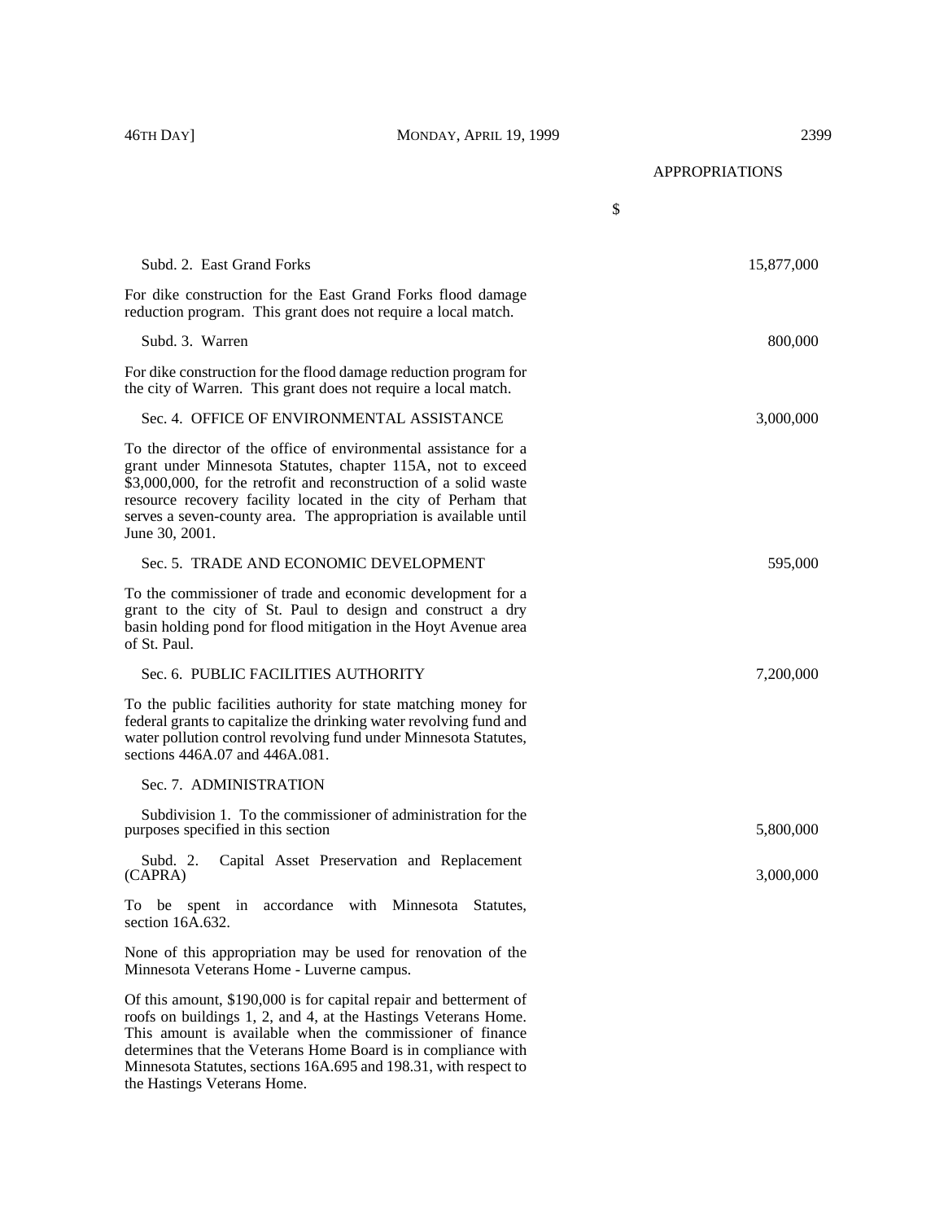APPROPRIATIONS

$

Subd. 2. East Grand Forks 15,877,000

For dike construction for the East Grand Forks flood damage reduction program. This grant does not require a local match.

Subd. 3. Warren 800,000

For dike construction for the flood damage reduction program for the city of Warren. This grant does not require a local match.

Sec. 4. OFFICE OF ENVIRONMENTAL ASSISTANCE 3,000,000

To the director of the office of environmental assistance for a grant under Minnesota Statutes, chapter 115A, not to exceed $3,000,000, for the retrofit and reconstruction of a solid waste resource recovery facility located in the city of Perham that serves a seven-county area. The appropriation is available until June 30, 2001.

Sec. 5. TRADE AND ECONOMIC DEVELOPMENT 595,000

To the commissioner of trade and economic development for a grant to the city of St. Paul to design and construct a dry basin holding pond for flood mitigation in the Hoyt Avenue area of St. Paul.

Sec. 6. PUBLIC FACILITIES AUTHORITY 7,200,000

To the public facilities authority for state matching money for federal grants to capitalize the drinking water revolving fund and water pollution control revolving fund under Minnesota Statutes, sections 446A.07 and 446A.081.

Sec. 7. ADMINISTRATION

Subdivision 1. To the commissioner of administration for the purposes specified in this section 5,800,000

Subd. 2. Capital Asset Preservation and Replacement (CAPRA) 3,000,000

To be spent in accordance with Minnesota Statutes, section 16A.632.

None of this appropriation may be used for renovation of the Minnesota Veterans Home - Luverne campus.

Of this amount, $190,000 is for capital repair and betterment of roofs on buildings 1, 2, and 4, at the Hastings Veterans Home. This amount is available when the commissioner of finance determines that the Veterans Home Board is in compliance with Minnesota Statutes, sections 16A.695 and 198.31, with respect to the Hastings Veterans Home.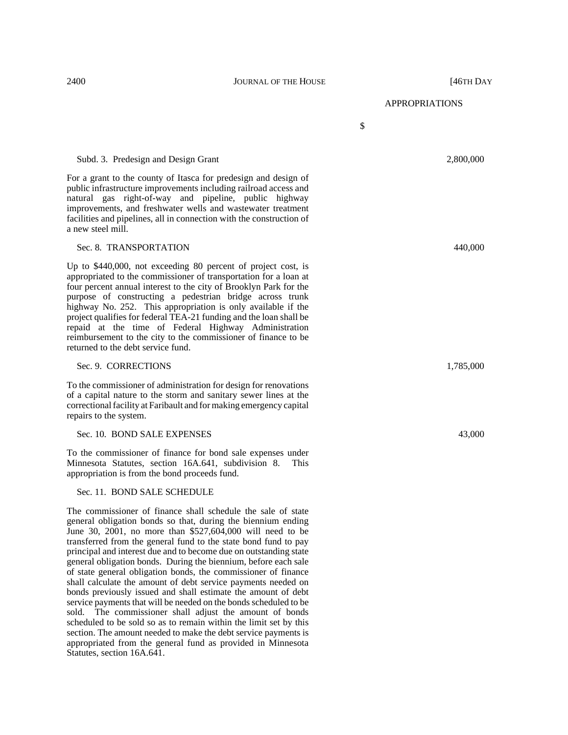APPROPRIATIONS

$

Subd. 3. Predesign and Design Grant 2,800,000

For a grant to the county of Itasca for predesign and design of public infrastructure improvements including railroad access and natural gas right-of-way and pipeline, public highway improvements, and freshwater wells and wastewater treatment facilities and pipelines, all in connection with the construction of a new steel mill.

Sec. 8. TRANSPORTATION 440,000

Up to $440,000, not exceeding 80 percent of project cost, is appropriated to the commissioner of transportation for a loan at four percent annual interest to the city of Brooklyn Park for the purpose of constructing a pedestrian bridge across trunk highway No. 252. This appropriation is only available if the project qualifies for federal TEA-21 funding and the loan shall be repaid at the time of Federal Highway Administration reimbursement to the city to the commissioner of finance to be returned to the debt service fund.

Sec. 9. CORRECTIONS 1,785,000

To the commissioner of administration for design for renovations of a capital nature to the storm and sanitary sewer lines at the correctional facility at Faribault and for making emergency capital repairs to the system.

Sec. 10. BOND SALE EXPENSES 43,000

To the commissioner of finance for bond sale expenses under Minnesota Statutes, section 16A.641, subdivision 8. This appropriation is from the bond proceeds fund.

Sec. 11. BOND SALE SCHEDULE

The commissioner of finance shall schedule the sale of state general obligation bonds so that, during the biennium ending June 30, 2001, no more than $527,604,000 will need to be transferred from the general fund to the state bond fund to pay principal and interest due and to become due on outstanding state general obligation bonds. During the biennium, before each sale of state general obligation bonds, the commissioner of finance shall calculate the amount of debt service payments needed on bonds previously issued and shall estimate the amount of debt service payments that will be needed on the bonds scheduled to be sold. The commissioner shall adjust the amount of bonds scheduled to be sold so as to remain within the limit set by this section. The amount needed to make the debt service payments is appropriated from the general fund as provided in Minnesota Statutes, section 16A.641.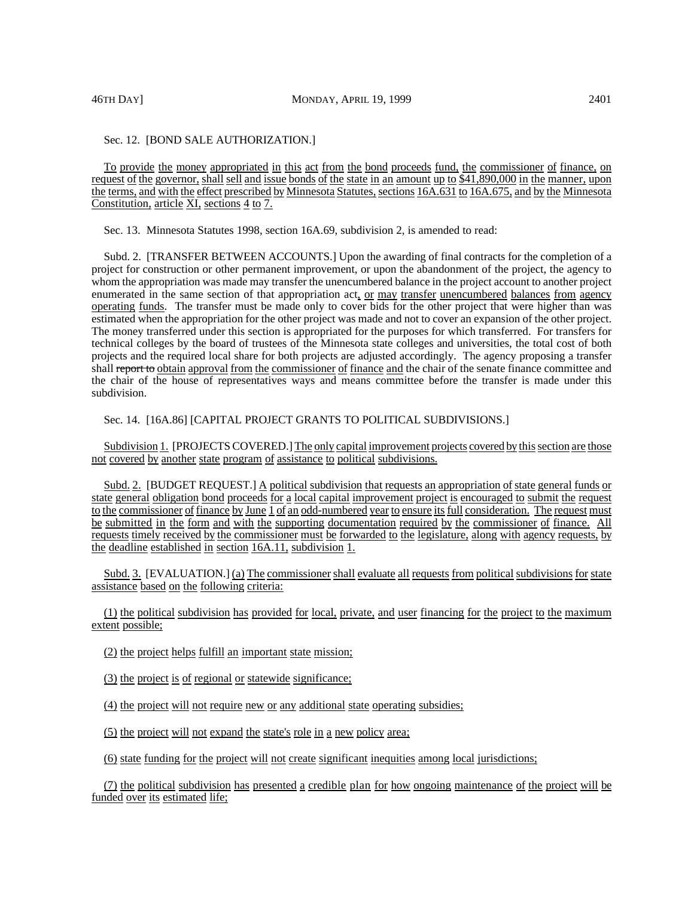Sec. 12. [BOND SALE AUTHORIZATION.]

To provide the money appropriated in this act from the bond proceeds fund, the commissioner of finance, on request of the governor, shall sell and issue bonds of the state in an amount up to $41,890,000 in the manner, upon the terms, and with the effect prescribed by Minnesota Statutes, sections 16A.631 to 16A.675, and by the Minnesota Constitution, article XI, sections 4 to 7.

Sec. 13. Minnesota Statutes 1998, section 16A.69, subdivision 2, is amended to read:

Subd. 2. [TRANSFER BETWEEN ACCOUNTS.] Upon the awarding of final contracts for the completion of a project for construction or other permanent improvement, or upon the abandonment of the project, the agency to whom the appropriation was made may transfer the unencumbered balance in the project account to another project enumerated in the same section of that appropriation act, or may transfer unencumbered balances from agency operating funds. The transfer must be made only to cover bids for the other project that were higher than was estimated when the appropriation for the other project was made and not to cover an expansion of the other project. The money transferred under this section is appropriated for the purposes for which transferred. For transfers for technical colleges by the board of trustees of the Minnesota state colleges and universities, the total cost of both projects and the required local share for both projects are adjusted accordingly. The agency proposing a transfer shall ~~report to~~ obtain approval from the commissioner of finance and the chair of the senate finance committee and the chair of the house of representatives ways and means committee before the transfer is made under this subdivision.

Sec. 14. [16A.86] [CAPITAL PROJECT GRANTS TO POLITICAL SUBDIVISIONS.]

Subdivision 1. [PROJECTS COVERED.] The only capital improvement projects covered by this section are those not covered by another state program of assistance to political subdivisions.

Subd. 2. [BUDGET REQUEST.] A political subdivision that requests an appropriation of state general funds or state general obligation bond proceeds for a local capital improvement project is encouraged to submit the request to the commissioner of finance by June 1 of an odd-numbered year to ensure its full consideration. The request must be submitted in the form and with the supporting documentation required by the commissioner of finance. All requests timely received by the commissioner must be forwarded to the legislature, along with agency requests, by the deadline established in section 16A.11, subdivision 1.

Subd. 3. [EVALUATION.] (a) The commissioner shall evaluate all requests from political subdivisions for state assistance based on the following criteria:

(1) the political subdivision has provided for local, private, and user financing for the project to the maximum extent possible;

(2) the project helps fulfill an important state mission;

(3) the project is of regional or statewide significance;

(4) the project will not require new or any additional state operating subsidies;

(5) the project will not expand the state's role in a new policy area;

(6) state funding for the project will not create significant inequities among local jurisdictions;

(7) the political subdivision has presented a credible plan for how ongoing maintenance of the project will be funded over its estimated life;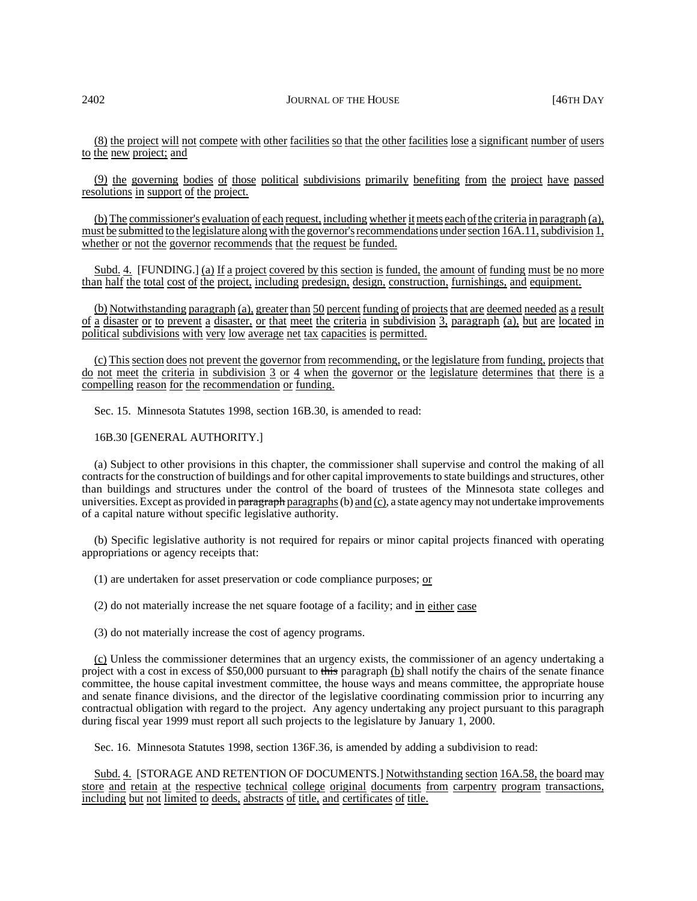(8) the project will not compete with other facilities so that the other facilities lose a significant number of users to the new project; and

(9) the governing bodies of those political subdivisions primarily benefiting from the project have passed resolutions in support of the project.

(b) The commissioner's evaluation of each request, including whether it meets each of the criteria in paragraph (a), must be submitted to the legislature along with the governor's recommendations under section 16A.11, subdivision 1, whether or not the governor recommends that the request be funded.

Subd. 4. [FUNDING.] (a) If a project covered by this section is funded, the amount of funding must be no more than half the total cost of the project, including predesign, design, construction, furnishings, and equipment.

(b) Notwithstanding paragraph (a), greater than 50 percent funding of projects that are deemed needed as a result of a disaster or to prevent a disaster, or that meet the criteria in subdivision 3, paragraph (a), but are located in political subdivisions with very low average net tax capacities is permitted.

(c) This section does not prevent the governor from recommending, or the legislature from funding, projects that do not meet the criteria in subdivision 3 or 4 when the governor or the legislature determines that there is a compelling reason for the recommendation or funding.

Sec. 15. Minnesota Statutes 1998, section 16B.30, is amended to read:

16B.30 [GENERAL AUTHORITY.]

(a) Subject to other provisions in this chapter, the commissioner shall supervise and control the making of all contracts for the construction of buildings and for other capital improvements to state buildings and structures, other than buildings and structures under the control of the board of trustees of the Minnesota state colleges and universities. Except as provided in ~~paragraph~~ paragraphs (b) and (c), a state agency may not undertake improvements of a capital nature without specific legislative authority.

(b) Specific legislative authority is not required for repairs or minor capital projects financed with operating appropriations or agency receipts that:

(1) are undertaken for asset preservation or code compliance purposes; or

(2) do not materially increase the net square footage of a facility; and in either case

(3) do not materially increase the cost of agency programs.

(c) Unless the commissioner determines that an urgency exists, the commissioner of an agency undertaking a project with a cost in excess of $50,000 pursuant to ~~this~~ paragraph (b) shall notify the chairs of the senate finance committee, the house capital investment committee, the house ways and means committee, the appropriate house and senate finance divisions, and the director of the legislative coordinating commission prior to incurring any contractual obligation with regard to the project. Any agency undertaking any project pursuant to this paragraph during fiscal year 1999 must report all such projects to the legislature by January 1, 2000.

Sec. 16. Minnesota Statutes 1998, section 136F.36, is amended by adding a subdivision to read:

Subd. 4. [STORAGE AND RETENTION OF DOCUMENTS.] Notwithstanding section 16A.58, the board may store and retain at the respective technical college original documents from carpentry program transactions, including but not limited to deeds, abstracts of title, and certificates of title.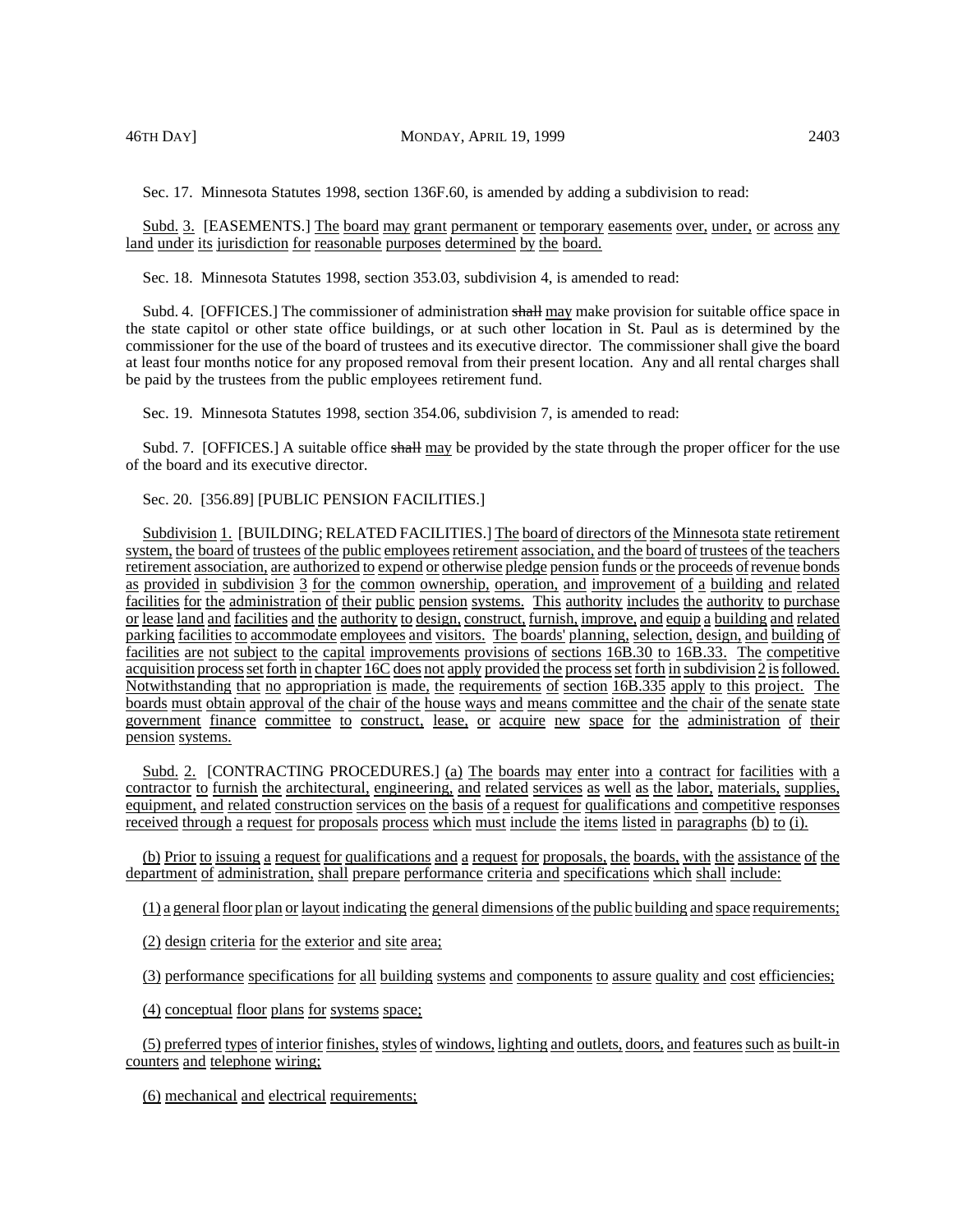Sec. 17. Minnesota Statutes 1998, section 136F.60, is amended by adding a subdivision to read:

Subd. 3. [EASEMENTS.] The board may grant permanent or temporary easements over, under, or across any land under its jurisdiction for reasonable purposes determined by the board.

Sec. 18. Minnesota Statutes 1998, section 353.03, subdivision 4, is amended to read:

Subd. 4. [OFFICES.] The commissioner of administration ~~shall~~ may make provision for suitable office space in the state capitol or other state office buildings, or at such other location in St. Paul as is determined by the commissioner for the use of the board of trustees and its executive director. The commissioner shall give the board at least four months notice for any proposed removal from their present location. Any and all rental charges shall be paid by the trustees from the public employees retirement fund.

Sec. 19. Minnesota Statutes 1998, section 354.06, subdivision 7, is amended to read:

Subd. 7. [OFFICES.] A suitable office ~~shall~~ may be provided by the state through the proper officer for the use of the board and its executive director.

Sec. 20. [356.89] [PUBLIC PENSION FACILITIES.]

Subdivision 1. [BUILDING; RELATED FACILITIES.] The board of directors of the Minnesota state retirement system, the board of trustees of the public employees retirement association, and the board of trustees of the teachers retirement association, are authorized to expend or otherwise pledge pension funds or the proceeds of revenue bonds as provided in subdivision 3 for the common ownership, operation, and improvement of a building and related facilities for the administration of their public pension systems. This authority includes the authority to purchase or lease land and facilities and the authority to design, construct, furnish, improve, and equip a building and related parking facilities to accommodate employees and visitors. The boards' planning, selection, design, and building of facilities are not subject to the capital improvements provisions of sections 16B.30 to 16B.33. The competitive acquisition process set forth in chapter 16C does not apply provided the process set forth in subdivision 2 is followed. Notwithstanding that no appropriation is made, the requirements of section 16B.335 apply to this project. The boards must obtain approval of the chair of the house ways and means committee and the chair of the senate state government finance committee to construct, lease, or acquire new space for the administration of their pension systems.

Subd. 2. [CONTRACTING PROCEDURES.] (a) The boards may enter into a contract for facilities with a contractor to furnish the architectural, engineering, and related services as well as the labor, materials, supplies, equipment, and related construction services on the basis of a request for qualifications and competitive responses received through a request for proposals process which must include the items listed in paragraphs (b) to (i).

(b) Prior to issuing a request for qualifications and a request for proposals, the boards, with the assistance of the department of administration, shall prepare performance criteria and specifications which shall include:

(1) a general floor plan or layout indicating the general dimensions of the public building and space requirements;

(2) design criteria for the exterior and site area;

(3) performance specifications for all building systems and components to assure quality and cost efficiencies;

(4) conceptual floor plans for systems space;

(5) preferred types of interior finishes, styles of windows, lighting and outlets, doors, and features such as built-in counters and telephone wiring;

(6) mechanical and electrical requirements;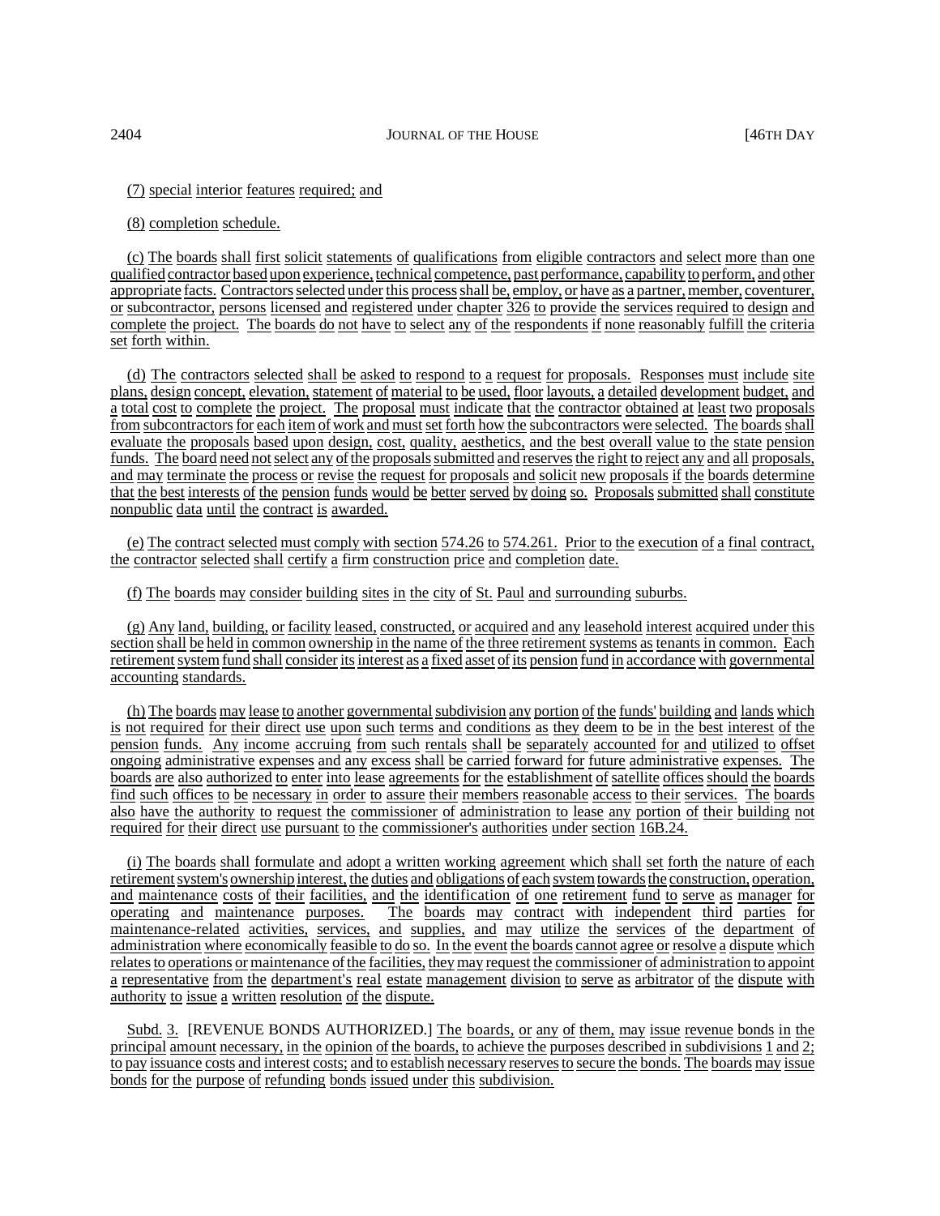(7) special interior features required; and

(8) completion schedule.

(c) The boards shall first solicit statements of qualifications from eligible contractors and select more than one qualified contractor based upon experience, technical competence, past performance, capability to perform, and other appropriate facts. Contractors selected under this process shall be, employ, or have as a partner, member, coventurer, or subcontractor, persons licensed and registered under chapter 326 to provide the services required to design and complete the project. The boards do not have to select any of the respondents if none reasonably fulfill the criteria set forth within.

(d) The contractors selected shall be asked to respond to a request for proposals. Responses must include site plans, design concept, elevation, statement of material to be used, floor layouts, a detailed development budget, and a total cost to complete the project. The proposal must indicate that the contractor obtained at least two proposals from subcontractors for each item of work and must set forth how the subcontractors were selected. The boards shall evaluate the proposals based upon design, cost, quality, aesthetics, and the best overall value to the state pension funds. The board need not select any of the proposals submitted and reserves the right to reject any and all proposals, and may terminate the process or revise the request for proposals and solicit new proposals if the boards determine that the best interests of the pension funds would be better served by doing so. Proposals submitted shall constitute nonpublic data until the contract is awarded.

(e) The contract selected must comply with section 574.26 to 574.261. Prior to the execution of a final contract, the contractor selected shall certify a firm construction price and completion date.

(f) The boards may consider building sites in the city of St. Paul and surrounding suburbs.

(g) Any land, building, or facility leased, constructed, or acquired and any leasehold interest acquired under this section shall be held in common ownership in the name of the three retirement systems as tenants in common. Each retirement system fund shall consider its interest as a fixed asset of its pension fund in accordance with governmental accounting standards.

(h) The boards may lease to another governmental subdivision any portion of the funds' building and lands which is not required for their direct use upon such terms and conditions as they deem to be in the best interest of the pension funds. Any income accruing from such rentals shall be separately accounted for and utilized to offset ongoing administrative expenses and any excess shall be carried forward for future administrative expenses. The boards are also authorized to enter into lease agreements for the establishment of satellite offices should the boards find such offices to be necessary in order to assure their members reasonable access to their services. The boards also have the authority to request the commissioner of administration to lease any portion of their building not required for their direct use pursuant to the commissioner's authorities under section 16B.24.

(i) The boards shall formulate and adopt a written working agreement which shall set forth the nature of each retirement system's ownership interest, the duties and obligations of each system towards the construction, operation, and maintenance costs of their facilities, and the identification of one retirement fund to serve as manager for operating and maintenance purposes. The boards may contract with independent third parties for maintenance-related activities, services, and supplies, and may utilize the services of the department of administration where economically feasible to do so. In the event the boards cannot agree or resolve a dispute which relates to operations or maintenance of the facilities, they may request the commissioner of administration to appoint a representative from the department's real estate management division to serve as arbitrator of the dispute with authority to issue a written resolution of the dispute.

Subd. 3. [REVENUE BONDS AUTHORIZED.] The boards, or any of them, may issue revenue bonds in the principal amount necessary, in the opinion of the boards, to achieve the purposes described in subdivisions 1 and 2; to pay issuance costs and interest costs; and to establish necessary reserves to secure the bonds. The boards may issue bonds for the purpose of refunding bonds issued under this subdivision.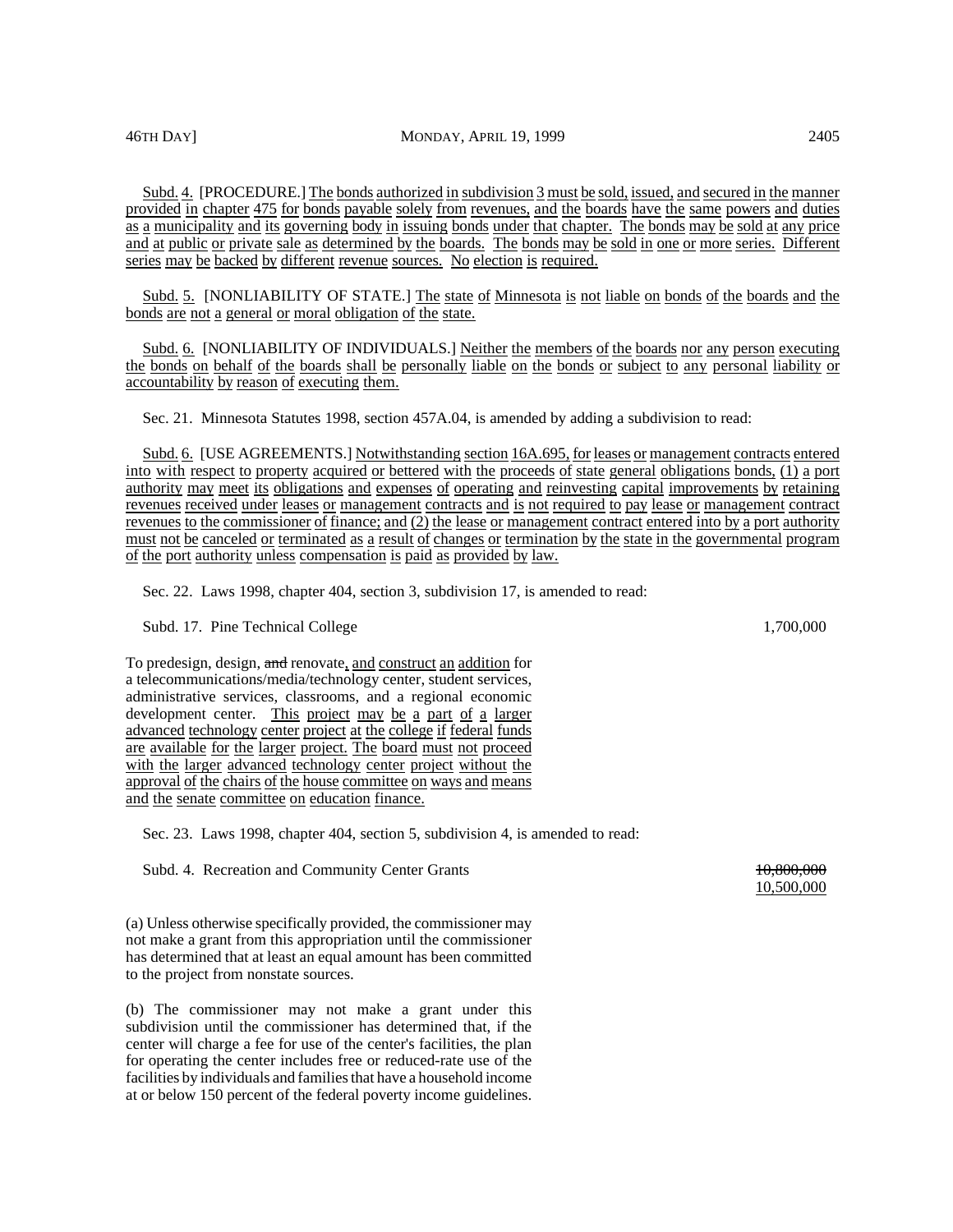Subd. 4. [PROCEDURE.] The bonds authorized in subdivision 3 must be sold, issued, and secured in the manner provided in chapter 475 for bonds payable solely from revenues, and the boards have the same powers and duties as a municipality and its governing body in issuing bonds under that chapter. The bonds may be sold at any price and at public or private sale as determined by the boards. The bonds may be sold in one or more series. Different series may be backed by different revenue sources. No election is required.

Subd. 5. [NONLIABILITY OF STATE.] The state of Minnesota is not liable on bonds of the boards and the bonds are not a general or moral obligation of the state.

Subd. 6. [NONLIABILITY OF INDIVIDUALS.] Neither the members of the boards nor any person executing the bonds on behalf of the boards shall be personally liable on the bonds or subject to any personal liability or accountability by reason of executing them.

Sec. 21. Minnesota Statutes 1998, section 457A.04, is amended by adding a subdivision to read:

Subd. 6. [USE AGREEMENTS.] Notwithstanding section 16A.695, for leases or management contracts entered into with respect to property acquired or bettered with the proceeds of state general obligations bonds, (1) a port authority may meet its obligations and expenses of operating and reinvesting capital improvements by retaining revenues received under leases or management contracts and is not required to pay lease or management contract revenues to the commissioner of finance; and (2) the lease or management contract entered into by a port authority must not be canceled or terminated as a result of changes or termination by the state in the governmental program of the port authority unless compensation is paid as provided by law.

Sec. 22. Laws 1998, chapter 404, section 3, subdivision 17, is amended to read:

Subd. 17. Pine Technical College 1,700,000

To predesign, design, ~~and~~ renovate, and construct an addition for a telecommunications/media/technology center, student services, administrative services, classrooms, and a regional economic development center. This project may be a part of a larger advanced technology center project at the college if federal funds are available for the larger project. The board must not proceed with the larger advanced technology center project without the approval of the chairs of the house committee on ways and means and the senate committee on education finance.

Sec. 23. Laws 1998, chapter 404, section 5, subdivision 4, is amended to read:

Subd. 4. Recreation and Community Center Grants ~~10,800,000~~ 10,500,000

(a) Unless otherwise specifically provided, the commissioner may not make a grant from this appropriation until the commissioner has determined that at least an equal amount has been committed to the project from nonstate sources.

(b) The commissioner may not make a grant under this subdivision until the commissioner has determined that, if the center will charge a fee for use of the center's facilities, the plan for operating the center includes free or reduced-rate use of the facilities by individuals and families that have a household income at or below 150 percent of the federal poverty income guidelines.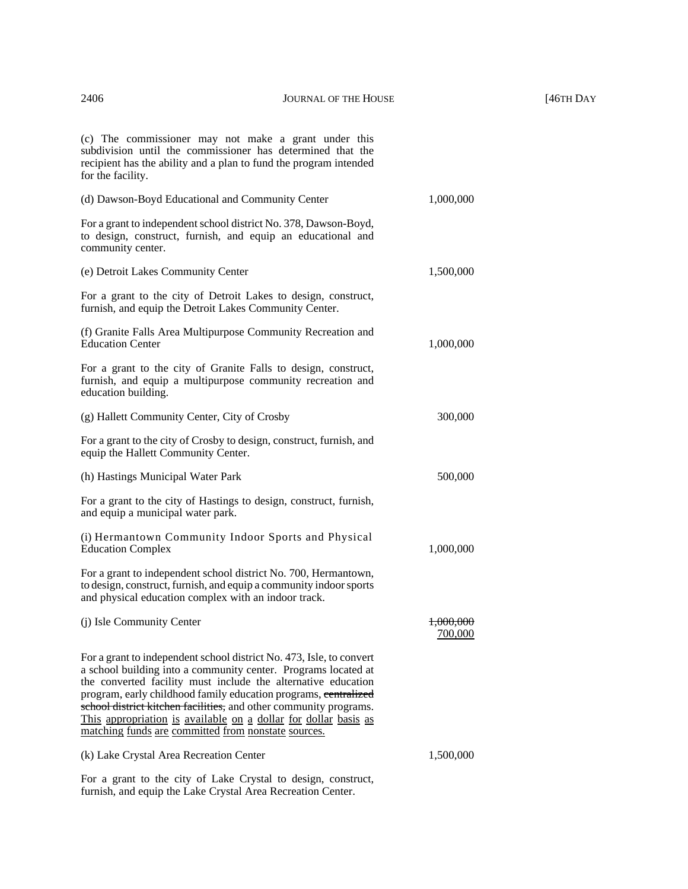(c) The commissioner may not make a grant under this subdivision until the commissioner has determined that the recipient has the ability and a plan to fund the program intended for the facility.

(d) Dawson-Boyd Educational and Community Center 1,000,000

For a grant to independent school district No. 378, Dawson-Boyd, to design, construct, furnish, and equip an educational and community center.

(e) Detroit Lakes Community Center 1,500,000

For a grant to the city of Detroit Lakes to design, construct, furnish, and equip the Detroit Lakes Community Center.

(f) Granite Falls Area Multipurpose Community Recreation and Education Center 1,000,000

For a grant to the city of Granite Falls to design, construct, furnish, and equip a multipurpose community recreation and education building.

(g) Hallett Community Center, City of Crosby 300,000

For a grant to the city of Crosby to design, construct, furnish, and equip the Hallett Community Center.

(h) Hastings Municipal Water Park 500,000

For a grant to the city of Hastings to design, construct, furnish, and equip a municipal water park.

(i) Hermantown Community Indoor Sports and Physical Education Complex 1,000,000

For a grant to independent school district No. 700, Hermantown, to design, construct, furnish, and equip a community indoor sports and physical education complex with an indoor track.

(j) Isle Community Center ~~1,000,000~~ <u>700,000</u>

For a grant to independent school district No. 473, Isle, to convert a school building into a community center. Programs located at the converted facility must include the alternative education program, early childhood family education programs, ~~centralized school district kitchen facilities,~~ and other community programs. <u>This appropriation is available on a dollar for dollar basis as matching funds are committed from nonstate sources.</u>

(k) Lake Crystal Area Recreation Center 1,500,000

For a grant to the city of Lake Crystal to design, construct, furnish, and equip the Lake Crystal Area Recreation Center.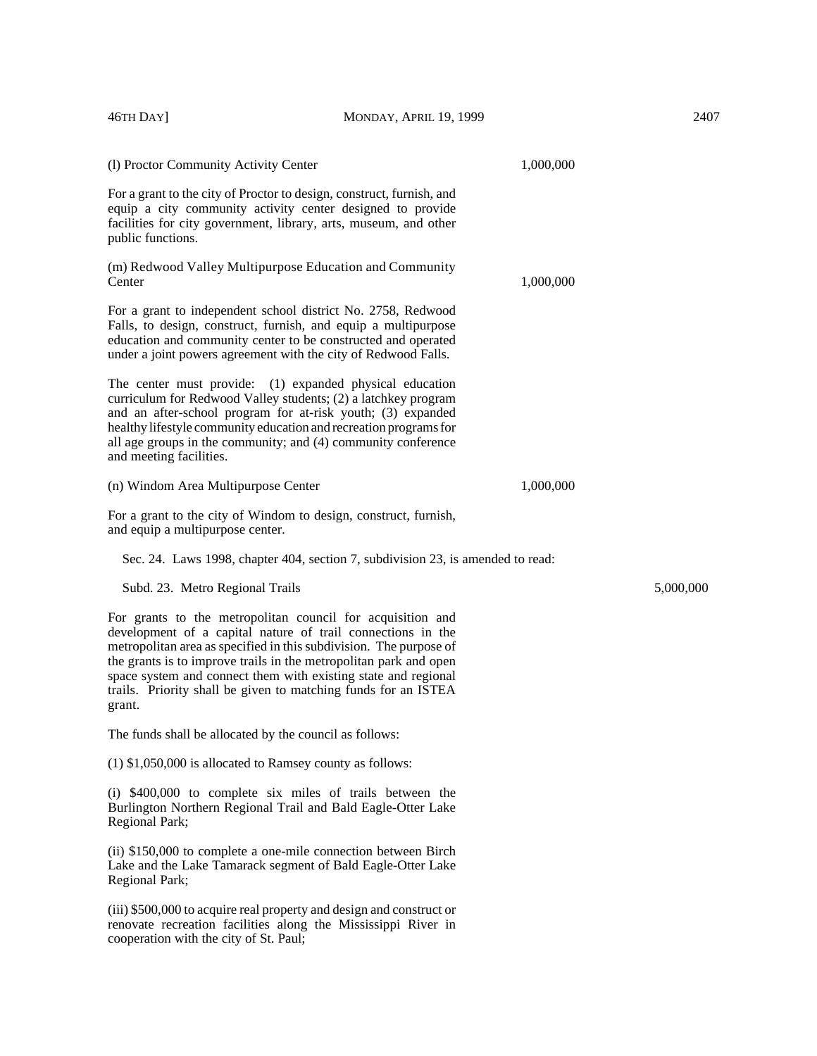(l) Proctor Community Activity Center 1,000,000

For a grant to the city of Proctor to design, construct, furnish, and equip a city community activity center designed to provide facilities for city government, library, arts, museum, and other public functions.

(m) Redwood Valley Multipurpose Education and Community Center 1,000,000

For a grant to independent school district No. 2758, Redwood Falls, to design, construct, furnish, and equip a multipurpose education and community center to be constructed and operated under a joint powers agreement with the city of Redwood Falls.

The center must provide: (1) expanded physical education curriculum for Redwood Valley students; (2) a latchkey program and an after-school program for at-risk youth; (3) expanded healthy lifestyle community education and recreation programs for all age groups in the community; and (4) community conference and meeting facilities.

(n) Windom Area Multipurpose Center 1,000,000

For a grant to the city of Windom to design, construct, furnish, and equip a multipurpose center.

Sec. 24. Laws 1998, chapter 404, section 7, subdivision 23, is amended to read:

Subd. 23. Metro Regional Trails 5,000,000

For grants to the metropolitan council for acquisition and development of a capital nature of trail connections in the metropolitan area as specified in this subdivision. The purpose of the grants is to improve trails in the metropolitan park and open space system and connect them with existing state and regional trails. Priority shall be given to matching funds for an ISTEA grant.

The funds shall be allocated by the council as follows:

(1) $1,050,000 is allocated to Ramsey county as follows:

(i) $400,000 to complete six miles of trails between the Burlington Northern Regional Trail and Bald Eagle-Otter Lake Regional Park;

(ii) $150,000 to complete a one-mile connection between Birch Lake and the Lake Tamarack segment of Bald Eagle-Otter Lake Regional Park;

(iii) $500,000 to acquire real property and design and construct or renovate recreation facilities along the Mississippi River in cooperation with the city of St. Paul;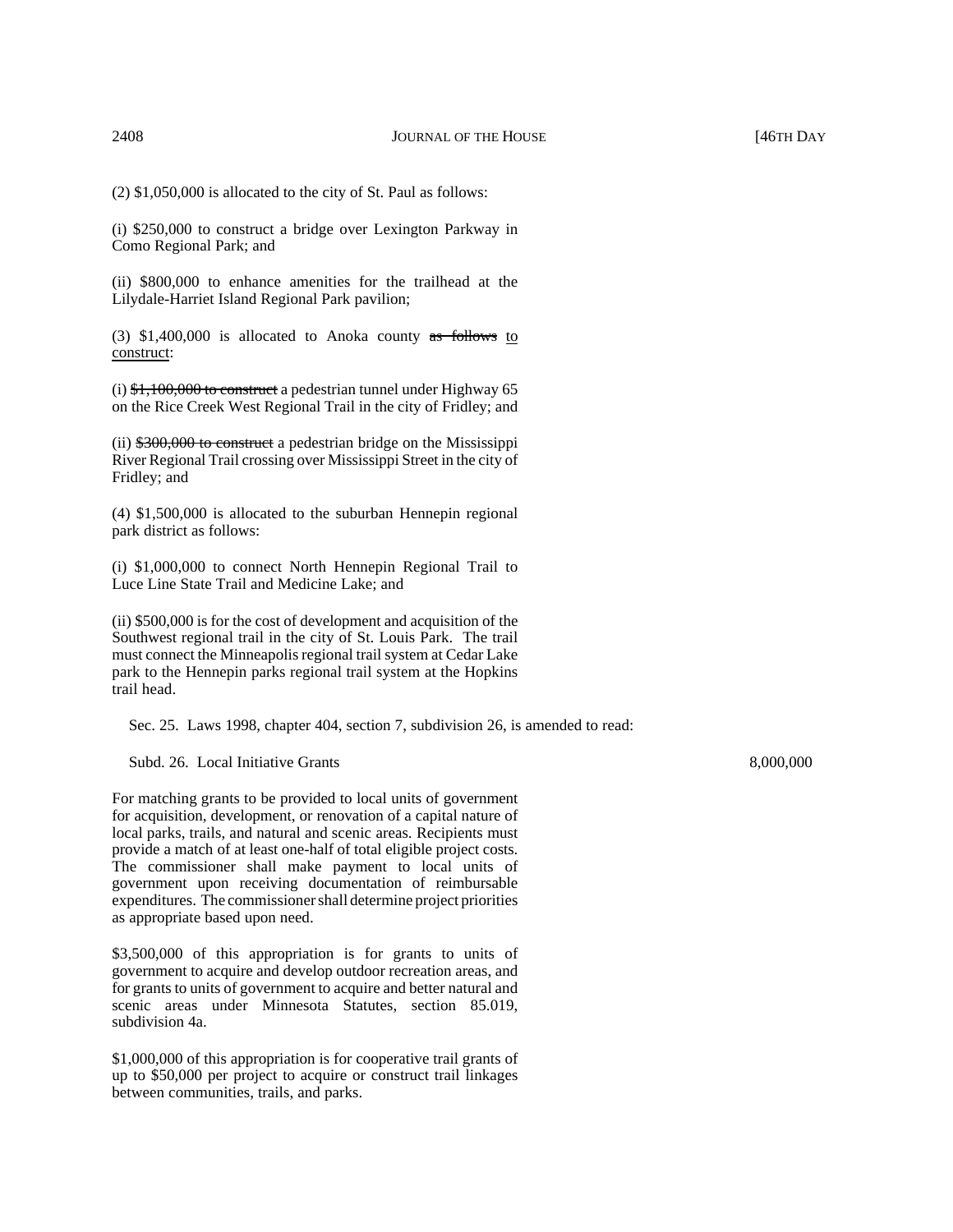(2) $1,050,000 is allocated to the city of St. Paul as follows:

(i) $250,000 to construct a bridge over Lexington Parkway in Como Regional Park; and

(ii) $800,000 to enhance amenities for the trailhead at the Lilydale-Harriet Island Regional Park pavilion;

(3) $1,400,000 is allocated to Anoka county ~~as follows~~ <u>to construct</u>:

(i) ~~$1,100,000 to construct~~ a pedestrian tunnel under Highway 65 on the Rice Creek West Regional Trail in the city of Fridley; and

(ii) ~~$300,000 to construct~~ a pedestrian bridge on the Mississippi River Regional Trail crossing over Mississippi Street in the city of Fridley; and

(4) $1,500,000 is allocated to the suburban Hennepin regional park district as follows:

(i) $1,000,000 to connect North Hennepin Regional Trail to Luce Line State Trail and Medicine Lake; and

(ii) $500,000 is for the cost of development and acquisition of the Southwest regional trail in the city of St. Louis Park. The trail must connect the Minneapolis regional trail system at Cedar Lake park to the Hennepin parks regional trail system at the Hopkins trail head.

Sec. 25. Laws 1998, chapter 404, section 7, subdivision 26, is amended to read:

Subd. 26. Local Initiative Grants 8,000,000

For matching grants to be provided to local units of government for acquisition, development, or renovation of a capital nature of local parks, trails, and natural and scenic areas. Recipients must provide a match of at least one-half of total eligible project costs. The commissioner shall make payment to local units of government upon receiving documentation of reimbursable expenditures. The commissioner shall determine project priorities as appropriate based upon need.

$3,500,000 of this appropriation is for grants to units of government to acquire and develop outdoor recreation areas, and for grants to units of government to acquire and better natural and scenic areas under Minnesota Statutes, section 85.019, subdivision 4a.

$1,000,000 of this appropriation is for cooperative trail grants of up to $50,000 per project to acquire or construct trail linkages between communities, trails, and parks.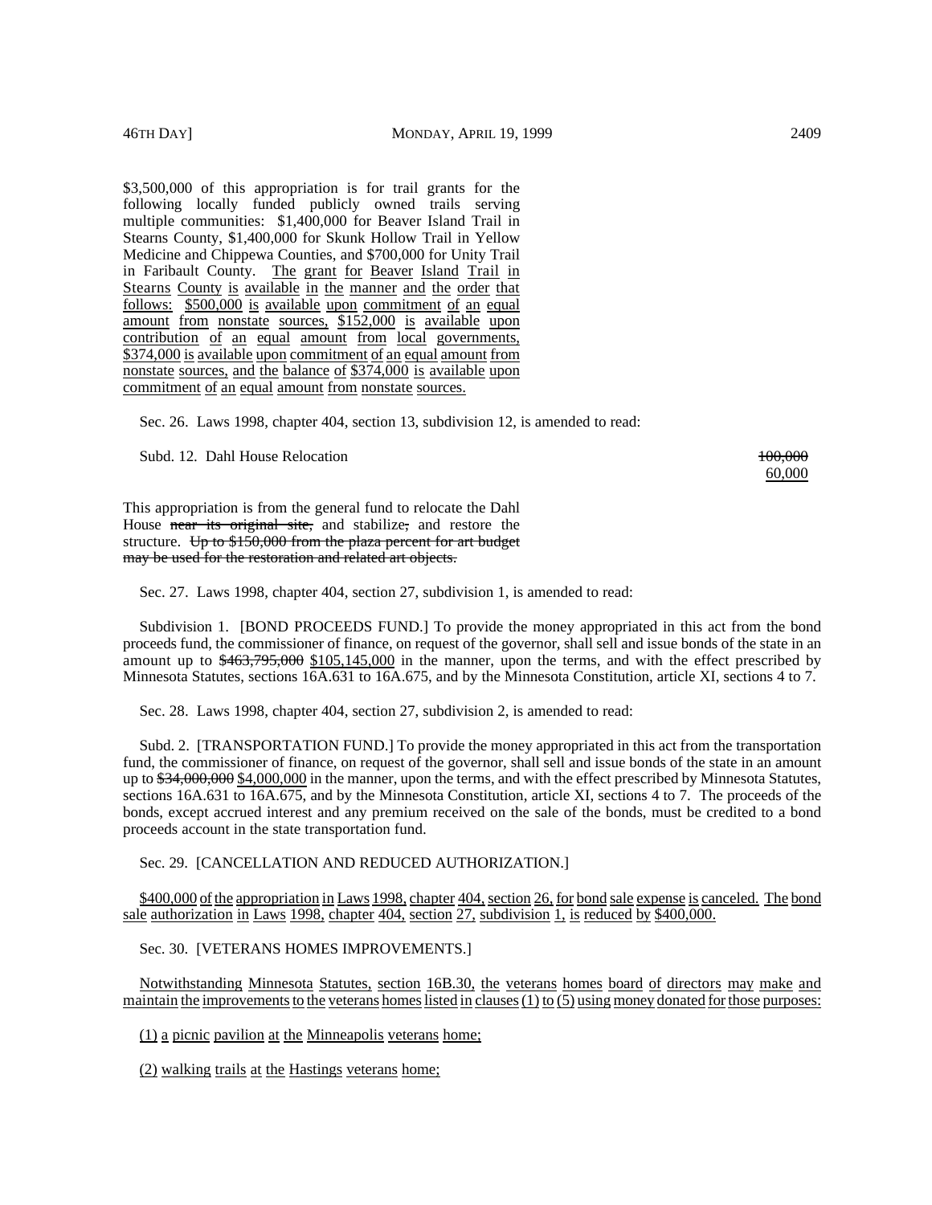$3,500,000 of this appropriation is for trail grants for the following locally funded publicly owned trails serving multiple communities: $1,400,000 for Beaver Island Trail in Stearns County, $1,400,000 for Skunk Hollow Trail in Yellow Medicine and Chippewa Counties, and $700,000 for Unity Trail in Faribault County. The grant for Beaver Island Trail in Stearns County is available in the manner and the order that follows: $500,000 is available upon commitment of an equal amount from nonstate sources, $152,000 is available upon contribution of an equal amount from local governments, $374,000 is available upon commitment of an equal amount from nonstate sources, and the balance of $374,000 is available upon commitment of an equal amount from nonstate sources.

Sec. 26. Laws 1998, chapter 404, section 13, subdivision 12, is amended to read:

Subd. 12. Dahl House Relocation ~~100,000~~ 60,000

This appropriation is from the general fund to relocate the Dahl House ~~near its original site,~~ and stabilize~~,~~ and restore the structure. ~~Up to $150,000 from the plaza percent for art budget may be used for the restoration and related art objects.~~

Sec. 27. Laws 1998, chapter 404, section 27, subdivision 1, is amended to read:

Subdivision 1. [BOND PROCEEDS FUND.] To provide the money appropriated in this act from the bond proceeds fund, the commissioner of finance, on request of the governor, shall sell and issue bonds of the state in an amount up to ~~$463,795,000~~ $105,145,000 in the manner, upon the terms, and with the effect prescribed by Minnesota Statutes, sections 16A.631 to 16A.675, and by the Minnesota Constitution, article XI, sections 4 to 7.

Sec. 28. Laws 1998, chapter 404, section 27, subdivision 2, is amended to read:

Subd. 2. [TRANSPORTATION FUND.] To provide the money appropriated in this act from the transportation fund, the commissioner of finance, on request of the governor, shall sell and issue bonds of the state in an amount up to ~~$34,000,000~~ $4,000,000 in the manner, upon the terms, and with the effect prescribed by Minnesota Statutes, sections 16A.631 to 16A.675, and by the Minnesota Constitution, article XI, sections 4 to 7. The proceeds of the bonds, except accrued interest and any premium received on the sale of the bonds, must be credited to a bond proceeds account in the state transportation fund.

Sec. 29. [CANCELLATION AND REDUCED AUTHORIZATION.]

$400,000 of the appropriation in Laws 1998, chapter 404, section 26, for bond sale expense is canceled. The bond sale authorization in Laws 1998, chapter 404, section 27, subdivision 1, is reduced by $400,000.

Sec. 30. [VETERANS HOMES IMPROVEMENTS.]

Notwithstanding Minnesota Statutes, section 16B.30, the veterans homes board of directors may make and maintain the improvements to the veterans homes listed in clauses (1) to (5) using money donated for those purposes:

(1) a picnic pavilion at the Minneapolis veterans home;

(2) walking trails at the Hastings veterans home;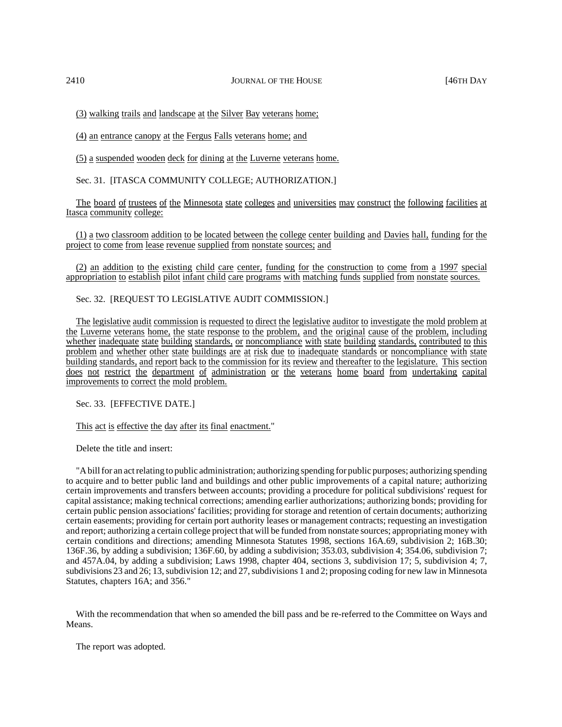(3) walking trails and landscape at the Silver Bay veterans home;

(4) an entrance canopy at the Fergus Falls veterans home; and

(5) a suspended wooden deck for dining at the Luverne veterans home.

Sec. 31. [ITASCA COMMUNITY COLLEGE; AUTHORIZATION.]

The board of trustees of the Minnesota state colleges and universities may construct the following facilities at Itasca community college:

(1) a two classroom addition to be located between the college center building and Davies hall, funding for the project to come from lease revenue supplied from nonstate sources; and

(2) an addition to the existing child care center, funding for the construction to come from a 1997 special appropriation to establish pilot infant child care programs with matching funds supplied from nonstate sources.

Sec. 32. [REQUEST TO LEGISLATIVE AUDIT COMMISSION.]

The legislative audit commission is requested to direct the legislative auditor to investigate the mold problem at the Luverne veterans home, the state response to the problem, and the original cause of the problem, including whether inadequate state building standards, or noncompliance with state building standards, contributed to this problem and whether other state buildings are at risk due to inadequate standards or noncompliance with state building standards, and report back to the commission for its review and thereafter to the legislature. This section does not restrict the department of administration or the veterans home board from undertaking capital improvements to correct the mold problem.

Sec. 33. [EFFECTIVE DATE.]

This act is effective the day after its final enactment."

Delete the title and insert:

"A bill for an act relating to public administration; authorizing spending for public purposes; authorizing spending to acquire and to better public land and buildings and other public improvements of a capital nature; authorizing certain improvements and transfers between accounts; providing a procedure for political subdivisions' request for capital assistance; making technical corrections; amending earlier authorizations; authorizing bonds; providing for certain public pension associations' facilities; providing for storage and retention of certain documents; authorizing certain easements; providing for certain port authority leases or management contracts; requesting an investigation and report; authorizing a certain college project that will be funded from nonstate sources; appropriating money with certain conditions and directions; amending Minnesota Statutes 1998, sections 16A.69, subdivision 2; 16B.30; 136F.36, by adding a subdivision; 136F.60, by adding a subdivision; 353.03, subdivision 4; 354.06, subdivision 7; and 457A.04, by adding a subdivision; Laws 1998, chapter 404, sections 3, subdivision 17; 5, subdivision 4; 7, subdivisions 23 and 26; 13, subdivision 12; and 27, subdivisions 1 and 2; proposing coding for new law in Minnesota Statutes, chapters 16A; and 356."

With the recommendation that when so amended the bill pass and be re-referred to the Committee on Ways and Means.

The report was adopted.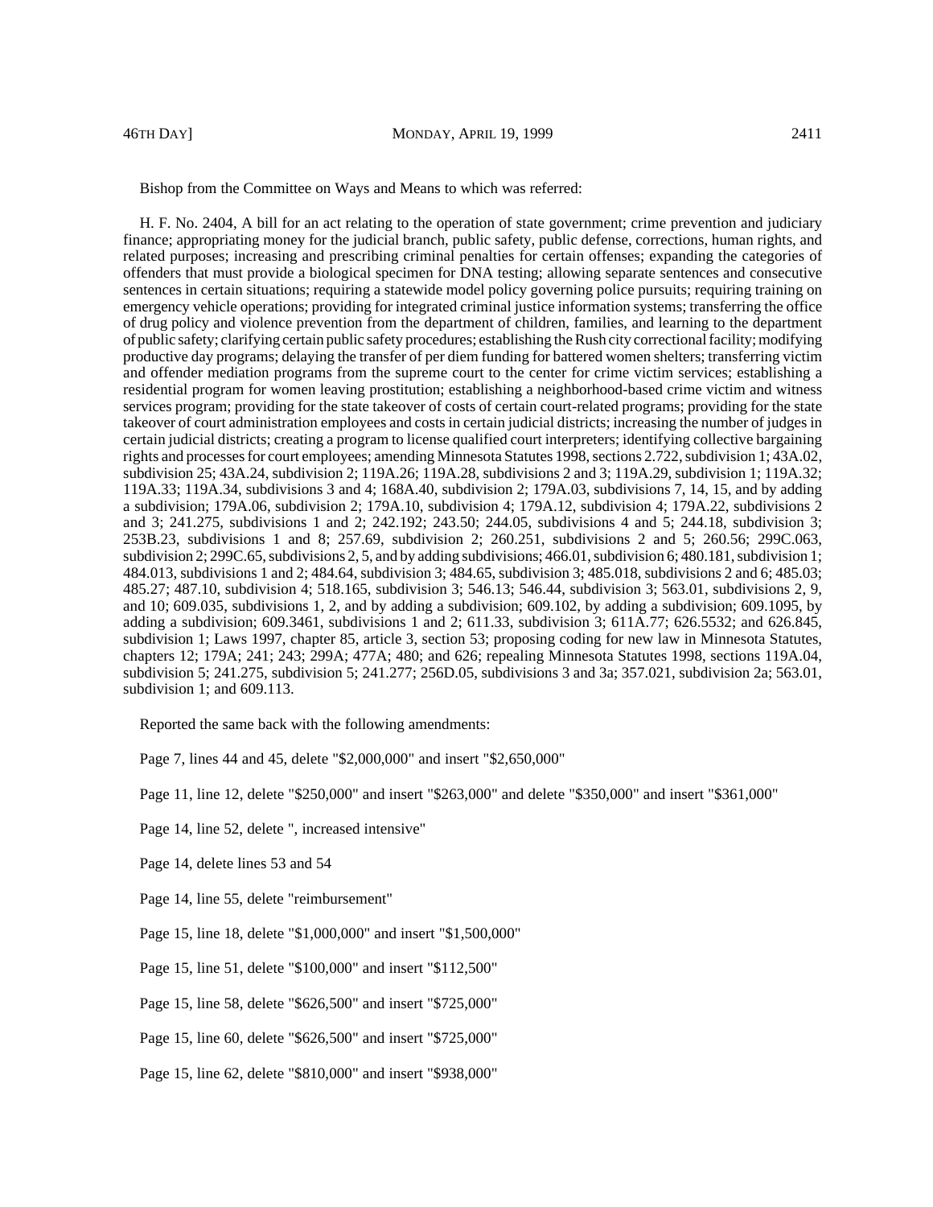Bishop from the Committee on Ways and Means to which was referred:

H. F. No. 2404, A bill for an act relating to the operation of state government; crime prevention and judiciary finance; appropriating money for the judicial branch, public safety, public defense, corrections, human rights, and related purposes; increasing and prescribing criminal penalties for certain offenses; expanding the categories of offenders that must provide a biological specimen for DNA testing; allowing separate sentences and consecutive sentences in certain situations; requiring a statewide model policy governing police pursuits; requiring training on emergency vehicle operations; providing for integrated criminal justice information systems; transferring the office of drug policy and violence prevention from the department of children, families, and learning to the department of public safety; clarifying certain public safety procedures; establishing the Rush city correctional facility; modifying productive day programs; delaying the transfer of per diem funding for battered women shelters; transferring victim and offender mediation programs from the supreme court to the center for crime victim services; establishing a residential program for women leaving prostitution; establishing a neighborhood-based crime victim and witness services program; providing for the state takeover of costs of certain court-related programs; providing for the state takeover of court administration employees and costs in certain judicial districts; increasing the number of judges in certain judicial districts; creating a program to license qualified court interpreters; identifying collective bargaining rights and processes for court employees; amending Minnesota Statutes 1998, sections 2.722, subdivision 1; 43A.02, subdivision 25; 43A.24, subdivision 2; 119A.26; 119A.28, subdivisions 2 and 3; 119A.29, subdivision 1; 119A.32; 119A.33; 119A.34, subdivisions 3 and 4; 168A.40, subdivision 2; 179A.03, subdivisions 7, 14, 15, and by adding a subdivision; 179A.06, subdivision 2; 179A.10, subdivision 4; 179A.12, subdivision 4; 179A.22, subdivisions 2 and 3; 241.275, subdivisions 1 and 2; 242.192; 243.50; 244.05, subdivisions 4 and 5; 244.18, subdivision 3; 253B.23, subdivisions 1 and 8; 257.69, subdivision 2; 260.251, subdivisions 2 and 5; 260.56; 299C.063, subdivision 2; 299C.65, subdivisions 2, 5, and by adding subdivisions; 466.01, subdivision 6; 480.181, subdivision 1; 484.013, subdivisions 1 and 2; 484.64, subdivision 3; 484.65, subdivision 3; 485.018, subdivisions 2 and 6; 485.03; 485.27; 487.10, subdivision 4; 518.165, subdivision 3; 546.13; 546.44, subdivision 3; 563.01, subdivisions 2, 9, and 10; 609.035, subdivisions 1, 2, and by adding a subdivision; 609.102, by adding a subdivision; 609.1095, by adding a subdivision; 609.3461, subdivisions 1 and 2; 611.33, subdivision 3; 611A.77; 626.5532; and 626.845, subdivision 1; Laws 1997, chapter 85, article 3, section 53; proposing coding for new law in Minnesota Statutes, chapters 12; 179A; 241; 243; 299A; 477A; 480; and 626; repealing Minnesota Statutes 1998, sections 119A.04, subdivision 5; 241.275, subdivision 5; 241.277; 256D.05, subdivisions 3 and 3a; 357.021, subdivision 2a; 563.01, subdivision 1; and 609.113.

Reported the same back with the following amendments:

Page 7, lines 44 and 45, delete "$2,000,000" and insert "$2,650,000"

Page 11, line 12, delete "$250,000" and insert "$263,000" and delete "$350,000" and insert "$361,000"

Page 14, line 52, delete ", increased intensive"

Page 14, delete lines 53 and 54

Page 14, line 55, delete "reimbursement"

Page 15, line 18, delete "$1,000,000" and insert "$1,500,000"

Page 15, line 51, delete "$100,000" and insert "$112,500"

Page 15, line 58, delete "$626,500" and insert "$725,000"

Page 15, line 60, delete "$626,500" and insert "$725,000"

Page 15, line 62, delete "$810,000" and insert "$938,000"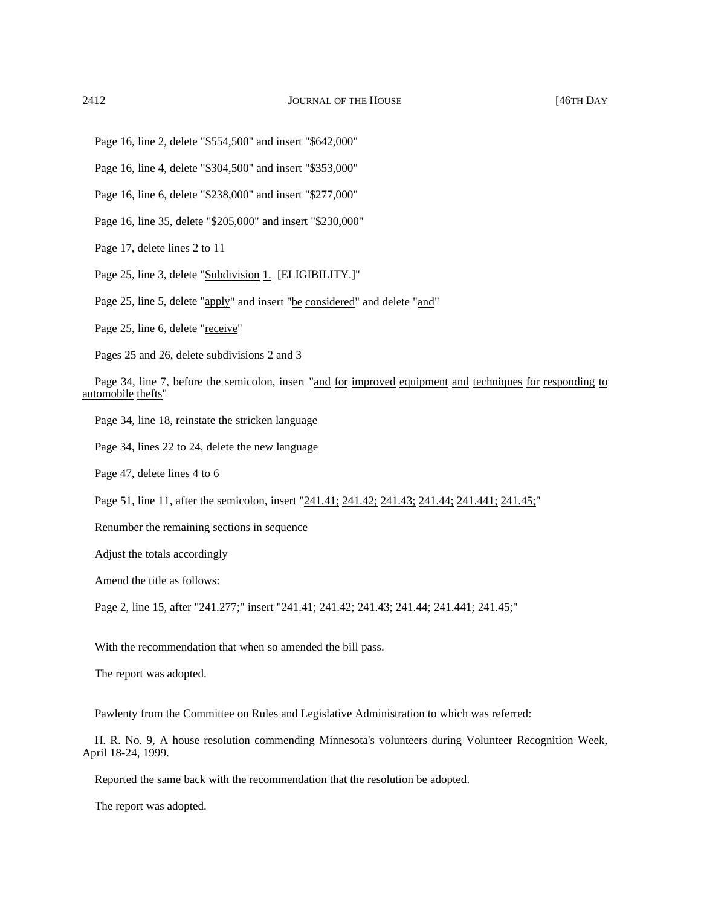Page 16, line 2, delete "$554,500" and insert "$642,000"

Page 16, line 4, delete "$304,500" and insert "$353,000"

Page 16, line 6, delete "$238,000" and insert "$277,000"

Page 16, line 35, delete "$205,000" and insert "$230,000"

Page 17, delete lines 2 to 11

Page 25, line 3, delete "Subdivision 1. [ELIGIBILITY.]"

Page 25, line 5, delete "apply" and insert "be considered" and delete "and"

Page 25, line 6, delete "receive"

Pages 25 and 26, delete subdivisions 2 and 3

Page 34, line 7, before the semicolon, insert "and for improved equipment and techniques for responding to automobile thefts"

Page 34, line 18, reinstate the stricken language

Page 34, lines 22 to 24, delete the new language

Page 47, delete lines 4 to 6

Page 51, line 11, after the semicolon, insert "241.41; 241.42; 241.43; 241.44; 241.441; 241.45;"

Renumber the remaining sections in sequence

Adjust the totals accordingly

Amend the title as follows:

Page 2, line 15, after "241.277;" insert "241.41; 241.42; 241.43; 241.44; 241.441; 241.45;"

With the recommendation that when so amended the bill pass.

The report was adopted.

Pawlenty from the Committee on Rules and Legislative Administration to which was referred:

H. R. No. 9, A house resolution commending Minnesota's volunteers during Volunteer Recognition Week, April 18-24, 1999.

Reported the same back with the recommendation that the resolution be adopted.

The report was adopted.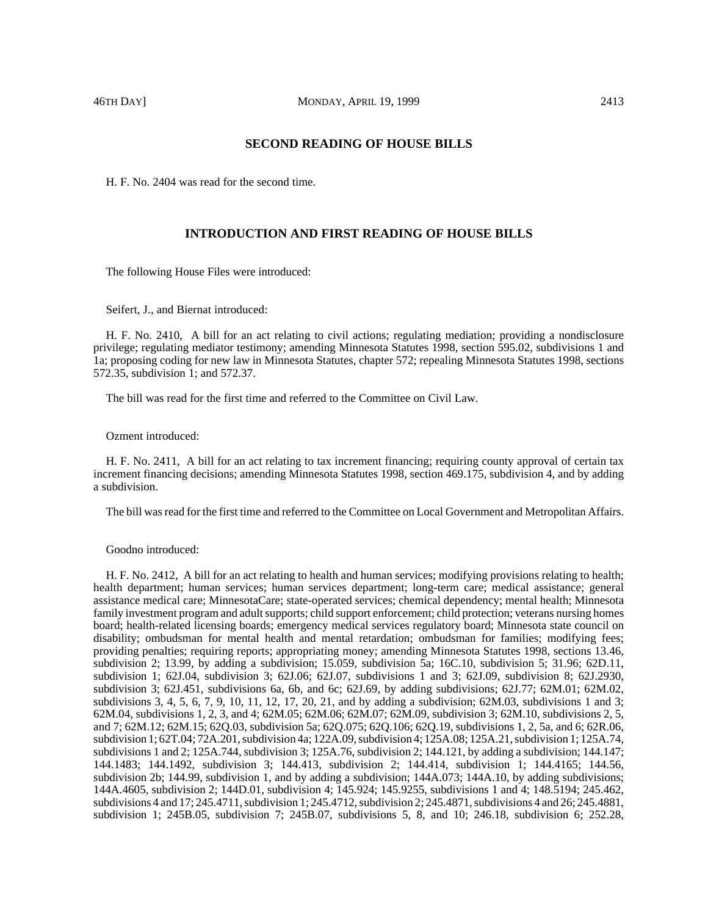## SECOND READING OF HOUSE BILLS

H. F. No. 2404 was read for the second time.

## INTRODUCTION AND FIRST READING OF HOUSE BILLS

The following House Files were introduced:

Seifert, J., and Biernat introduced:

H. F. No. 2410, A bill for an act relating to civil actions; regulating mediation; providing a nondisclosure privilege; regulating mediator testimony; amending Minnesota Statutes 1998, section 595.02, subdivisions 1 and 1a; proposing coding for new law in Minnesota Statutes, chapter 572; repealing Minnesota Statutes 1998, sections 572.35, subdivision 1; and 572.37.

The bill was read for the first time and referred to the Committee on Civil Law.

Ozment introduced:

H. F. No. 2411, A bill for an act relating to tax increment financing; requiring county approval of certain tax increment financing decisions; amending Minnesota Statutes 1998, section 469.175, subdivision 4, and by adding a subdivision.

The bill was read for the first time and referred to the Committee on Local Government and Metropolitan Affairs.

Goodno introduced:

H. F. No. 2412, A bill for an act relating to health and human services; modifying provisions relating to health; health department; human services; human services department; long-term care; medical assistance; general assistance medical care; MinnesotaCare; state-operated services; chemical dependency; mental health; Minnesota family investment program and adult supports; child support enforcement; child protection; veterans nursing homes board; health-related licensing boards; emergency medical services regulatory board; Minnesota state council on disability; ombudsman for mental health and mental retardation; ombudsman for families; modifying fees; providing penalties; requiring reports; appropriating money; amending Minnesota Statutes 1998, sections 13.46, subdivision 2; 13.99, by adding a subdivision; 15.059, subdivision 5a; 16C.10, subdivision 5; 31.96; 62D.11, subdivision 1; 62J.04, subdivision 3; 62J.06; 62J.07, subdivisions 1 and 3; 62J.09, subdivision 8; 62J.2930, subdivision 3; 62J.451, subdivisions 6a, 6b, and 6c; 62J.69, by adding subdivisions; 62J.77; 62M.01; 62M.02, subdivisions 3, 4, 5, 6, 7, 9, 10, 11, 12, 17, 20, 21, and by adding a subdivision; 62M.03, subdivisions 1 and 3; 62M.04, subdivisions 1, 2, 3, and 4; 62M.05; 62M.06; 62M.07; 62M.09, subdivision 3; 62M.10, subdivisions 2, 5, and 7; 62M.12; 62M.15; 62Q.03, subdivision 5a; 62Q.075; 62Q.106; 62Q.19, subdivisions 1, 2, 5a, and 6; 62R.06, subdivision 1; 62T.04; 72A.201, subdivision 4a; 122A.09, subdivision 4; 125A.08; 125A.21, subdivision 1; 125A.74, subdivisions 1 and 2; 125A.744, subdivision 3; 125A.76, subdivision 2; 144.121, by adding a subdivision; 144.147; 144.1483; 144.1492, subdivision 3; 144.413, subdivision 2; 144.414, subdivision 1; 144.4165; 144.56, subdivision 2b; 144.99, subdivision 1, and by adding a subdivision; 144A.073; 144A.10, by adding subdivisions; 144A.4605, subdivision 2; 144D.01, subdivision 4; 145.924; 145.9255, subdivisions 1 and 4; 148.5194; 245.462, subdivisions 4 and 17; 245.4711, subdivision 1; 245.4712, subdivision 2; 245.4871, subdivisions 4 and 26; 245.4881, subdivision 1; 245B.05, subdivision 7; 245B.07, subdivisions 5, 8, and 10; 246.18, subdivision 6; 252.28,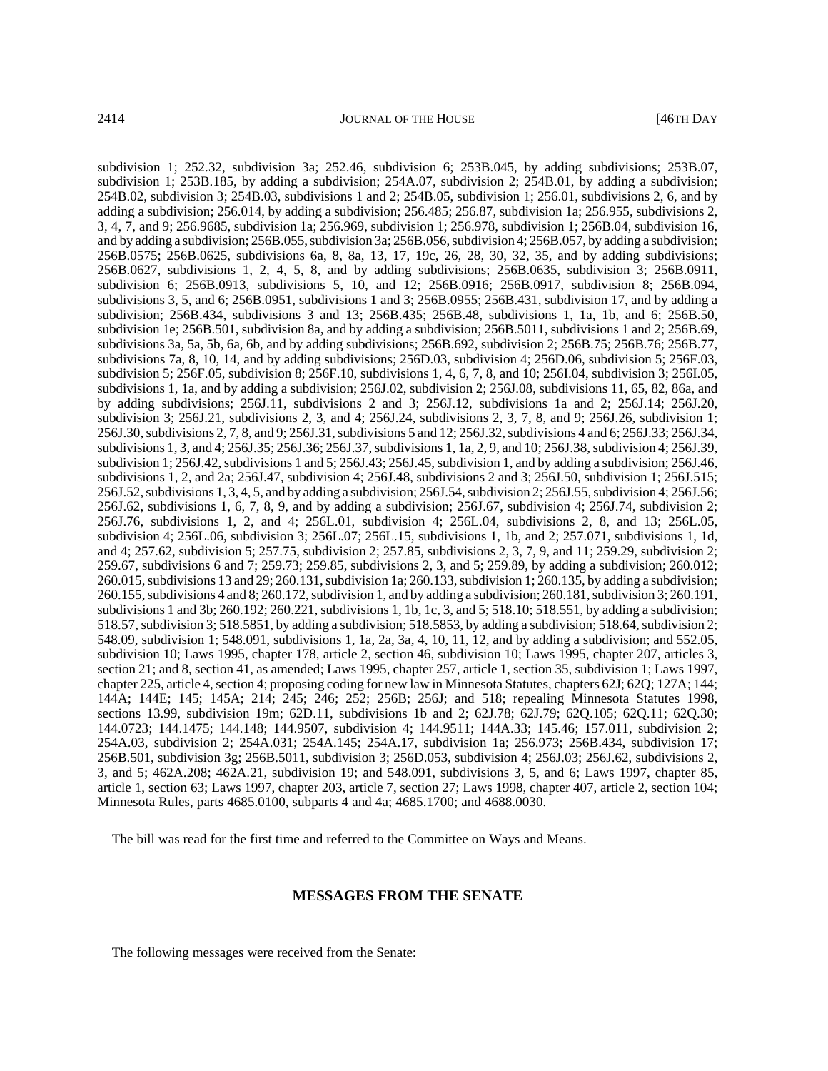subdivision 1; 252.32, subdivision 3a; 252.46, subdivision 6; 253B.045, by adding subdivisions; 253B.07, subdivision 1; 253B.185, by adding a subdivision; 254A.07, subdivision 2; 254B.01, by adding a subdivision; 254B.02, subdivision 3; 254B.03, subdivisions 1 and 2; 254B.05, subdivision 1; 256.01, subdivisions 2, 6, and by adding a subdivision; 256.014, by adding a subdivision; 256.485; 256.87, subdivision 1a; 256.955, subdivisions 2, 3, 4, 7, and 9; 256.9685, subdivision 1a; 256.969, subdivision 1; 256.978, subdivision 1; 256B.04, subdivision 16, and by adding a subdivision; 256B.055, subdivision 3a; 256B.056, subdivision 4; 256B.057, by adding a subdivision; 256B.0575; 256B.0625, subdivisions 6a, 8, 8a, 13, 17, 19c, 26, 28, 30, 32, 35, and by adding subdivisions; 256B.0627, subdivisions 1, 2, 4, 5, 8, and by adding subdivisions; 256B.0635, subdivision 3; 256B.0911, subdivision 6; 256B.0913, subdivisions 5, 10, and 12; 256B.0916; 256B.0917, subdivision 8; 256B.094, subdivisions 3, 5, and 6; 256B.0951, subdivisions 1 and 3; 256B.0955; 256B.431, subdivision 17, and by adding a subdivision; 256B.434, subdivisions 3 and 13; 256B.435; 256B.48, subdivisions 1, 1a, 1b, and 6; 256B.50, subdivision 1e; 256B.501, subdivision 8a, and by adding a subdivision; 256B.5011, subdivisions 1 and 2; 256B.69, subdivisions 3a, 5a, 5b, 6a, 6b, and by adding subdivisions; 256B.692, subdivision 2; 256B.75; 256B.76; 256B.77, subdivisions 7a, 8, 10, 14, and by adding subdivisions; 256D.03, subdivision 4; 256D.06, subdivision 5; 256F.03, subdivision 5; 256F.05, subdivision 8; 256F.10, subdivisions 1, 4, 6, 7, 8, and 10; 256I.04, subdivision 3; 256I.05, subdivisions 1, 1a, and by adding a subdivision; 256J.02, subdivision 2; 256J.08, subdivisions 11, 65, 82, 86a, and by adding subdivisions; 256J.11, subdivisions 2 and 3; 256J.12, subdivisions 1a and 2; 256J.14; 256J.20, subdivision 3; 256J.21, subdivisions 2, 3, and 4; 256J.24, subdivisions 2, 3, 7, 8, and 9; 256J.26, subdivision 1; 256J.30, subdivisions 2, 7, 8, and 9; 256J.31, subdivisions 5 and 12; 256J.32, subdivisions 4 and 6; 256J.33; 256J.34, subdivisions 1, 3, and 4; 256J.35; 256J.36; 256J.37, subdivisions 1, 1a, 2, 9, and 10; 256J.38, subdivision 4; 256J.39, subdivision 1; 256J.42, subdivisions 1 and 5; 256J.43; 256J.45, subdivision 1, and by adding a subdivision; 256J.46, subdivisions 1, 2, and 2a; 256J.47, subdivision 4; 256J.48, subdivisions 2 and 3; 256J.50, subdivision 1; 256J.515; 256J.52, subdivisions 1, 3, 4, 5, and by adding a subdivision; 256J.54, subdivision 2; 256J.55, subdivision 4; 256J.56; 256J.62, subdivisions 1, 6, 7, 8, 9, and by adding a subdivision; 256J.67, subdivision 4; 256J.74, subdivision 2; 256J.76, subdivisions 1, 2, and 4; 256L.01, subdivision 4; 256L.04, subdivisions 2, 8, and 13; 256L.05, subdivision 4; 256L.06, subdivision 3; 256L.07; 256L.15, subdivisions 1, 1b, and 2; 257.071, subdivisions 1, 1d, and 4; 257.62, subdivision 5; 257.75, subdivision 2; 257.85, subdivisions 2, 3, 7, 9, and 11; 259.29, subdivision 2; 259.67, subdivisions 6 and 7; 259.73; 259.85, subdivisions 2, 3, and 5; 259.89, by adding a subdivision; 260.012; 260.015, subdivisions 13 and 29; 260.131, subdivision 1a; 260.133, subdivision 1; 260.135, by adding a subdivision; 260.155, subdivisions 4 and 8; 260.172, subdivision 1, and by adding a subdivision; 260.181, subdivision 3; 260.191, subdivisions 1 and 3b; 260.192; 260.221, subdivisions 1, 1b, 1c, 3, and 5; 518.10; 518.551, by adding a subdivision; 518.57, subdivision 3; 518.5851, by adding a subdivision; 518.5853, by adding a subdivision; 518.64, subdivision 2; 548.09, subdivision 1; 548.091, subdivisions 1, 1a, 2a, 3a, 4, 10, 11, 12, and by adding a subdivision; and 552.05, subdivision 10; Laws 1995, chapter 178, article 2, section 46, subdivision 10; Laws 1995, chapter 207, articles 3, section 21; and 8, section 41, as amended; Laws 1995, chapter 257, article 1, section 35, subdivision 1; Laws 1997, chapter 225, article 4, section 4; proposing coding for new law in Minnesota Statutes, chapters 62J; 62Q; 127A; 144; 144A; 144E; 145; 145A; 214; 245; 246; 252; 256B; 256J; and 518; repealing Minnesota Statutes 1998, sections 13.99, subdivision 19m; 62D.11, subdivisions 1b and 2; 62J.78; 62J.79; 62Q.105; 62Q.11; 62Q.30; 144.0723; 144.1475; 144.148; 144.9507, subdivision 4; 144.9511; 144A.33; 145.46; 157.011, subdivision 2; 254A.03, subdivision 2; 254A.031; 254A.145; 254A.17, subdivision 1a; 256.973; 256B.434, subdivision 17; 256B.501, subdivision 3g; 256B.5011, subdivision 3; 256D.053, subdivision 4; 256J.03; 256J.62, subdivisions 2, 3, and 5; 462A.208; 462A.21, subdivision 19; and 548.091, subdivisions 3, 5, and 6; Laws 1997, chapter 85, article 1, section 63; Laws 1997, chapter 203, article 7, section 27; Laws 1998, chapter 407, article 2, section 104; Minnesota Rules, parts 4685.0100, subparts 4 and 4a; 4685.1700; and 4688.0030.

The bill was read for the first time and referred to the Committee on Ways and Means.

## MESSAGES FROM THE SENATE

The following messages were received from the Senate: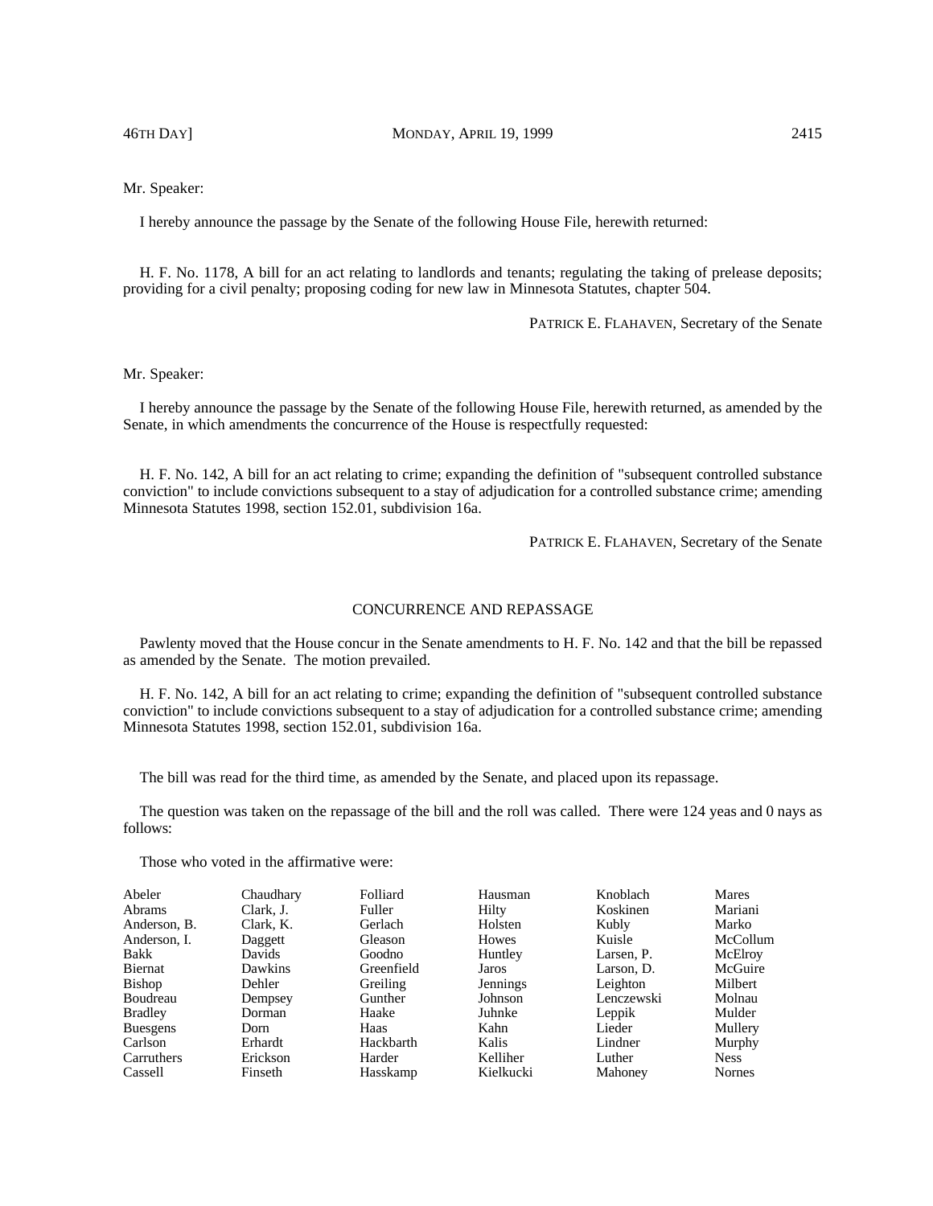Mr. Speaker:

I hereby announce the passage by the Senate of the following House File, herewith returned:

H. F. No. 1178, A bill for an act relating to landlords and tenants; regulating the taking of prelease deposits; providing for a civil penalty; proposing coding for new law in Minnesota Statutes, chapter 504.

PATRICK E. FLAHAVEN, Secretary of the Senate

Mr. Speaker:

I hereby announce the passage by the Senate of the following House File, herewith returned, as amended by the Senate, in which amendments the concurrence of the House is respectfully requested:

H. F. No. 142, A bill for an act relating to crime; expanding the definition of "subsequent controlled substance conviction" to include convictions subsequent to a stay of adjudication for a controlled substance crime; amending Minnesota Statutes 1998, section 152.01, subdivision 16a.

PATRICK E. FLAHAVEN, Secretary of the Senate

## CONCURRENCE AND REPASSAGE

Pawlenty moved that the House concur in the Senate amendments to H. F. No. 142 and that the bill be repassed as amended by the Senate. The motion prevailed.

H. F. No. 142, A bill for an act relating to crime; expanding the definition of "subsequent controlled substance conviction" to include convictions subsequent to a stay of adjudication for a controlled substance crime; amending Minnesota Statutes 1998, section 152.01, subdivision 16a.

The bill was read for the third time, as amended by the Senate, and placed upon its repassage.

The question was taken on the repassage of the bill and the roll was called. There were 124 yeas and 0 nays as follows:

Those who voted in the affirmative were:

| | | | | | |
|---|---|---|---|---|---|
| Abeler | Chaudhary | Folliard | Hausman | Knoblach | Mares |
| Abrams | Clark, J. | Fuller | Hilty | Koskinen | Mariani |
| Anderson, B. | Clark, K. | Gerlach | Holsten | Kubly | Marko |
| Anderson, I. | Daggett | Gleason | Howes | Kuisle | McCollum |
| Bakk | Davids | Goodno | Huntley | Larsen, P. | McElroy |
| Biernat | Dawkins | Greenfield | Jaros | Larson, D. | McGuire |
| Bishop | Dehler | Greiling | Jennings | Leighton | Milbert |
| Boudreau | Dempsey | Gunther | Johnson | Lenczewski | Molnau |
| Bradley | Dorman | Haake | Juhnke | Leppik | Mulder |
| Buesgens | Dorn | Haas | Kahn | Lieder | Mullery |
| Carlson | Erhardt | Hackbarth | Kalis | Lindner | Murphy |
| Carruthers | Erickson | Harder | Kelliher | Luther | Ness |
| Cassell | Finseth | Hasskamp | Kielkucki | Mahoney | Nornes |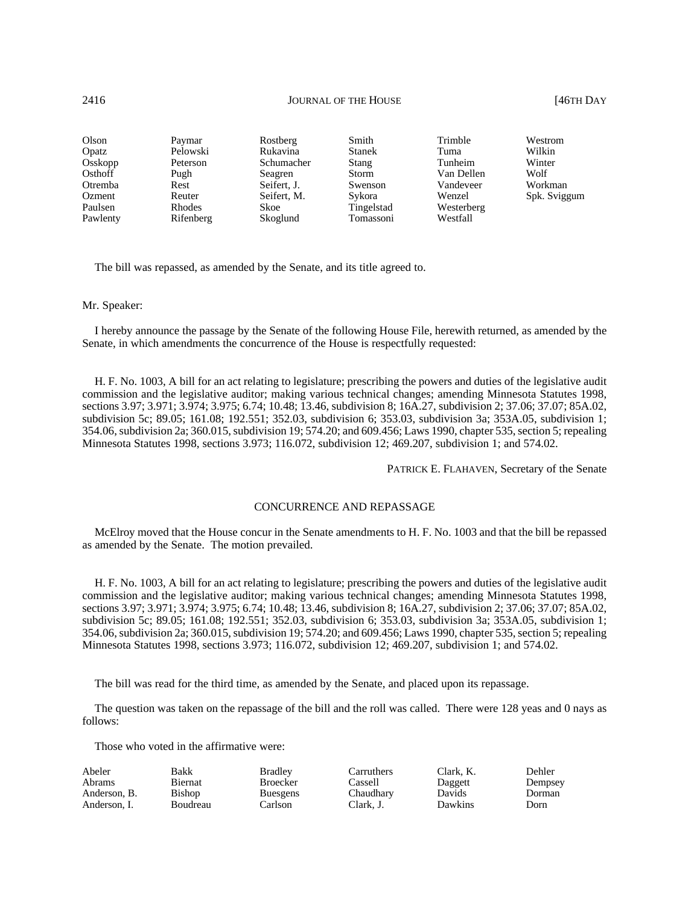| | | | | | |
|---|---|---|---|---|---|
| Olson | Paymar | Rostberg | Smith | Trimble | Westrom |
| Opatz | Pelowski | Rukavina | Stanek | Tuma | Wilkin |
| Osskopp | Peterson | Schumacher | Stang | Tunheim | Winter |
| Osthoff | Pugh | Seagren | Storm | Van Dellen | Wolf |
| Otremba | Rest | Seifert, J. | Swenson | Vandeveer | Workman |
| Ozment | Reuter | Seifert, M. | Sykora | Wenzel | Spk. Sviggum |
| Paulsen | Rhodes | Skoe | Tingelstad | Westerberg | |
| Pawlenty | Rifenberg | Skoglund | Tomassoni | Westfall | |

The bill was repassed, as amended by the Senate, and its title agreed to.

Mr. Speaker:

I hereby announce the passage by the Senate of the following House File, herewith returned, as amended by the Senate, in which amendments the concurrence of the House is respectfully requested:

H. F. No. 1003, A bill for an act relating to legislature; prescribing the powers and duties of the legislative audit commission and the legislative auditor; making various technical changes; amending Minnesota Statutes 1998, sections 3.97; 3.971; 3.974; 3.975; 6.74; 10.48; 13.46, subdivision 8; 16A.27, subdivision 2; 37.06; 37.07; 85A.02, subdivision 5c; 89.05; 161.08; 192.551; 352.03, subdivision 6; 353.03, subdivision 3a; 353A.05, subdivision 1; 354.06, subdivision 2a; 360.015, subdivision 19; 574.20; and 609.456; Laws 1990, chapter 535, section 5; repealing Minnesota Statutes 1998, sections 3.973; 116.072, subdivision 12; 469.207, subdivision 1; and 574.02.

PATRICK E. FLAHAVEN, Secretary of the Senate

## CONCURRENCE AND REPASSAGE

McElroy moved that the House concur in the Senate amendments to H. F. No. 1003 and that the bill be repassed as amended by the Senate. The motion prevailed.

H. F. No. 1003, A bill for an act relating to legislature; prescribing the powers and duties of the legislative audit commission and the legislative auditor; making various technical changes; amending Minnesota Statutes 1998, sections 3.97; 3.971; 3.974; 3.975; 6.74; 10.48; 13.46, subdivision 8; 16A.27, subdivision 2; 37.06; 37.07; 85A.02, subdivision 5c; 89.05; 161.08; 192.551; 352.03, subdivision 6; 353.03, subdivision 3a; 353A.05, subdivision 1; 354.06, subdivision 2a; 360.015, subdivision 19; 574.20; and 609.456; Laws 1990, chapter 535, section 5; repealing Minnesota Statutes 1998, sections 3.973; 116.072, subdivision 12; 469.207, subdivision 1; and 574.02.

The bill was read for the third time, as amended by the Senate, and placed upon its repassage.

The question was taken on the repassage of the bill and the roll was called. There were 128 yeas and 0 nays as follows:

Those who voted in the affirmative were:

| | | | | | |
|---|---|---|---|---|---|
| Abeler | Bakk | Bradley | Carruthers | Clark, K. | Dehler |
| Abrams | Biernat | Broecker | Cassell | Daggett | Dempsey |
| Anderson, B. | Bishop | Buesgens | Chaudhary | Davids | Dorman |
| Anderson, I. | Boudreau | Carlson | Clark, J. | Dawkins | Dorn |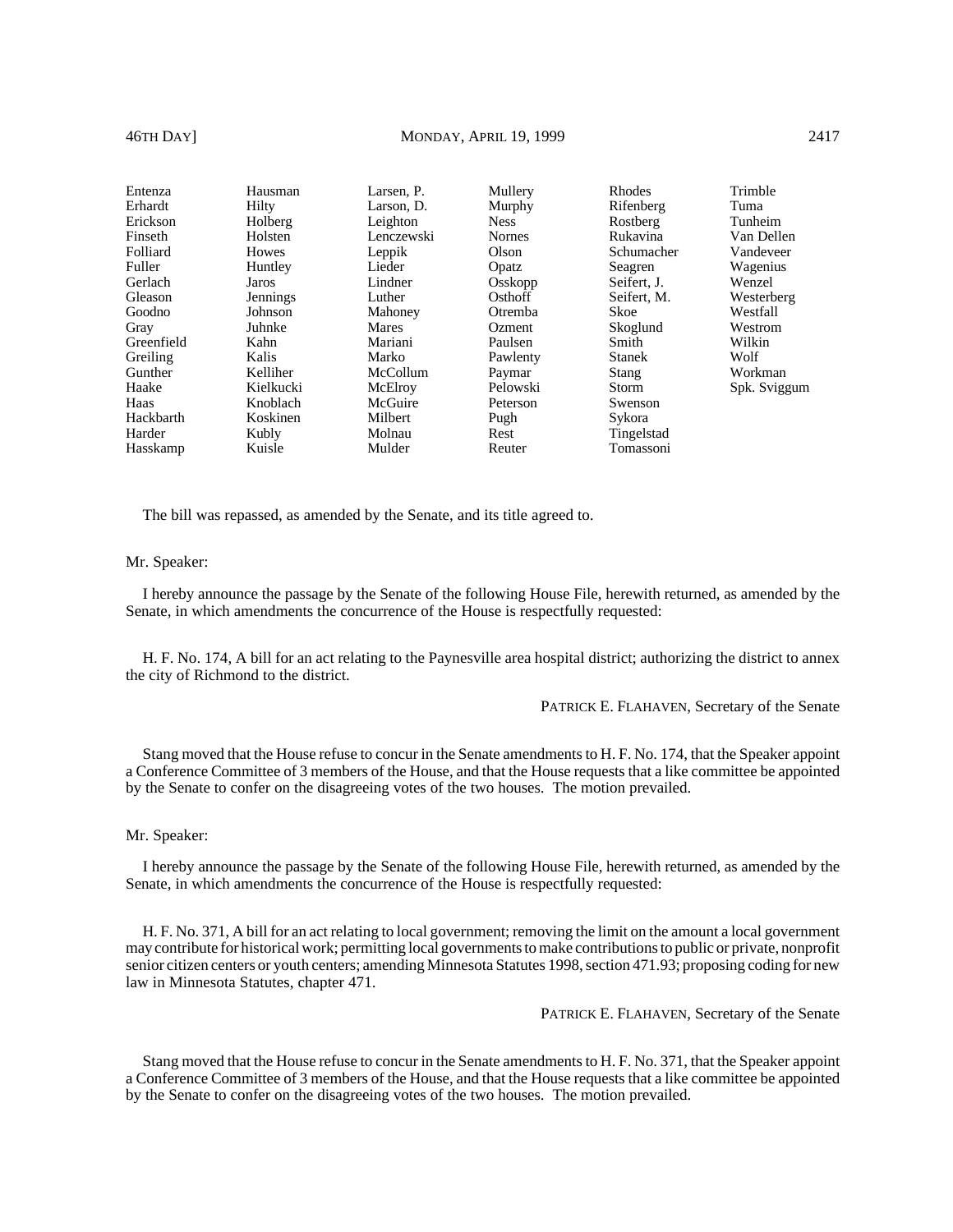| | | | | | |
|---|---|---|---|---|---|
| Entenza | Hausman | Larsen, P. | Mullery | Rhodes | Trimble |
| Erhardt | Hilty | Larson, D. | Murphy | Rifenberg | Tuma |
| Erickson | Holberg | Leighton | Ness | Rostberg | Tunheim |
| Finseth | Holsten | Lenczewski | Nornes | Rukavina | Van Dellen |
| Folliard | Howes | Leppik | Olson | Schumacher | Vandeveer |
| Fuller | Huntley | Lieder | Opatz | Seagren | Wagenius |
| Gerlach | Jaros | Lindner | Osskopp | Seifert, J. | Wenzel |
| Gleason | Jennings | Luther | Osthoff | Seifert, M. | Westerberg |
| Goodno | Johnson | Mahoney | Otremba | Skoe | Westfall |
| Gray | Juhnke | Mares | Ozment | Skoglund | Westrom |
| Greenfield | Kahn | Mariani | Paulsen | Smith | Wilkin |
| Greiling | Kalis | Marko | Pawlenty | Stanek | Wolf |
| Gunther | Kelliher | McCollum | Paymar | Stang | Workman |
| Haake | Kielkucki | McElroy | Pelowski | Storm | Spk. Sviggum |
| Haas | Knoblach | McGuire | Peterson | Swenson | |
| Hackbarth | Koskinen | Milbert | Pugh | Sykora | |
| Harder | Kubly | Molnau | Rest | Tingelstad | |
| Hasskamp | Kuisle | Mulder | Reuter | Tomassoni | |

The bill was repassed, as amended by the Senate, and its title agreed to.

Mr. Speaker:

I hereby announce the passage by the Senate of the following House File, herewith returned, as amended by the Senate, in which amendments the concurrence of the House is respectfully requested:

H. F. No. 174, A bill for an act relating to the Paynesville area hospital district; authorizing the district to annex the city of Richmond to the district.

PATRICK E. FLAHAVEN, Secretary of the Senate

Stang moved that the House refuse to concur in the Senate amendments to H. F. No. 174, that the Speaker appoint a Conference Committee of 3 members of the House, and that the House requests that a like committee be appointed by the Senate to confer on the disagreeing votes of the two houses. The motion prevailed.

Mr. Speaker:

I hereby announce the passage by the Senate of the following House File, herewith returned, as amended by the Senate, in which amendments the concurrence of the House is respectfully requested:

H. F. No. 371, A bill for an act relating to local government; removing the limit on the amount a local government may contribute for historical work; permitting local governments to make contributions to public or private, nonprofit senior citizen centers or youth centers; amending Minnesota Statutes 1998, section 471.93; proposing coding for new law in Minnesota Statutes, chapter 471.

PATRICK E. FLAHAVEN, Secretary of the Senate

Stang moved that the House refuse to concur in the Senate amendments to H. F. No. 371, that the Speaker appoint a Conference Committee of 3 members of the House, and that the House requests that a like committee be appointed by the Senate to confer on the disagreeing votes of the two houses. The motion prevailed.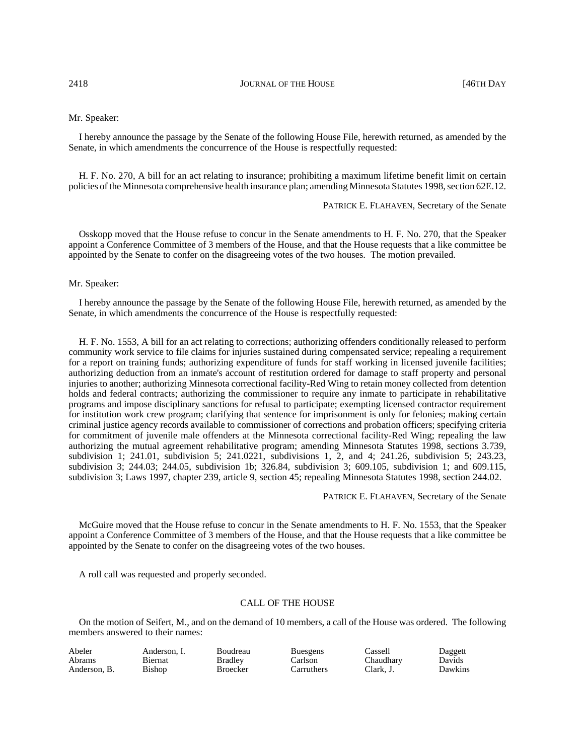Mr. Speaker:

I hereby announce the passage by the Senate of the following House File, herewith returned, as amended by the Senate, in which amendments the concurrence of the House is respectfully requested:

H. F. No. 270, A bill for an act relating to insurance; prohibiting a maximum lifetime benefit limit on certain policies of the Minnesota comprehensive health insurance plan; amending Minnesota Statutes 1998, section 62E.12.

PATRICK E. FLAHAVEN, Secretary of the Senate

Osskopp moved that the House refuse to concur in the Senate amendments to H. F. No. 270, that the Speaker appoint a Conference Committee of 3 members of the House, and that the House requests that a like committee be appointed by the Senate to confer on the disagreeing votes of the two houses. The motion prevailed.

Mr. Speaker:

I hereby announce the passage by the Senate of the following House File, herewith returned, as amended by the Senate, in which amendments the concurrence of the House is respectfully requested:

H. F. No. 1553, A bill for an act relating to corrections; authorizing offenders conditionally released to perform community work service to file claims for injuries sustained during compensated service; repealing a requirement for a report on training funds; authorizing expenditure of funds for staff working in licensed juvenile facilities; authorizing deduction from an inmate's account of restitution ordered for damage to staff property and personal injuries to another; authorizing Minnesota correctional facility-Red Wing to retain money collected from detention holds and federal contracts; authorizing the commissioner to require any inmate to participate in rehabilitative programs and impose disciplinary sanctions for refusal to participate; exempting licensed contractor requirement for institution work crew program; clarifying that sentence for imprisonment is only for felonies; making certain criminal justice agency records available to commissioner of corrections and probation officers; specifying criteria for commitment of juvenile male offenders at the Minnesota correctional facility-Red Wing; repealing the law authorizing the mutual agreement rehabilitative program; amending Minnesota Statutes 1998, sections 3.739, subdivision 1; 241.01, subdivision 5; 241.0221, subdivisions 1, 2, and 4; 241.26, subdivision 5; 243.23, subdivision 3; 244.03; 244.05, subdivision 1b; 326.84, subdivision 3; 609.105, subdivision 1; and 609.115, subdivision 3; Laws 1997, chapter 239, article 9, section 45; repealing Minnesota Statutes 1998, section 244.02.

PATRICK E. FLAHAVEN, Secretary of the Senate

McGuire moved that the House refuse to concur in the Senate amendments to H. F. No. 1553, that the Speaker appoint a Conference Committee of 3 members of the House, and that the House requests that a like committee be appointed by the Senate to confer on the disagreeing votes of the two houses.

A roll call was requested and properly seconded.

## CALL OF THE HOUSE

On the motion of Seifert, M., and on the demand of 10 members, a call of the House was ordered. The following members answered to their names:

| | | | | | |
|---|---|---|---|---|---|
| Abeler | Anderson, I. | Boudreau | Buesgens | Cassell | Daggett |
| Abrams | Biernat | Bradley | Carlson | Chaudhary | Davids |
| Anderson, B. | Bishop | Broecker | Carruthers | Clark, J. | Dawkins |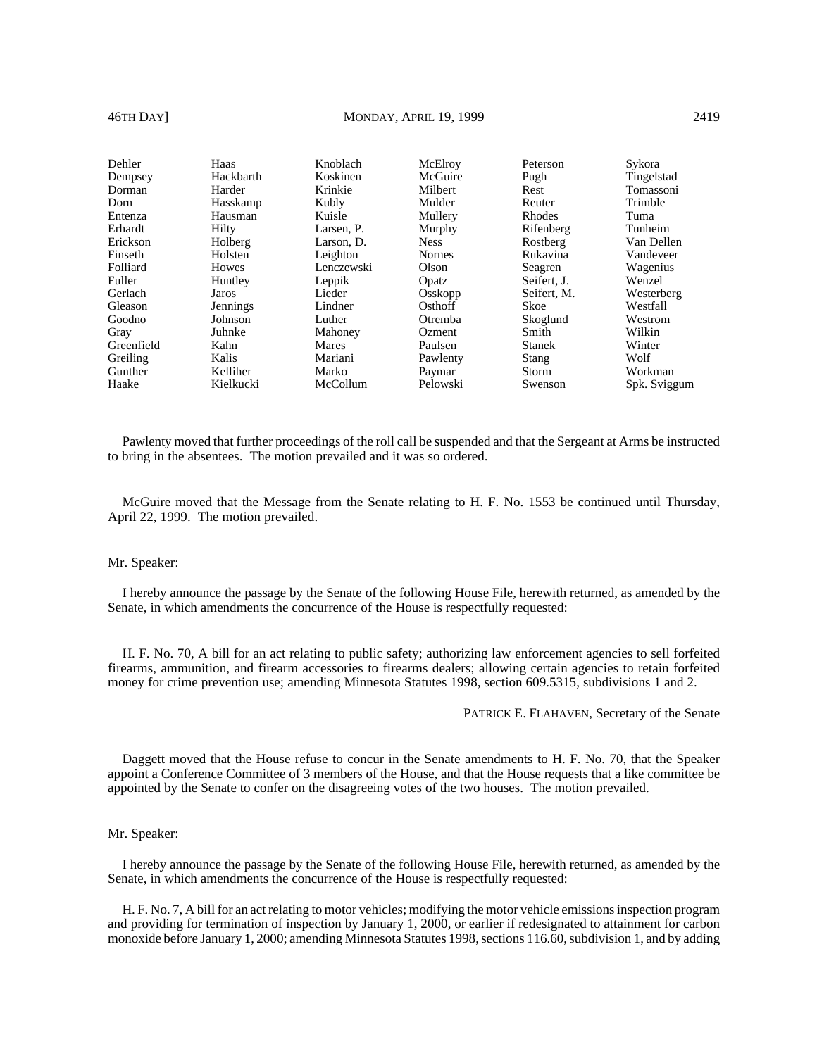| | | | | | |
|---|---|---|---|---|---|
| Dehler | Haas | Knoblach | McElroy | Peterson | Sykora |
| Dempsey | Hackbarth | Koskinen | McGuire | Pugh | Tingelstad |
| Dorman | Harder | Krinkie | Milbert | Rest | Tomassoni |
| Dorn | Hasskamp | Kubly | Mulder | Reuter | Trimble |
| Entenza | Hausman | Kuisle | Mullery | Rhodes | Tuma |
| Erhardt | Hilty | Larsen, P. | Murphy | Rifenberg | Tunheim |
| Erickson | Holberg | Larson, D. | Ness | Rostberg | Van Dellen |
| Finseth | Holsten | Leighton | Nornes | Rukavina | Vandeveer |
| Folliard | Howes | Lenczewski | Olson | Seagren | Wagenius |
| Fuller | Huntley | Leppik | Opatz | Seifert, J. | Wenzel |
| Gerlach | Jaros | Lieder | Osskopp | Seifert, M. | Westerberg |
| Gleason | Jennings | Lindner | Osthoff | Skoe | Westfall |
| Goodno | Johnson | Luther | Otremba | Skoglund | Westrom |
| Gray | Juhnke | Mahoney | Ozment | Smith | Wilkin |
| Greenfield | Kahn | Mares | Paulsen | Stanek | Winter |
| Greiling | Kalis | Mariani | Pawlenty | Stang | Wolf |
| Gunther | Kelliher | Marko | Paymar | Storm | Workman |
| Haake | Kielkucki | McCollum | Pelowski | Swenson | Spk. Sviggum |

Pawlenty moved that further proceedings of the roll call be suspended and that the Sergeant at Arms be instructed to bring in the absentees. The motion prevailed and it was so ordered.

McGuire moved that the Message from the Senate relating to H. F. No. 1553 be continued until Thursday, April 22, 1999. The motion prevailed.

Mr. Speaker:

I hereby announce the passage by the Senate of the following House File, herewith returned, as amended by the Senate, in which amendments the concurrence of the House is respectfully requested:

H. F. No. 70, A bill for an act relating to public safety; authorizing law enforcement agencies to sell forfeited firearms, ammunition, and firearm accessories to firearms dealers; allowing certain agencies to retain forfeited money for crime prevention use; amending Minnesota Statutes 1998, section 609.5315, subdivisions 1 and 2.

PATRICK E. FLAHAVEN, Secretary of the Senate

Daggett moved that the House refuse to concur in the Senate amendments to H. F. No. 70, that the Speaker appoint a Conference Committee of 3 members of the House, and that the House requests that a like committee be appointed by the Senate to confer on the disagreeing votes of the two houses. The motion prevailed.

Mr. Speaker:

I hereby announce the passage by the Senate of the following House File, herewith returned, as amended by the Senate, in which amendments the concurrence of the House is respectfully requested:

H. F. No. 7, A bill for an act relating to motor vehicles; modifying the motor vehicle emissions inspection program and providing for termination of inspection by January 1, 2000, or earlier if redesignated to attainment for carbon monoxide before January 1, 2000; amending Minnesota Statutes 1998, sections 116.60, subdivision 1, and by adding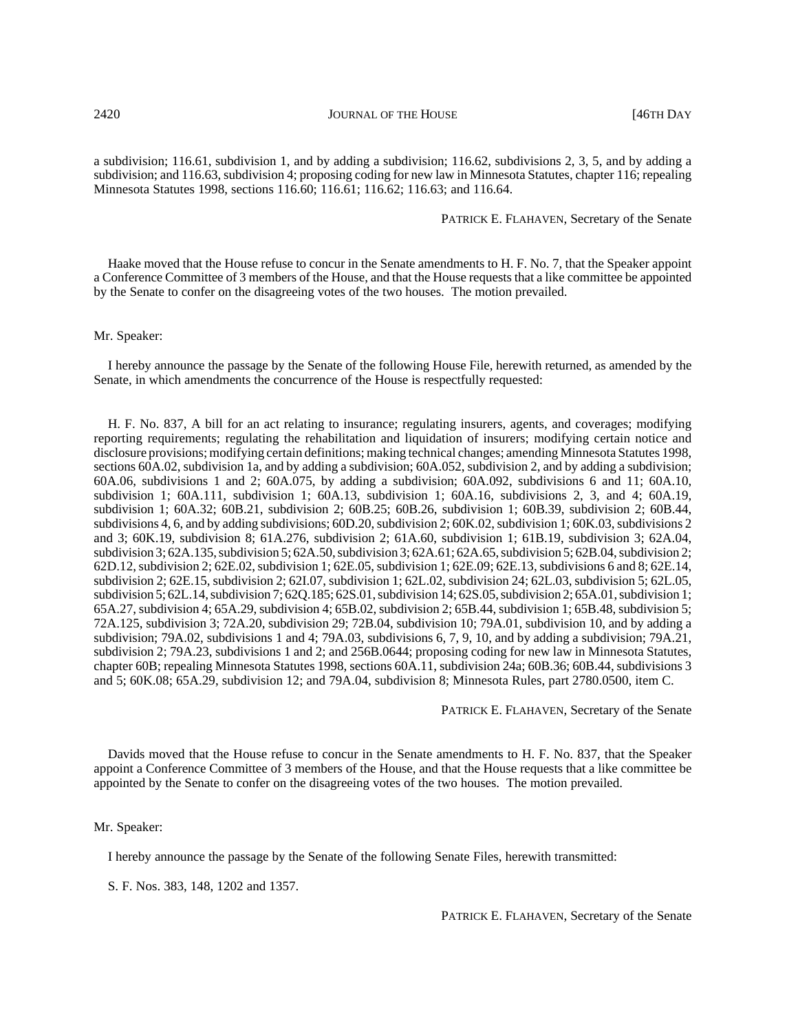a subdivision; 116.61, subdivision 1, and by adding a subdivision; 116.62, subdivisions 2, 3, 5, and by adding a subdivision; and 116.63, subdivision 4; proposing coding for new law in Minnesota Statutes, chapter 116; repealing Minnesota Statutes 1998, sections 116.60; 116.61; 116.62; 116.63; and 116.64.

PATRICK E. FLAHAVEN, Secretary of the Senate

Haake moved that the House refuse to concur in the Senate amendments to H. F. No. 7, that the Speaker appoint a Conference Committee of 3 members of the House, and that the House requests that a like committee be appointed by the Senate to confer on the disagreeing votes of the two houses. The motion prevailed.

Mr. Speaker:

I hereby announce the passage by the Senate of the following House File, herewith returned, as amended by the Senate, in which amendments the concurrence of the House is respectfully requested:

H. F. No. 837, A bill for an act relating to insurance; regulating insurers, agents, and coverages; modifying reporting requirements; regulating the rehabilitation and liquidation of insurers; modifying certain notice and disclosure provisions; modifying certain definitions; making technical changes; amending Minnesota Statutes 1998, sections 60A.02, subdivision 1a, and by adding a subdivision; 60A.052, subdivision 2, and by adding a subdivision; 60A.06, subdivisions 1 and 2; 60A.075, by adding a subdivision; 60A.092, subdivisions 6 and 11; 60A.10, subdivision 1; 60A.111, subdivision 1; 60A.13, subdivision 1; 60A.16, subdivisions 2, 3, and 4; 60A.19, subdivision 1; 60A.32; 60B.21, subdivision 2; 60B.25; 60B.26, subdivision 1; 60B.39, subdivision 2; 60B.44, subdivisions 4, 6, and by adding subdivisions; 60D.20, subdivision 2; 60K.02, subdivision 1; 60K.03, subdivisions 2 and 3; 60K.19, subdivision 8; 61A.276, subdivision 2; 61A.60, subdivision 1; 61B.19, subdivision 3; 62A.04, subdivision 3; 62A.135, subdivision 5; 62A.50, subdivision 3; 62A.61; 62A.65, subdivision 5; 62B.04, subdivision 2; 62D.12, subdivision 2; 62E.02, subdivision 1; 62E.05, subdivision 1; 62E.09; 62E.13, subdivisions 6 and 8; 62E.14, subdivision 2; 62E.15, subdivision 2; 62I.07, subdivision 1; 62L.02, subdivision 24; 62L.03, subdivision 5; 62L.05, subdivision 5; 62L.14, subdivision 7; 62Q.185; 62S.01, subdivision 14; 62S.05, subdivision 2; 65A.01, subdivision 1; 65A.27, subdivision 4; 65A.29, subdivision 4; 65B.02, subdivision 2; 65B.44, subdivision 1; 65B.48, subdivision 5; 72A.125, subdivision 3; 72A.20, subdivision 29; 72B.04, subdivision 10; 79A.01, subdivision 10, and by adding a subdivision; 79A.02, subdivisions 1 and 4; 79A.03, subdivisions 6, 7, 9, 10, and by adding a subdivision; 79A.21, subdivision 2; 79A.23, subdivisions 1 and 2; and 256B.0644; proposing coding for new law in Minnesota Statutes, chapter 60B; repealing Minnesota Statutes 1998, sections 60A.11, subdivision 24a; 60B.36; 60B.44, subdivisions 3 and 5; 60K.08; 65A.29, subdivision 12; and 79A.04, subdivision 8; Minnesota Rules, part 2780.0500, item C.

PATRICK E. FLAHAVEN, Secretary of the Senate

Davids moved that the House refuse to concur in the Senate amendments to H. F. No. 837, that the Speaker appoint a Conference Committee of 3 members of the House, and that the House requests that a like committee be appointed by the Senate to confer on the disagreeing votes of the two houses. The motion prevailed.

Mr. Speaker:

I hereby announce the passage by the Senate of the following Senate Files, herewith transmitted:

S. F. Nos. 383, 148, 1202 and 1357.

PATRICK E. FLAHAVEN, Secretary of the Senate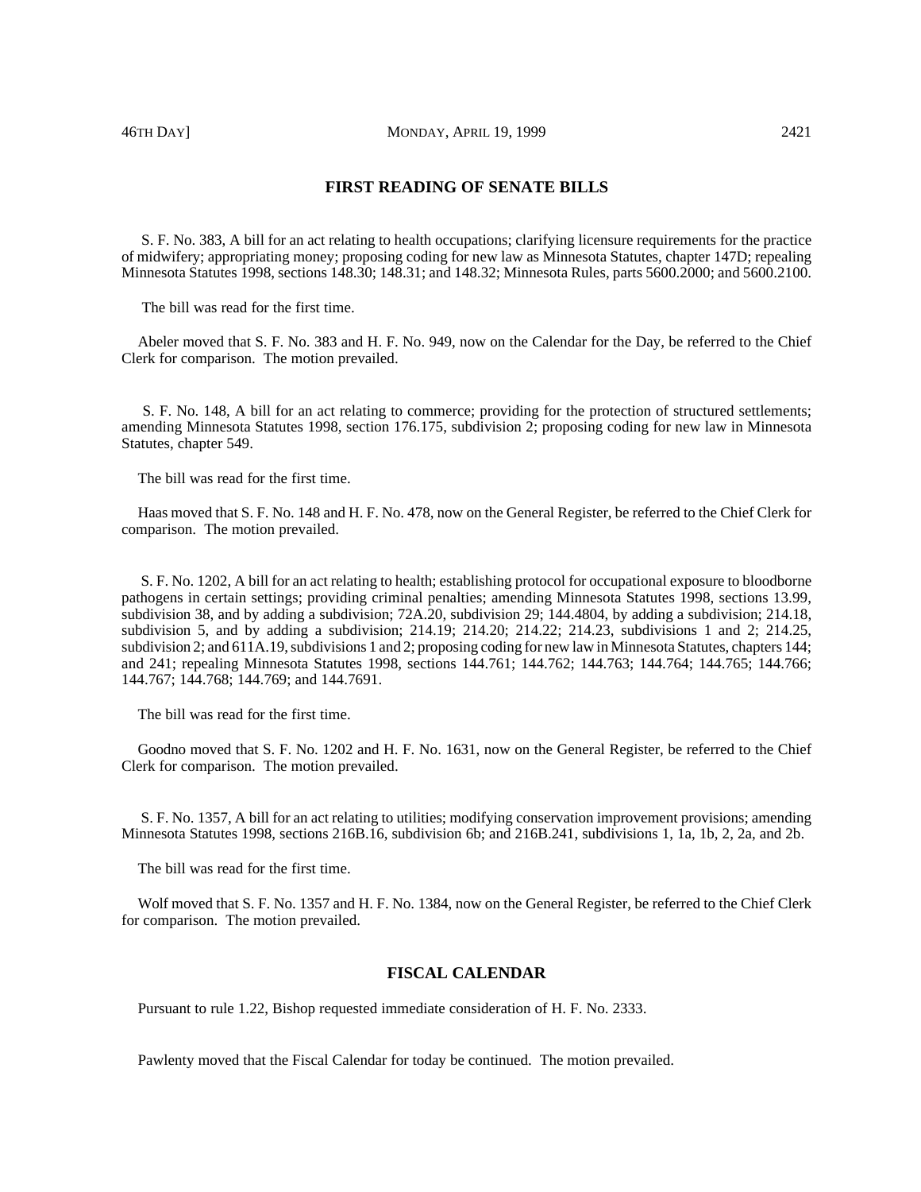## FIRST READING OF SENATE BILLS

S. F. No. 383, A bill for an act relating to health occupations; clarifying licensure requirements for the practice of midwifery; appropriating money; proposing coding for new law as Minnesota Statutes, chapter 147D; repealing Minnesota Statutes 1998, sections 148.30; 148.31; and 148.32; Minnesota Rules, parts 5600.2000; and 5600.2100.

The bill was read for the first time.

Abeler moved that S. F. No. 383 and H. F. No. 949, now on the Calendar for the Day, be referred to the Chief Clerk for comparison. The motion prevailed.

S. F. No. 148, A bill for an act relating to commerce; providing for the protection of structured settlements; amending Minnesota Statutes 1998, section 176.175, subdivision 2; proposing coding for new law in Minnesota Statutes, chapter 549.

The bill was read for the first time.

Haas moved that S. F. No. 148 and H. F. No. 478, now on the General Register, be referred to the Chief Clerk for comparison. The motion prevailed.

S. F. No. 1202, A bill for an act relating to health; establishing protocol for occupational exposure to bloodborne pathogens in certain settings; providing criminal penalties; amending Minnesota Statutes 1998, sections 13.99, subdivision 38, and by adding a subdivision; 72A.20, subdivision 29; 144.4804, by adding a subdivision; 214.18, subdivision 5, and by adding a subdivision; 214.19; 214.20; 214.22; 214.23, subdivisions 1 and 2; 214.25, subdivision 2; and 611A.19, subdivisions 1 and 2; proposing coding for new law in Minnesota Statutes, chapters 144; and 241; repealing Minnesota Statutes 1998, sections 144.761; 144.762; 144.763; 144.764; 144.765; 144.766; 144.767; 144.768; 144.769; and 144.7691.

The bill was read for the first time.

Goodno moved that S. F. No. 1202 and H. F. No. 1631, now on the General Register, be referred to the Chief Clerk for comparison. The motion prevailed.

S. F. No. 1357, A bill for an act relating to utilities; modifying conservation improvement provisions; amending Minnesota Statutes 1998, sections 216B.16, subdivision 6b; and 216B.241, subdivisions 1, 1a, 1b, 2, 2a, and 2b.

The bill was read for the first time.

Wolf moved that S. F. No. 1357 and H. F. No. 1384, now on the General Register, be referred to the Chief Clerk for comparison. The motion prevailed.

## FISCAL CALENDAR

Pursuant to rule 1.22, Bishop requested immediate consideration of H. F. No. 2333.

Pawlenty moved that the Fiscal Calendar for today be continued. The motion prevailed.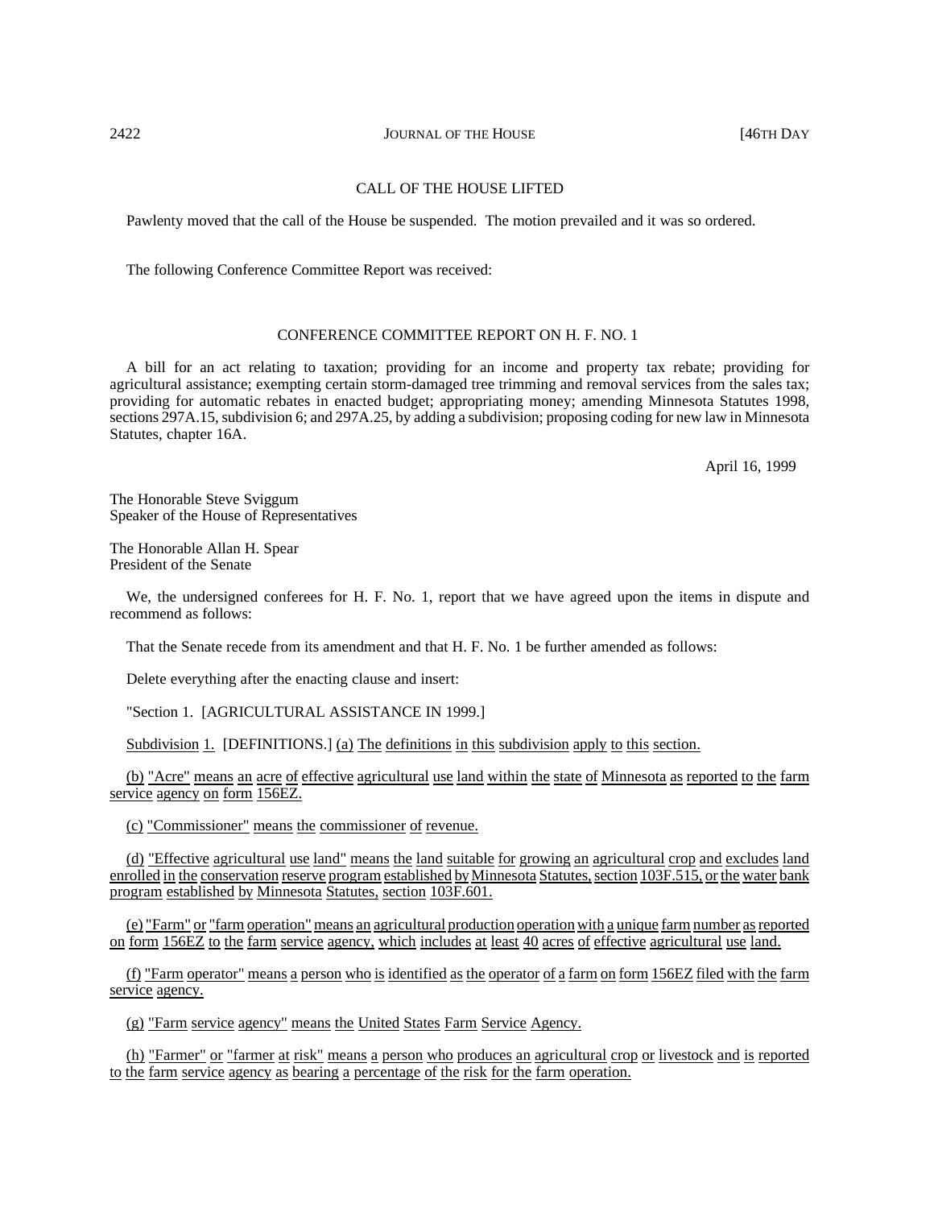CALL OF THE HOUSE LIFTED

Pawlenty moved that the call of the House be suspended. The motion prevailed and it was so ordered.

The following Conference Committee Report was received:

CONFERENCE COMMITTEE REPORT ON H. F. NO. 1

A bill for an act relating to taxation; providing for an income and property tax rebate; providing for agricultural assistance; exempting certain storm-damaged tree trimming and removal services from the sales tax; providing for automatic rebates in enacted budget; appropriating money; amending Minnesota Statutes 1998, sections 297A.15, subdivision 6; and 297A.25, by adding a subdivision; proposing coding for new law in Minnesota Statutes, chapter 16A.

April 16, 1999

The Honorable Steve Sviggum
Speaker of the House of Representatives

The Honorable Allan H. Spear
President of the Senate

We, the undersigned conferees for H. F. No. 1, report that we have agreed upon the items in dispute and recommend as follows:

That the Senate recede from its amendment and that H. F. No. 1 be further amended as follows:

Delete everything after the enacting clause and insert:

"Section 1. [AGRICULTURAL ASSISTANCE IN 1999.]

Subdivision 1. [DEFINITIONS.] (a) The definitions in this subdivision apply to this section.

(b) "Acre" means an acre of effective agricultural use land within the state of Minnesota as reported to the farm service agency on form 156EZ.

(c) "Commissioner" means the commissioner of revenue.

(d) "Effective agricultural use land" means the land suitable for growing an agricultural crop and excludes land enrolled in the conservation reserve program established by Minnesota Statutes, section 103F.515, or the water bank program established by Minnesota Statutes, section 103F.601.

(e) "Farm" or "farm operation" means an agricultural production operation with a unique farm number as reported on form 156EZ to the farm service agency, which includes at least 40 acres of effective agricultural use land.

(f) "Farm operator" means a person who is identified as the operator of a farm on form 156EZ filed with the farm service agency.

(g) "Farm service agency" means the United States Farm Service Agency.

(h) "Farmer" or "farmer at risk" means a person who produces an agricultural crop or livestock and is reported to the farm service agency as bearing a percentage of the risk for the farm operation.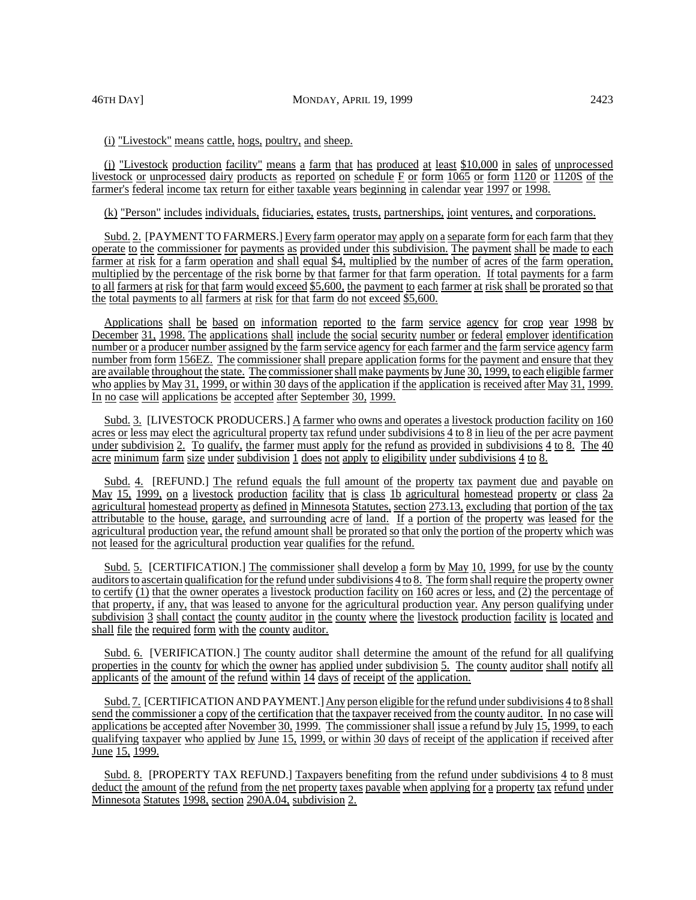(i) "Livestock" means cattle, hogs, poultry, and sheep.

(j) "Livestock production facility" means a farm that has produced at least $10,000 in sales of unprocessed livestock or unprocessed dairy products as reported on schedule F or form 1065 or form 1120 or 1120S of the farmer's federal income tax return for either taxable years beginning in calendar year 1997 or 1998.

(k) "Person" includes individuals, fiduciaries, estates, trusts, partnerships, joint ventures, and corporations.

Subd. 2. [PAYMENT TO FARMERS.] Every farm operator may apply on a separate form for each farm that they operate to the commissioner for payments as provided under this subdivision. The payment shall be made to each farmer at risk for a farm operation and shall equal $4, multiplied by the number of acres of the farm operation, multiplied by the percentage of the risk borne by that farmer for that farm operation. If total payments for a farm to all farmers at risk for that farm would exceed $5,600, the payment to each farmer at risk shall be prorated so that the total payments to all farmers at risk for that farm do not exceed $5,600.

Applications shall be based on information reported to the farm service agency for crop year 1998 by December 31, 1998. The applications shall include the social security number or federal employer identification number or a producer number assigned by the farm service agency for each farmer and the farm service agency farm number from form 156EZ. The commissioner shall prepare application forms for the payment and ensure that they are available throughout the state. The commissioner shall make payments by June 30, 1999, to each eligible farmer who applies by May 31, 1999, or within 30 days of the application if the application is received after May 31, 1999. In no case will applications be accepted after September 30, 1999.

Subd. 3. [LIVESTOCK PRODUCERS.] A farmer who owns and operates a livestock production facility on 160 acres or less may elect the agricultural property tax refund under subdivisions 4 to 8 in lieu of the per acre payment under subdivision 2. To qualify, the farmer must apply for the refund as provided in subdivisions 4 to 8. The 40 acre minimum farm size under subdivision 1 does not apply to eligibility under subdivisions 4 to 8.

Subd. 4. [REFUND.] The refund equals the full amount of the property tax payment due and payable on May 15, 1999, on a livestock production facility that is class 1b agricultural homestead property or class 2a agricultural homestead property as defined in Minnesota Statutes, section 273.13, excluding that portion of the tax attributable to the house, garage, and surrounding acre of land. If a portion of the property was leased for the agricultural production year, the refund amount shall be prorated so that only the portion of the property which was not leased for the agricultural production year qualifies for the refund.

Subd. 5. [CERTIFICATION.] The commissioner shall develop a form by May 10, 1999, for use by the county auditors to ascertain qualification for the refund under subdivisions 4 to 8. The form shall require the property owner to certify (1) that the owner operates a livestock production facility on 160 acres or less, and (2) the percentage of that property, if any, that was leased to anyone for the agricultural production year. Any person qualifying under subdivision 3 shall contact the county auditor in the county where the livestock production facility is located and shall file the required form with the county auditor.

Subd. 6. [VERIFICATION.] The county auditor shall determine the amount of the refund for all qualifying properties in the county for which the owner has applied under subdivision 5. The county auditor shall notify all applicants of the amount of the refund within 14 days of receipt of the application.

Subd. 7. [CERTIFICATION AND PAYMENT.] Any person eligible for the refund under subdivisions 4 to 8 shall send the commissioner a copy of the certification that the taxpayer received from the county auditor. In no case will applications be accepted after November 30, 1999. The commissioner shall issue a refund by July 15, 1999, to each qualifying taxpayer who applied by June 15, 1999, or within 30 days of receipt of the application if received after June 15, 1999.

Subd. 8. [PROPERTY TAX REFUND.] Taxpayers benefiting from the refund under subdivisions 4 to 8 must deduct the amount of the refund from the net property taxes payable when applying for a property tax refund under Minnesota Statutes 1998, section 290A.04, subdivision 2.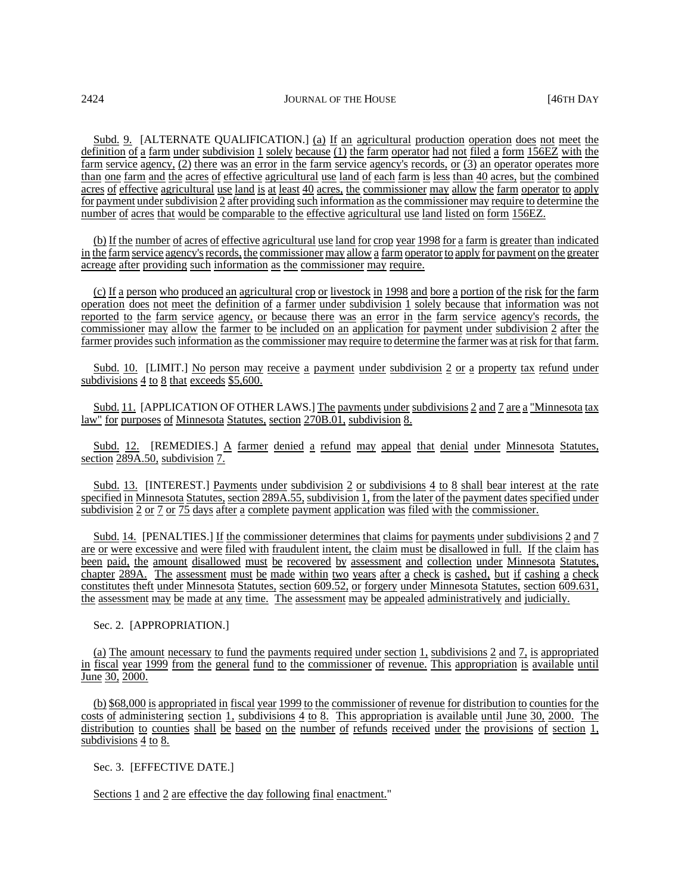Subd. 9. [ALTERNATE QUALIFICATION.] (a) If an agricultural production operation does not meet the definition of a farm under subdivision 1 solely because (1) the farm operator had not filed a form 156EZ with the farm service agency, (2) there was an error in the farm service agency's records, or (3) an operator operates more than one farm and the acres of effective agricultural use land of each farm is less than 40 acres, but the combined acres of effective agricultural use land is at least 40 acres, the commissioner may allow the farm operator to apply for payment under subdivision 2 after providing such information as the commissioner may require to determine the number of acres that would be comparable to the effective agricultural use land listed on form 156EZ.

(b) If the number of acres of effective agricultural use land for crop year 1998 for a farm is greater than indicated in the farm service agency's records, the commissioner may allow a farm operator to apply for payment on the greater acreage after providing such information as the commissioner may require.

(c) If a person who produced an agricultural crop or livestock in 1998 and bore a portion of the risk for the farm operation does not meet the definition of a farmer under subdivision 1 solely because that information was not reported to the farm service agency, or because there was an error in the farm service agency's records, the commissioner may allow the farmer to be included on an application for payment under subdivision 2 after the farmer provides such information as the commissioner may require to determine the farmer was at risk for that farm.

Subd. 10. [LIMIT.] No person may receive a payment under subdivision 2 or a property tax refund under subdivisions 4 to 8 that exceeds $5,600.

Subd. 11. [APPLICATION OF OTHER LAWS.] The payments under subdivisions 2 and 7 are a "Minnesota tax law" for purposes of Minnesota Statutes, section 270B.01, subdivision 8.

Subd. 12. [REMEDIES.] A farmer denied a refund may appeal that denial under Minnesota Statutes, section 289A.50, subdivision 7.

Subd. 13. [INTEREST.] Payments under subdivision 2 or subdivisions 4 to 8 shall bear interest at the rate specified in Minnesota Statutes, section 289A.55, subdivision 1, from the later of the payment dates specified under subdivision 2 or 7 or 75 days after a complete payment application was filed with the commissioner.

Subd. 14. [PENALTIES.] If the commissioner determines that claims for payments under subdivisions 2 and 7 are or were excessive and were filed with fraudulent intent, the claim must be disallowed in full. If the claim has been paid, the amount disallowed must be recovered by assessment and collection under Minnesota Statutes, chapter 289A. The assessment must be made within two years after a check is cashed, but if cashing a check constitutes theft under Minnesota Statutes, section 609.52, or forgery under Minnesota Statutes, section 609.631, the assessment may be made at any time. The assessment may be appealed administratively and judicially.

Sec. 2. [APPROPRIATION.]

(a) The amount necessary to fund the payments required under section 1, subdivisions 2 and 7, is appropriated in fiscal year 1999 from the general fund to the commissioner of revenue. This appropriation is available until June 30, 2000.

(b) $68,000 is appropriated in fiscal year 1999 to the commissioner of revenue for distribution to counties for the costs of administering section 1, subdivisions 4 to 8. This appropriation is available until June 30, 2000. The distribution to counties shall be based on the number of refunds received under the provisions of section 1, subdivisions 4 to 8.

Sec. 3. [EFFECTIVE DATE.]

Sections 1 and 2 are effective the day following final enactment."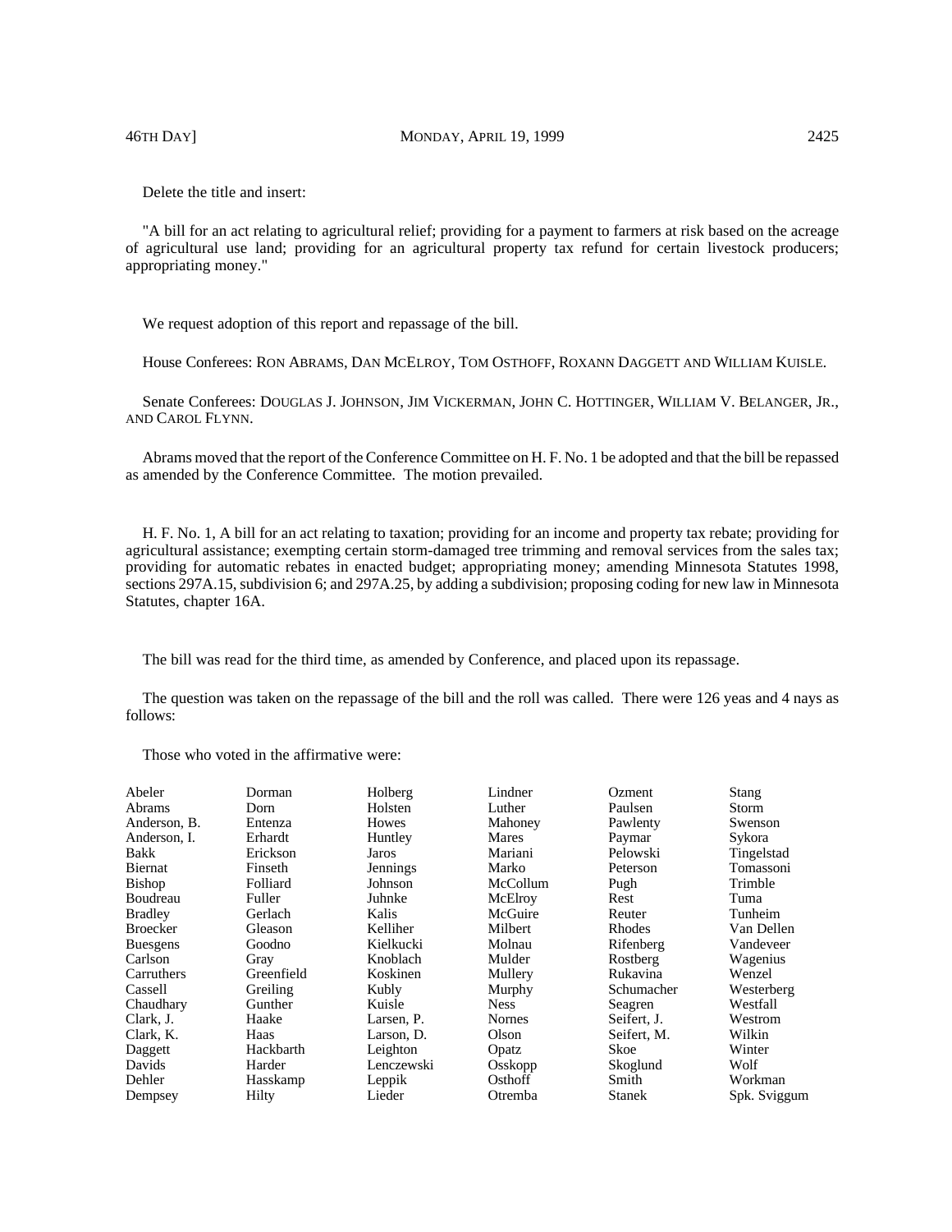Delete the title and insert:

"A bill for an act relating to agricultural relief; providing for a payment to farmers at risk based on the acreage of agricultural use land; providing for an agricultural property tax refund for certain livestock producers; appropriating money."

We request adoption of this report and repassage of the bill.

House Conferees: RON ABRAMS, DAN MCELROY, TOM OSTHOFF, ROXANN DAGGETT AND WILLIAM KUISLE.

Senate Conferees: DOUGLAS J. JOHNSON, JIM VICKERMAN, JOHN C. HOTTINGER, WILLIAM V. BELANGER, JR., AND CAROL FLYNN.

Abrams moved that the report of the Conference Committee on H. F. No. 1 be adopted and that the bill be repassed as amended by the Conference Committee. The motion prevailed.

H. F. No. 1, A bill for an act relating to taxation; providing for an income and property tax rebate; providing for agricultural assistance; exempting certain storm-damaged tree trimming and removal services from the sales tax; providing for automatic rebates in enacted budget; appropriating money; amending Minnesota Statutes 1998, sections 297A.15, subdivision 6; and 297A.25, by adding a subdivision; proposing coding for new law in Minnesota Statutes, chapter 16A.

The bill was read for the third time, as amended by Conference, and placed upon its repassage.

The question was taken on the repassage of the bill and the roll was called. There were 126 yeas and 4 nays as follows:

Those who voted in the affirmative were:

| | | | | | |
|---|---|---|---|---|---|
| Abeler | Dorman | Holberg | Lindner | Ozment | Stang |
| Abrams | Dorn | Holsten | Luther | Paulsen | Storm |
| Anderson, B. | Entenza | Howes | Mahoney | Pawlenty | Swenson |
| Anderson, I. | Erhardt | Huntley | Mares | Paymar | Sykora |
| Bakk | Erickson | Jaros | Mariani | Pelowski | Tingelstad |
| Biernat | Finseth | Jennings | Marko | Peterson | Tomassoni |
| Bishop | Folliard | Johnson | McCollum | Pugh | Trimble |
| Boudreau | Fuller | Juhnke | McElroy | Rest | Tuma |
| Bradley | Gerlach | Kalis | McGuire | Reuter | Tunheim |
| Broecker | Gleason | Kelliher | Milbert | Rhodes | Van Dellen |
| Buesgens | Goodno | Kielkucki | Molnau | Rifenberg | Vandeveer |
| Carlson | Gray | Knoblach | Mulder | Rostberg | Wagenius |
| Carruthers | Greenfield | Koskinen | Mullery | Rukavina | Wenzel |
| Cassell | Greiling | Kubly | Murphy | Schumacher | Westerberg |
| Chaudhary | Gunther | Kuisle | Ness | Seagren | Westfall |
| Clark, J. | Haake | Larsen, P. | Nornes | Seifert, J. | Westrom |
| Clark, K. | Haas | Larson, D. | Olson | Seifert, M. | Wilkin |
| Daggett | Hackbarth | Leighton | Opatz | Skoe | Winter |
| Davids | Harder | Lenczewski | Osskopp | Skoglund | Wolf |
| Dehler | Hasskamp | Leppik | Osthoff | Smith | Workman |
| Dempsey | Hilty | Lieder | Otremba | Stanek | Spk. Sviggum |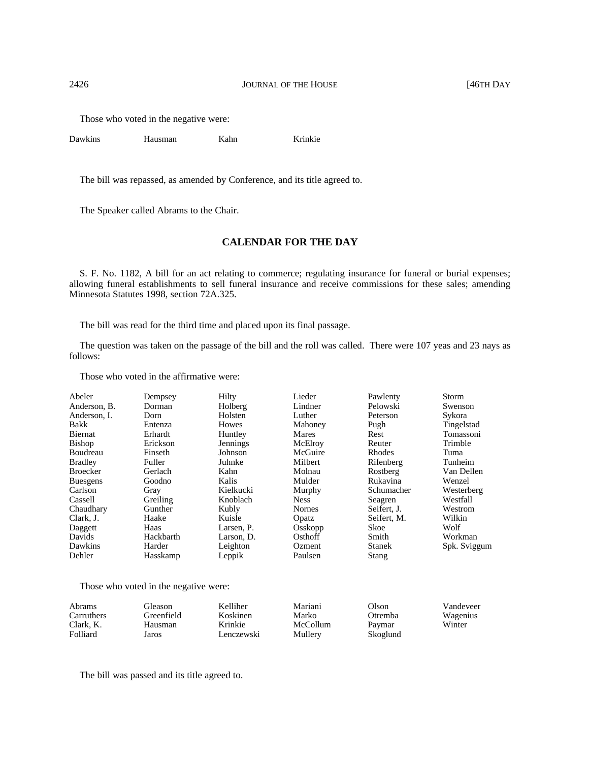Those who voted in the negative were:

| | | | |
|---|---|---|---|
| Dawkins | Hausman | Kahn | Krinkie |

The bill was repassed, as amended by Conference, and its title agreed to.

The Speaker called Abrams to the Chair.

## CALENDAR FOR THE DAY

S. F. No. 1182, A bill for an act relating to commerce; regulating insurance for funeral or burial expenses; allowing funeral establishments to sell funeral insurance and receive commissions for these sales; amending Minnesota Statutes 1998, section 72A.325.

The bill was read for the third time and placed upon its final passage.

The question was taken on the passage of the bill and the roll was called. There were 107 yeas and 23 nays as follows:

Those who voted in the affirmative were:

| | | | | | |
|---|---|---|---|---|---|
| Abeler | Dempsey | Hilty | Lieder | Pawlenty | Storm |
| Anderson, B. | Dorman | Holberg | Lindner | Pelowski | Swenson |
| Anderson, I. | Dorn | Holsten | Luther | Peterson | Sykora |
| Bakk | Entenza | Howes | Mahoney | Pugh | Tingelstad |
| Biernat | Erhardt | Huntley | Mares | Rest | Tomassoni |
| Bishop | Erickson | Jennings | McElroy | Reuter | Trimble |
| Boudreau | Finseth | Johnson | McGuire | Rhodes | Tuma |
| Bradley | Fuller | Juhnke | Milbert | Rifenberg | Tunheim |
| Broecker | Gerlach | Kahn | Molnau | Rostberg | Van Dellen |
| Buesgens | Goodno | Kalis | Mulder | Rukavina | Wenzel |
| Carlson | Gray | Kielkucki | Murphy | Schumacher | Westerberg |
| Cassell | Greiling | Knoblach | Ness | Seagren | Westfall |
| Chaudhary | Gunther | Kubly | Nornes | Seifert, J. | Westrom |
| Clark, J. | Haake | Kuisle | Opatz | Seifert, M. | Wilkin |
| Daggett | Haas | Larsen, P. | Osskopp | Skoe | Wolf |
| Davids | Hackbarth | Larson, D. | Osthoff | Smith | Workman |
| Dawkins | Harder | Leighton | Ozment | Stanek | Spk. Sviggum |
| Dehler | Hasskamp | Leppik | Paulsen | Stang | |

Those who voted in the negative were:

| | | | | | |
|---|---|---|---|---|---|
| Abrams | Gleason | Kelliher | Mariani | Olson | Vandeveer |
| Carruthers | Greenfield | Koskinen | Marko | Otremba | Wagenius |
| Clark, K. | Hausman | Krinkie | McCollum | Paymar | Winter |
| Folliard | Jaros | Lenczewski | Mullery | Skoglund | |

The bill was passed and its title agreed to.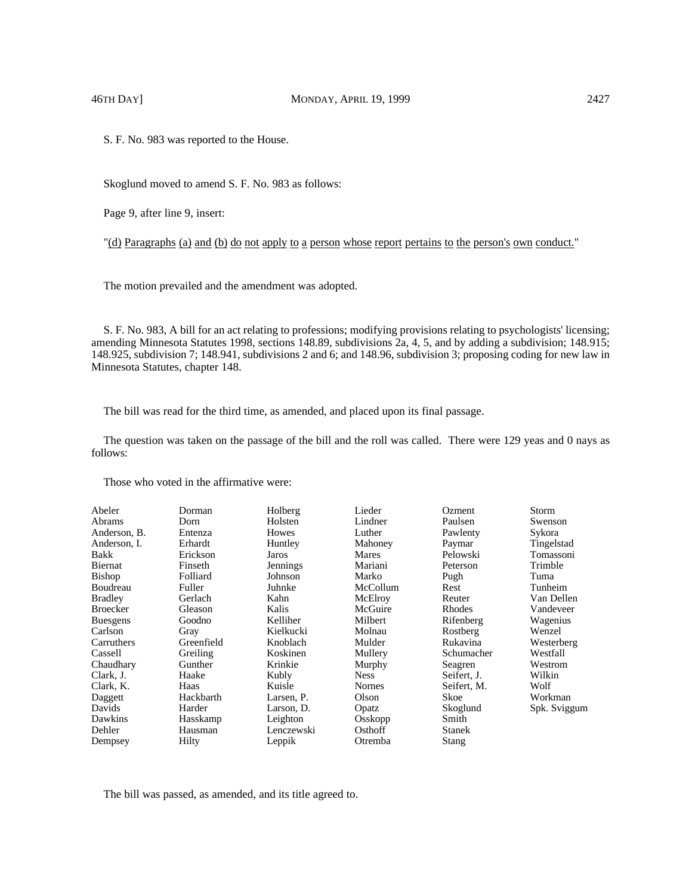S. F. No. 983 was reported to the House.

Skoglund moved to amend S. F. No. 983 as follows:

Page 9, after line 9, insert:

"<u>(d) Paragraphs (a) and (b) do not apply to a person whose report pertains to the person's own conduct.</u>"

The motion prevailed and the amendment was adopted.

S. F. No. 983, A bill for an act relating to professions; modifying provisions relating to psychologists' licensing; amending Minnesota Statutes 1998, sections 148.89, subdivisions 2a, 4, 5, and by adding a subdivision; 148.915; 148.925, subdivision 7; 148.941, subdivisions 2 and 6; and 148.96, subdivision 3; proposing coding for new law in Minnesota Statutes, chapter 148.

The bill was read for the third time, as amended, and placed upon its final passage.

The question was taken on the passage of the bill and the roll was called. There were 129 yeas and 0 nays as follows:

Those who voted in the affirmative were:

| | | | | | |
|---|---|---|---|---|---|
| Abeler | Dorman | Holberg | Lieder | Ozment | Storm |
| Abrams | Dorn | Holsten | Lindner | Paulsen | Swenson |
| Anderson, B. | Entenza | Howes | Luther | Pawlenty | Sykora |
| Anderson, I. | Erhardt | Huntley | Mahoney | Paymar | Tingelstad |
| Bakk | Erickson | Jaros | Mares | Pelowski | Tomassoni |
| Biernat | Finseth | Jennings | Mariani | Peterson | Trimble |
| Bishop | Folliard | Johnson | Marko | Pugh | Tuma |
| Boudreau | Fuller | Juhnke | McCollum | Rest | Tunheim |
| Bradley | Gerlach | Kahn | McElroy | Reuter | Van Dellen |
| Broecker | Gleason | Kalis | McGuire | Rhodes | Vandeveer |
| Buesgens | Goodno | Kelliher | Milbert | Rifenberg | Wagenius |
| Carlson | Gray | Kielkucki | Molnau | Rostberg | Wenzel |
| Carruthers | Greenfield | Knoblach | Mulder | Rukavina | Westerberg |
| Cassell | Greiling | Koskinen | Mullery | Schumacher | Westfall |
| Chaudhary | Gunther | Krinkie | Murphy | Seagren | Westrom |
| Clark, J. | Haake | Kubly | Ness | Seifert, J. | Wilkin |
| Clark, K. | Haas | Kuisle | Nornes | Seifert, M. | Wolf |
| Daggett | Hackbarth | Larsen, P. | Olson | Skoe | Workman |
| Davids | Harder | Larson, D. | Opatz | Skoglund | Spk. Sviggum |
| Dawkins | Hasskamp | Leighton | Osskopp | Smith | |
| Dehler | Hausman | Lenczewski | Osthoff | Stanek | |
| Dempsey | Hilty | Leppik | Otremba | Stang | |

The bill was passed, as amended, and its title agreed to.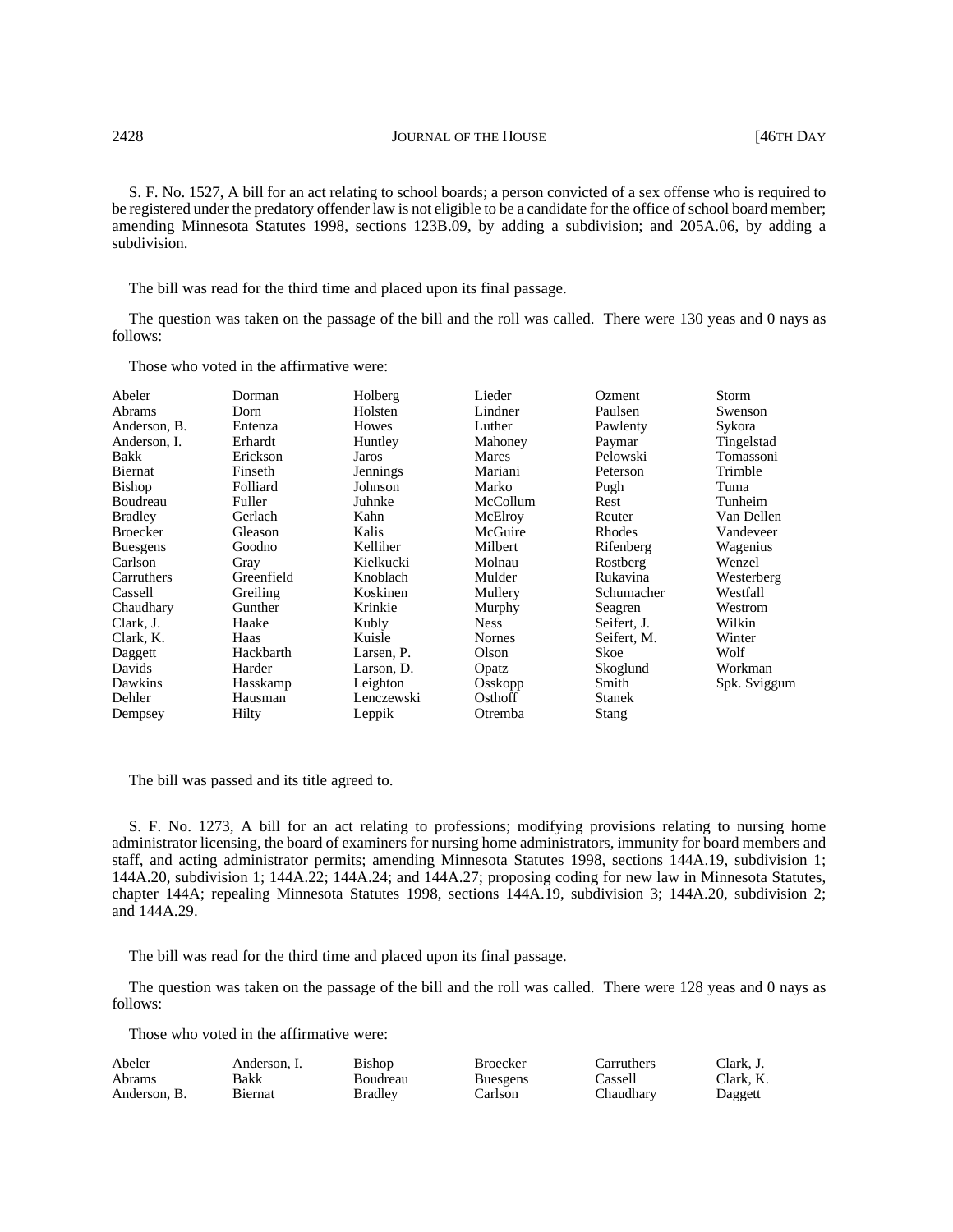S. F. No. 1527, A bill for an act relating to school boards; a person convicted of a sex offense who is required to be registered under the predatory offender law is not eligible to be a candidate for the office of school board member; amending Minnesota Statutes 1998, sections 123B.09, by adding a subdivision; and 205A.06, by adding a subdivision.

The bill was read for the third time and placed upon its final passage.

The question was taken on the passage of the bill and the roll was called. There were 130 yeas and 0 nays as follows:

Those who voted in the affirmative were:

| | | | | | |
|---|---|---|---|---|---|
| Abeler | Dorman | Holberg | Lieder | Ozment | Storm |
| Abrams | Dorn | Holsten | Lindner | Paulsen | Swenson |
| Anderson, B. | Entenza | Howes | Luther | Pawlenty | Sykora |
| Anderson, I. | Erhardt | Huntley | Mahoney | Paymar | Tingelstad |
| Bakk | Erickson | Jaros | Mares | Pelowski | Tomassoni |
| Biernat | Finseth | Jennings | Mariani | Peterson | Trimble |
| Bishop | Folliard | Johnson | Marko | Pugh | Tuma |
| Boudreau | Fuller | Juhnke | McCollum | Rest | Tunheim |
| Bradley | Gerlach | Kahn | McElroy | Reuter | Van Dellen |
| Broecker | Gleason | Kalis | McGuire | Rhodes | Vandeveer |
| Buesgens | Goodno | Kelliher | Milbert | Rifenberg | Wagenius |
| Carlson | Gray | Kielkucki | Molnau | Rostberg | Wenzel |
| Carruthers | Greenfield | Knoblach | Mulder | Rukavina | Westerberg |
| Cassell | Greiling | Koskinen | Mullery | Schumacher | Westfall |
| Chaudhary | Gunther | Krinkie | Murphy | Seagren | Westrom |
| Clark, J. | Haake | Kubly | Ness | Seifert, J. | Wilkin |
| Clark, K. | Haas | Kuisle | Nornes | Seifert, M. | Winter |
| Daggett | Hackbarth | Larsen, P. | Olson | Skoe | Wolf |
| Davids | Harder | Larson, D. | Opatz | Skoglund | Workman |
| Dawkins | Hasskamp | Leighton | Osskopp | Smith | Spk. Sviggum |
| Dehler | Hausman | Lenczewski | Osthoff | Stanek | |
| Dempsey | Hilty | Leppik | Otremba | Stang | |

The bill was passed and its title agreed to.

S. F. No. 1273, A bill for an act relating to professions; modifying provisions relating to nursing home administrator licensing, the board of examiners for nursing home administrators, immunity for board members and staff, and acting administrator permits; amending Minnesota Statutes 1998, sections 144A.19, subdivision 1; 144A.20, subdivision 1; 144A.22; 144A.24; and 144A.27; proposing coding for new law in Minnesota Statutes, chapter 144A; repealing Minnesota Statutes 1998, sections 144A.19, subdivision 3; 144A.20, subdivision 2; and 144A.29.

The bill was read for the third time and placed upon its final passage.

The question was taken on the passage of the bill and the roll was called. There were 128 yeas and 0 nays as follows:

Those who voted in the affirmative were:

| | | | | | |
|---|---|---|---|---|---|
| Abeler | Anderson, I. | Bishop | Broecker | Carruthers | Clark, J. |
| Abrams | Bakk | Boudreau | Buesgens | Cassell | Clark, K. |
| Anderson, B. | Biernat | Bradley | Carlson | Chaudhary | Daggett |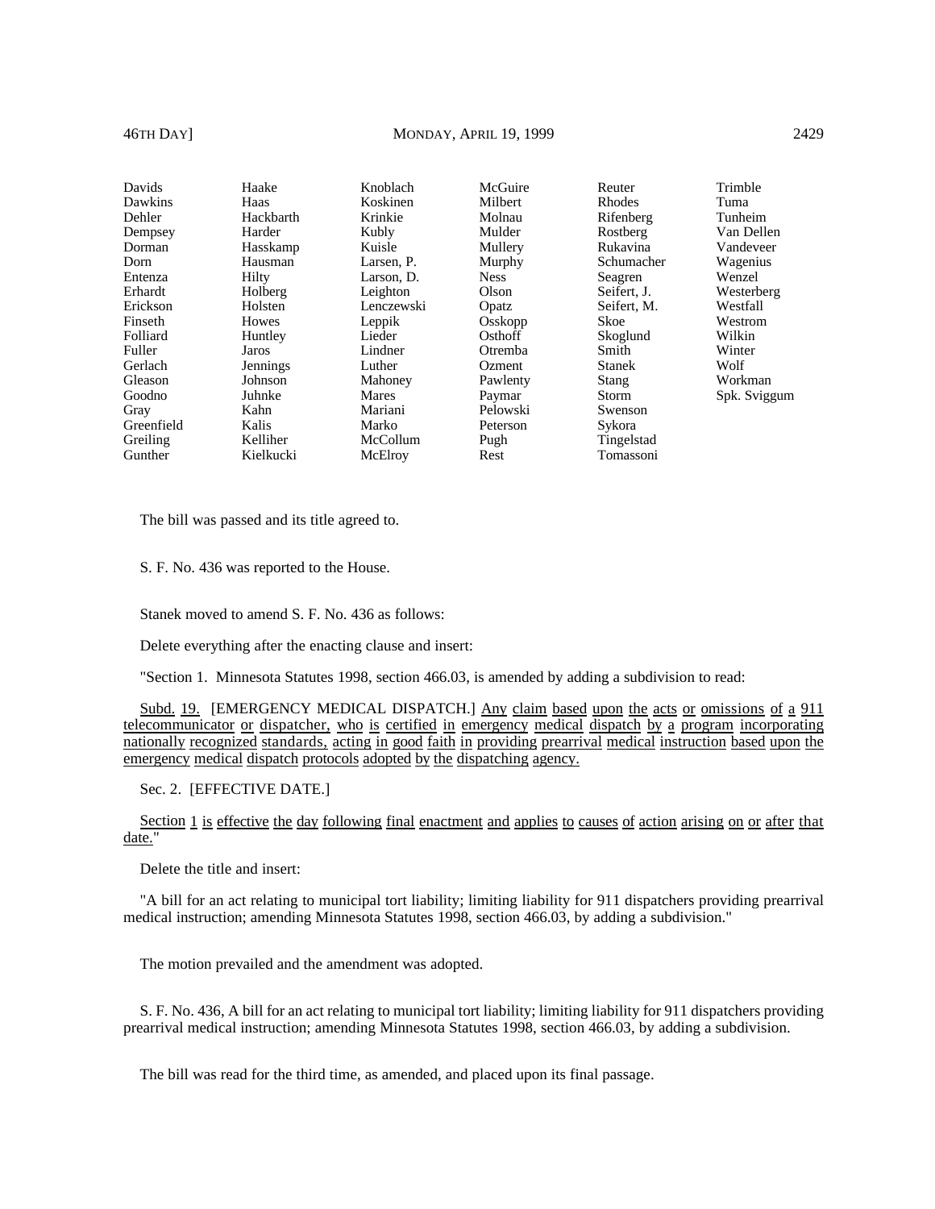| | | | | | |
|---|---|---|---|---|---|
| Davids | Haake | Knoblach | McGuire | Reuter | Trimble |
| Dawkins | Haas | Koskinen | Milbert | Rhodes | Tuma |
| Dehler | Hackbarth | Krinkie | Molnau | Rifenberg | Tunheim |
| Dempsey | Harder | Kubly | Mulder | Rostberg | Van Dellen |
| Dorman | Hasskamp | Kuisle | Mullery | Rukavina | Vandeveer |
| Dorn | Hausman | Larsen, P. | Murphy | Schumacher | Wagenius |
| Entenza | Hilty | Larson, D. | Ness | Seagren | Wenzel |
| Erhardt | Holberg | Leighton | Olson | Seifert, J. | Westerberg |
| Erickson | Holsten | Lenczewski | Opatz | Seifert, M. | Westfall |
| Finseth | Howes | Leppik | Osskopp | Skoe | Westrom |
| Folliard | Huntley | Lieder | Osthoff | Skoglund | Wilkin |
| Fuller | Jaros | Lindner | Otremba | Smith | Winter |
| Gerlach | Jennings | Luther | Ozment | Stanek | Wolf |
| Gleason | Johnson | Mahoney | Pawlenty | Stang | Workman |
| Goodno | Juhnke | Mares | Paymar | Storm | Spk. Sviggum |
| Gray | Kahn | Mariani | Pelowski | Swenson | |
| Greenfield | Kalis | Marko | Peterson | Sykora | |
| Greiling | Kelliher | McCollum | Pugh | Tingelstad | |
| Gunther | Kielkucki | McElroy | Rest | Tomassoni | |

The bill was passed and its title agreed to.

S. F. No. 436 was reported to the House.

Stanek moved to amend S. F. No. 436 as follows:

Delete everything after the enacting clause and insert:

"Section 1. Minnesota Statutes 1998, section 466.03, is amended by adding a subdivision to read:

Subd. 19. [EMERGENCY MEDICAL DISPATCH.] Any claim based upon the acts or omissions of a 911 telecommunicator or dispatcher, who is certified in emergency medical dispatch by a program incorporating nationally recognized standards, acting in good faith in providing prearrival medical instruction based upon the emergency medical dispatch protocols adopted by the dispatching agency.

Sec. 2. [EFFECTIVE DATE.]

Section 1 is effective the day following final enactment and applies to causes of action arising on or after that date."

Delete the title and insert:

"A bill for an act relating to municipal tort liability; limiting liability for 911 dispatchers providing prearrival medical instruction; amending Minnesota Statutes 1998, section 466.03, by adding a subdivision."

The motion prevailed and the amendment was adopted.

S. F. No. 436, A bill for an act relating to municipal tort liability; limiting liability for 911 dispatchers providing prearrival medical instruction; amending Minnesota Statutes 1998, section 466.03, by adding a subdivision.

The bill was read for the third time, as amended, and placed upon its final passage.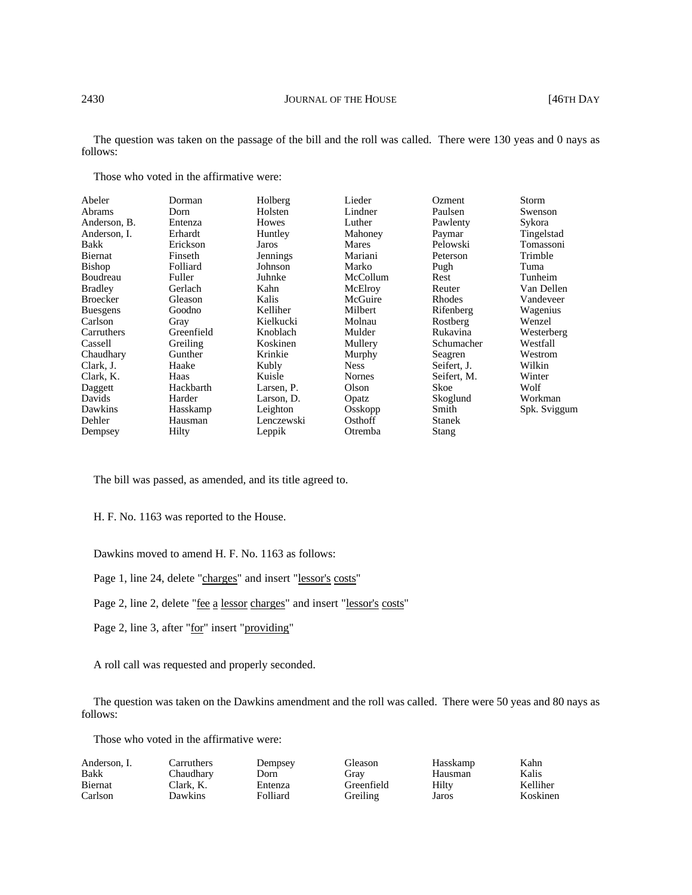The question was taken on the passage of the bill and the roll was called. There were 130 yeas and 0 nays as follows:

Those who voted in the affirmative were:

| | | | | | |
|---|---|---|---|---|---|
| Abeler | Dorman | Holberg | Lieder | Ozment | Storm |
| Abrams | Dorn | Holsten | Lindner | Paulsen | Swenson |
| Anderson, B. | Entenza | Howes | Luther | Pawlenty | Sykora |
| Anderson, I. | Erhardt | Huntley | Mahoney | Paymar | Tingelstad |
| Bakk | Erickson | Jaros | Mares | Pelowski | Tomassoni |
| Biernat | Finseth | Jennings | Mariani | Peterson | Trimble |
| Bishop | Folliard | Johnson | Marko | Pugh | Tuma |
| Boudreau | Fuller | Juhnke | McCollum | Rest | Tunheim |
| Bradley | Gerlach | Kahn | McElroy | Reuter | Van Dellen |
| Broecker | Gleason | Kalis | McGuire | Rhodes | Vandeveer |
| Buesgens | Goodno | Kelliher | Milbert | Rifenberg | Wagenius |
| Carlson | Gray | Kielkucki | Molnau | Rostberg | Wenzel |
| Carruthers | Greenfield | Knoblach | Mulder | Rukavina | Westerberg |
| Cassell | Greiling | Koskinen | Mullery | Schumacher | Westfall |
| Chaudhary | Gunther | Krinkie | Murphy | Seagren | Westrom |
| Clark, J. | Haake | Kubly | Ness | Seifert, J. | Wilkin |
| Clark, K. | Haas | Kuisle | Nornes | Seifert, M. | Winter |
| Daggett | Hackbarth | Larsen, P. | Olson | Skoe | Wolf |
| Davids | Harder | Larson, D. | Opatz | Skoglund | Workman |
| Dawkins | Hasskamp | Leighton | Osskopp | Smith | Spk. Sviggum |
| Dehler | Hausman | Lenczewski | Osthoff | Stanek | |
| Dempsey | Hilty | Leppik | Otremba | Stang | |

The bill was passed, as amended, and its title agreed to.

H. F. No. 1163 was reported to the House.

Dawkins moved to amend H. F. No. 1163 as follows:

Page 1, line 24, delete "charges" and insert "lessor's costs"

Page 2, line 2, delete "fee a lessor charges" and insert "lessor's costs"

Page 2, line 3, after "for" insert "providing"

A roll call was requested and properly seconded.

The question was taken on the Dawkins amendment and the roll was called. There were 50 yeas and 80 nays as follows:

Those who voted in the affirmative were:

| | | | | | |
|---|---|---|---|---|---|
| Anderson, I. | Carruthers | Dempsey | Gleason | Hasskamp | Kahn |
| Bakk | Chaudhary | Dorn | Gray | Hausman | Kalis |
| Biernat | Clark, K. | Entenza | Greenfield | Hilty | Kelliher |
| Carlson | Dawkins | Folliard | Greiling | Jaros | Koskinen |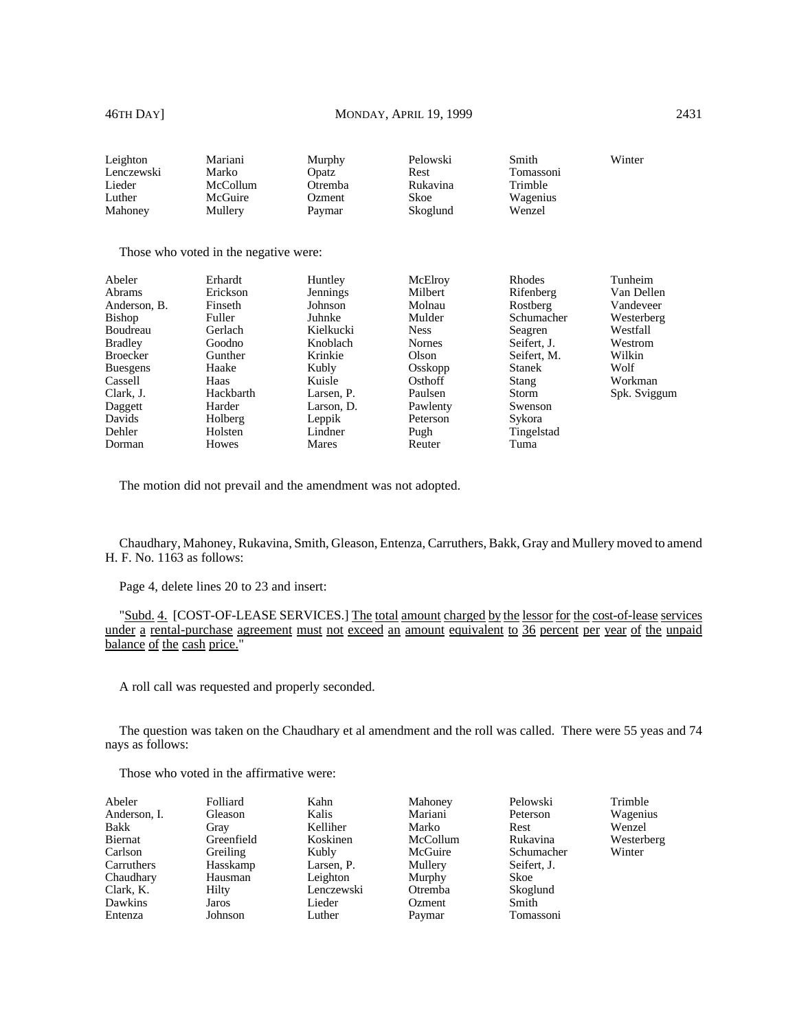| | | | | | |
|---|---|---|---|---|---|
| Leighton | Mariani | Murphy | Pelowski | Smith | Winter |
| Lenczewski | Marko | Opatz | Rest | Tomassoni | |
| Lieder | McCollum | Otremba | Rukavina | Trimble | |
| Luther | McGuire | Ozment | Skoe | Wagenius | |
| Mahoney | Mullery | Paymar | Skoglund | Wenzel | |

Those who voted in the negative were:

| | | | | | |
|---|---|---|---|---|---|
| Abeler | Erhardt | Huntley | McElroy | Rhodes | Tunheim |
| Abrams | Erickson | Jennings | Milbert | Rifenberg | Van Dellen |
| Anderson, B. | Finseth | Johnson | Molnau | Rostberg | Vandeveer |
| Bishop | Fuller | Juhnke | Mulder | Schumacher | Westerberg |
| Boudreau | Gerlach | Kielkucki | Ness | Seagren | Westfall |
| Bradley | Goodno | Knoblach | Nornes | Seifert, J. | Westrom |
| Broecker | Gunther | Krinkie | Olson | Seifert, M. | Wilkin |
| Buesgens | Haake | Kubly | Osskopp | Stanek | Wolf |
| Cassell | Haas | Kuisle | Osthoff | Stang | Workman |
| Clark, J. | Hackbarth | Larsen, P. | Paulsen | Storm | Spk. Sviggum |
| Daggett | Harder | Larson, D. | Pawlenty | Swenson | |
| Davids | Holberg | Leppik | Peterson | Sykora | |
| Dehler | Holsten | Lindner | Pugh | Tingelstad | |
| Dorman | Howes | Mares | Reuter | Tuma | |

The motion did not prevail and the amendment was not adopted.

Chaudhary, Mahoney, Rukavina, Smith, Gleason, Entenza, Carruthers, Bakk, Gray and Mullery moved to amend H. F. No. 1163 as follows:

Page 4, delete lines 20 to 23 and insert:

"Subd. 4. [COST-OF-LEASE SERVICES.] The total amount charged by the lessor for the cost-of-lease services under a rental-purchase agreement must not exceed an amount equivalent to 36 percent per year of the unpaid balance of the cash price."

A roll call was requested and properly seconded.

The question was taken on the Chaudhary et al amendment and the roll was called. There were 55 yeas and 74 nays as follows:

Those who voted in the affirmative were:

| | | | | | |
|---|---|---|---|---|---|
| Abeler | Folliard | Kahn | Mahoney | Pelowski | Trimble |
| Anderson, I. | Gleason | Kalis | Mariani | Peterson | Wagenius |
| Bakk | Gray | Kelliher | Marko | Rest | Wenzel |
| Biernat | Greenfield | Koskinen | McCollum | Rukavina | Westerberg |
| Carlson | Greiling | Kubly | McGuire | Schumacher | Winter |
| Carruthers | Hasskamp | Larsen, P. | Mullery | Seifert, J. | |
| Chaudhary | Hausman | Leighton | Murphy | Skoe | |
| Clark, K. | Hilty | Lenczewski | Otremba | Skoglund | |
| Dawkins | Jaros | Lieder | Ozment | Smith | |
| Entenza | Johnson | Luther | Paymar | Tomassoni | |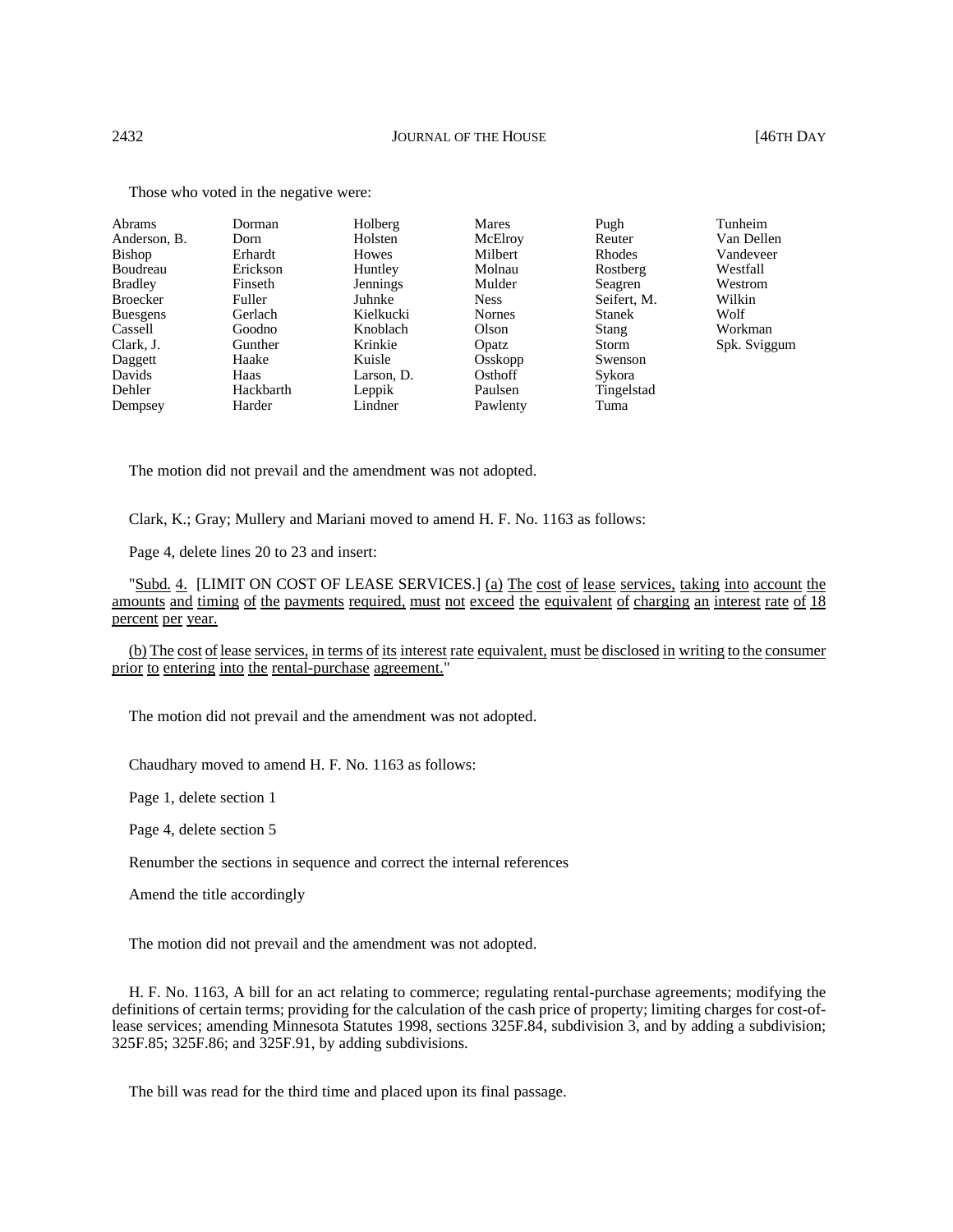Those who voted in the negative were:

| | | | | | |
|---|---|---|---|---|---|
| Abrams | Dorman | Holberg | Mares | Pugh | Tunheim |
| Anderson, B. | Dorn | Holsten | McElroy | Reuter | Van Dellen |
| Bishop | Erhardt | Howes | Milbert | Rhodes | Vandeveer |
| Boudreau | Erickson | Huntley | Molnau | Rostberg | Westfall |
| Bradley | Finseth | Jennings | Mulder | Seagren | Westrom |
| Broecker | Fuller | Juhnke | Ness | Seifert, M. | Wilkin |
| Buesgens | Gerlach | Kielkucki | Nornes | Stanek | Wolf |
| Cassell | Goodno | Knoblach | Olson | Stang | Workman |
| Clark, J. | Gunther | Krinkie | Opatz | Storm | Spk. Sviggum |
| Daggett | Haake | Kuisle | Osskopp | Swenson | |
| Davids | Haas | Larson, D. | Osthoff | Sykora | |
| Dehler | Hackbarth | Leppik | Paulsen | Tingelstad | |
| Dempsey | Harder | Lindner | Pawlenty | Tuma | |

The motion did not prevail and the amendment was not adopted.

Clark, K.; Gray; Mullery and Mariani moved to amend H. F. No. 1163 as follows:

Page 4, delete lines 20 to 23 and insert:

"Subd. 4. [LIMIT ON COST OF LEASE SERVICES.] (a) The cost of lease services, taking into account the amounts and timing of the payments required, must not exceed the equivalent of charging an interest rate of 18 percent per year.

(b) The cost of lease services, in terms of its interest rate equivalent, must be disclosed in writing to the consumer prior to entering into the rental-purchase agreement."

The motion did not prevail and the amendment was not adopted.

Chaudhary moved to amend H. F. No. 1163 as follows:

Page 1, delete section 1

Page 4, delete section 5

Renumber the sections in sequence and correct the internal references

Amend the title accordingly

The motion did not prevail and the amendment was not adopted.

H. F. No. 1163, A bill for an act relating to commerce; regulating rental-purchase agreements; modifying the definitions of certain terms; providing for the calculation of the cash price of property; limiting charges for cost-of-lease services; amending Minnesota Statutes 1998, sections 325F.84, subdivision 3, and by adding a subdivision; 325F.85; 325F.86; and 325F.91, by adding subdivisions.

The bill was read for the third time and placed upon its final passage.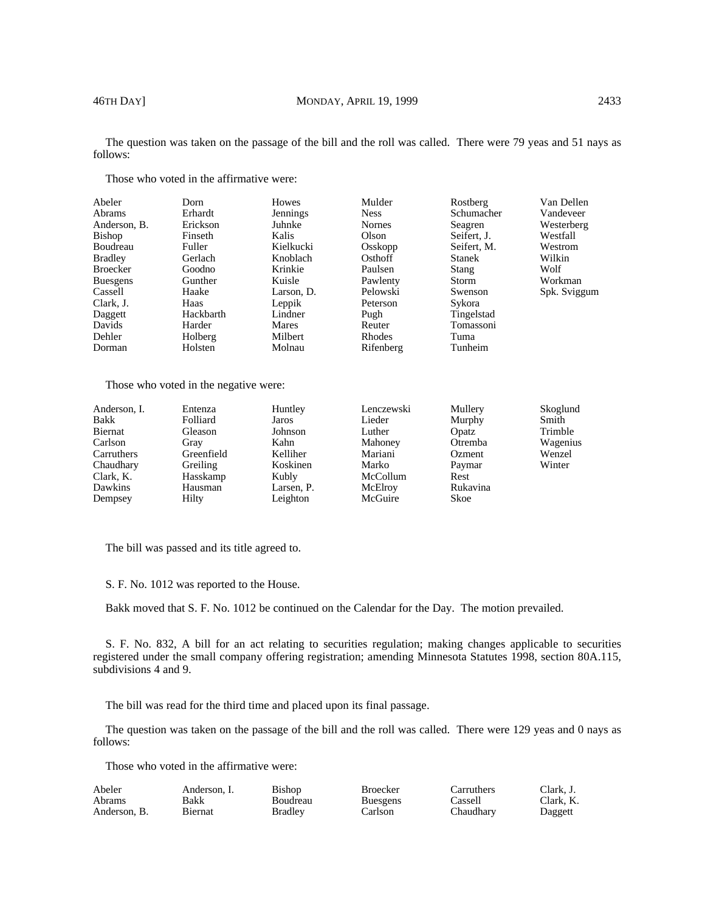The question was taken on the passage of the bill and the roll was called. There were 79 yeas and 51 nays as follows:

Those who voted in the affirmative were:

| | | | | | |
|---|---|---|---|---|---|
| Abeler | Dorn | Howes | Mulder | Rostberg | Van Dellen |
| Abrams | Erhardt | Jennings | Ness | Schumacher | Vandeveer |
| Anderson, B. | Erickson | Juhnke | Nornes | Seagren | Westerberg |
| Bishop | Finseth | Kalis | Olson | Seifert, J. | Westfall |
| Boudreau | Fuller | Kielkucki | Osskopp | Seifert, M. | Westrom |
| Bradley | Gerlach | Knoblach | Osthoff | Stanek | Wilkin |
| Broecker | Goodno | Krinkie | Paulsen | Stang | Wolf |
| Buesgens | Gunther | Kuisle | Pawlenty | Storm | Workman |
| Cassell | Haake | Larson, D. | Pelowski | Swenson | Spk. Sviggum |
| Clark, J. | Haas | Leppik | Peterson | Sykora | |
| Daggett | Hackbarth | Lindner | Pugh | Tingelstad | |
| Davids | Harder | Mares | Reuter | Tomassoni | |
| Dehler | Holberg | Milbert | Rhodes | Tuma | |
| Dorman | Holsten | Molnau | Rifenberg | Tunheim | |

Those who voted in the negative were:

| | | | | | |
|---|---|---|---|---|---|
| Anderson, I. | Entenza | Huntley | Lenczewski | Mullery | Skoglund |
| Bakk | Folliard | Jaros | Lieder | Murphy | Smith |
| Biernat | Gleason | Johnson | Luther | Opatz | Trimble |
| Carlson | Gray | Kahn | Mahoney | Otremba | Wagenius |
| Carruthers | Greenfield | Kelliher | Mariani | Ozment | Wenzel |
| Chaudhary | Greiling | Koskinen | Marko | Paymar | Winter |
| Clark, K. | Hasskamp | Kubly | McCollum | Rest | |
| Dawkins | Hausman | Larsen, P. | McElroy | Rukavina | |
| Dempsey | Hilty | Leighton | McGuire | Skoe | |

The bill was passed and its title agreed to.

S. F. No. 1012 was reported to the House.

Bakk moved that S. F. No. 1012 be continued on the Calendar for the Day. The motion prevailed.

S. F. No. 832, A bill for an act relating to securities regulation; making changes applicable to securities registered under the small company offering registration; amending Minnesota Statutes 1998, section 80A.115, subdivisions 4 and 9.

The bill was read for the third time and placed upon its final passage.

The question was taken on the passage of the bill and the roll was called. There were 129 yeas and 0 nays as follows:

Those who voted in the affirmative were:

| | | | | | |
|---|---|---|---|---|---|
| Abeler | Anderson, I. | Bishop | Broecker | Carruthers | Clark, J. |
| Abrams | Bakk | Boudreau | Buesgens | Cassell | Clark, K. |
| Anderson, B. | Biernat | Bradley | Carlson | Chaudhary | Daggett |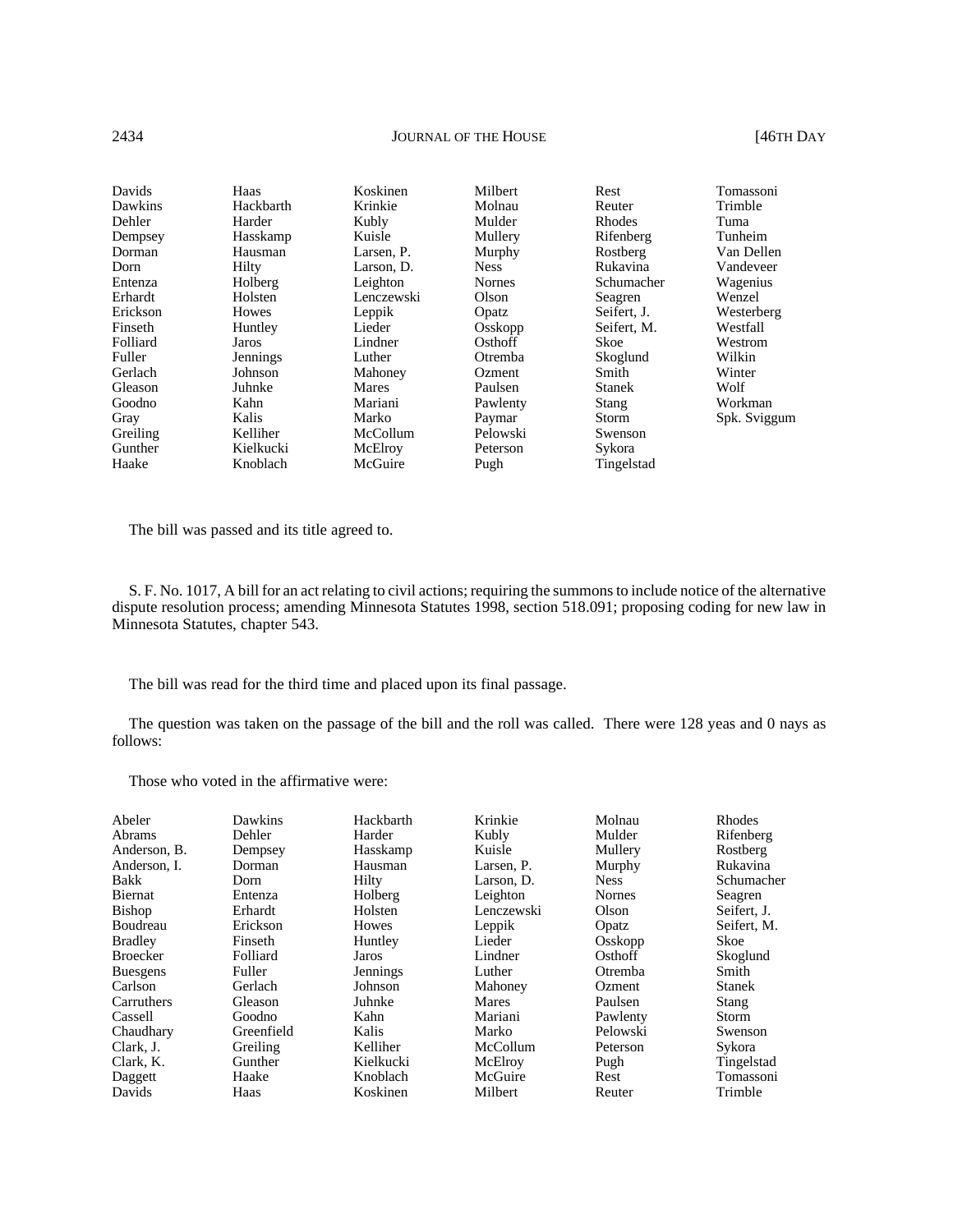| | | | | | |
|---|---|---|---|---|---|
| Davids | Haas | Koskinen | Milbert | Rest | Tomassoni |
| Dawkins | Hackbarth | Krinkie | Molnau | Reuter | Trimble |
| Dehler | Harder | Kubly | Mulder | Rhodes | Tuma |
| Dempsey | Hasskamp | Kuisle | Mullery | Rifenberg | Tunheim |
| Dorman | Hausman | Larsen, P. | Murphy | Rostberg | Van Dellen |
| Dorn | Hilty | Larson, D. | Ness | Rukavina | Vandeveer |
| Entenza | Holberg | Leighton | Nornes | Schumacher | Wagenius |
| Erhardt | Holsten | Lenczewski | Olson | Seagren | Wenzel |
| Erickson | Howes | Leppik | Opatz | Seifert, J. | Westerberg |
| Finseth | Huntley | Lieder | Osskopp | Seifert, M. | Westfall |
| Folliard | Jaros | Lindner | Osthoff | Skoe | Westrom |
| Fuller | Jennings | Luther | Otremba | Skoglund | Wilkin |
| Gerlach | Johnson | Mahoney | Ozment | Smith | Winter |
| Gleason | Juhnke | Mares | Paulsen | Stanek | Wolf |
| Goodno | Kahn | Mariani | Pawlenty | Stang | Workman |
| Gray | Kalis | Marko | Paymar | Storm | Spk. Sviggum |
| Greiling | Kelliher | McCollum | Pelowski | Swenson | |
| Gunther | Kielkucki | McElroy | Peterson | Sykora | |
| Haake | Knoblach | McGuire | Pugh | Tingelstad | |

The bill was passed and its title agreed to.

S. F. No. 1017, A bill for an act relating to civil actions; requiring the summons to include notice of the alternative dispute resolution process; amending Minnesota Statutes 1998, section 518.091; proposing coding for new law in Minnesota Statutes, chapter 543.

The bill was read for the third time and placed upon its final passage.

The question was taken on the passage of the bill and the roll was called. There were 128 yeas and 0 nays as follows:

Those who voted in the affirmative were:

| | | | | | |
|---|---|---|---|---|---|
| Abeler | Dawkins | Hackbarth | Krinkie | Molnau | Rhodes |
| Abrams | Dehler | Harder | Kubly | Mulder | Rifenberg |
| Anderson, B. | Dempsey | Hasskamp | Kuisle | Mullery | Rostberg |
| Anderson, I. | Dorman | Hausman | Larsen, P. | Murphy | Rukavina |
| Bakk | Dorn | Hilty | Larson, D. | Ness | Schumacher |
| Biernat | Entenza | Holberg | Leighton | Nornes | Seagren |
| Bishop | Erhardt | Holsten | Lenczewski | Olson | Seifert, J. |
| Boudreau | Erickson | Howes | Leppik | Opatz | Seifert, M. |
| Bradley | Finseth | Huntley | Lieder | Osskopp | Skoe |
| Broecker | Folliard | Jaros | Lindner | Osthoff | Skoglund |
| Buesgens | Fuller | Jennings | Luther | Otremba | Smith |
| Carlson | Gerlach | Johnson | Mahoney | Ozment | Stanek |
| Carruthers | Gleason | Juhnke | Mares | Paulsen | Stang |
| Cassell | Goodno | Kahn | Mariani | Pawlenty | Storm |
| Chaudhary | Greenfield | Kalis | Marko | Pelowski | Swenson |
| Clark, J. | Greiling | Kelliher | McCollum | Peterson | Sykora |
| Clark, K. | Gunther | Kielkucki | McElroy | Pugh | Tingelstad |
| Daggett | Haake | Knoblach | McGuire | Rest | Tomassoni |
| Davids | Haas | Koskinen | Milbert | Reuter | Trimble |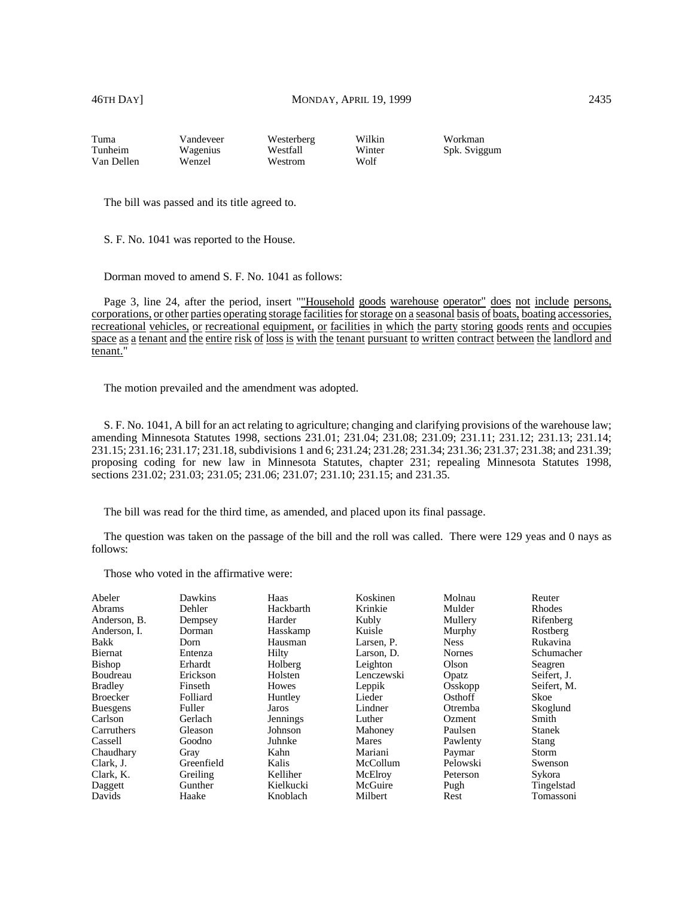| | | | | |
|---|---|---|---|---|
| Tuma | Vandeveer | Westerberg | Wilkin | Workman |
| Tunheim | Wagenius | Westfall | Winter | Spk. Sviggum |
| Van Dellen | Wenzel | Westrom | Wolf | |

The bill was passed and its title agreed to.

S. F. No. 1041 was reported to the House.

Dorman moved to amend S. F. No. 1041 as follows:

Page 3, line 24, after the period, insert ""Household goods warehouse operator" does not include persons, corporations, or other parties operating storage facilities for storage on a seasonal basis of boats, boating accessories, recreational vehicles, or recreational equipment, or facilities in which the party storing goods rents and occupies space as a tenant and the entire risk of loss is with the tenant pursuant to written contract between the landlord and tenant."

The motion prevailed and the amendment was adopted.

S. F. No. 1041, A bill for an act relating to agriculture; changing and clarifying provisions of the warehouse law; amending Minnesota Statutes 1998, sections 231.01; 231.04; 231.08; 231.09; 231.11; 231.12; 231.13; 231.14; 231.15; 231.16; 231.17; 231.18, subdivisions 1 and 6; 231.24; 231.28; 231.34; 231.36; 231.37; 231.38; and 231.39; proposing coding for new law in Minnesota Statutes, chapter 231; repealing Minnesota Statutes 1998, sections 231.02; 231.03; 231.05; 231.06; 231.07; 231.10; 231.15; and 231.35.

The bill was read for the third time, as amended, and placed upon its final passage.

The question was taken on the passage of the bill and the roll was called. There were 129 yeas and 0 nays as follows:

Those who voted in the affirmative were:

| | | | | | |
|---|---|---|---|---|---|
| Abeler | Dawkins | Haas | Koskinen | Molnau | Reuter |
| Abrams | Dehler | Hackbarth | Krinkie | Mulder | Rhodes |
| Anderson, B. | Dempsey | Harder | Kubly | Mullery | Rifenberg |
| Anderson, I. | Dorman | Hasskamp | Kuisle | Murphy | Rostberg |
| Bakk | Dorn | Hausman | Larsen, P. | Ness | Rukavina |
| Biernat | Entenza | Hilty | Larson, D. | Nornes | Schumacher |
| Bishop | Erhardt | Holberg | Leighton | Olson | Seagren |
| Boudreau | Erickson | Holsten | Lenczewski | Opatz | Seifert, J. |
| Bradley | Finseth | Howes | Leppik | Osskopp | Seifert, M. |
| Broecker | Folliard | Huntley | Lieder | Osthoff | Skoe |
| Buesgens | Fuller | Jaros | Lindner | Otremba | Skoglund |
| Carlson | Gerlach | Jennings | Luther | Ozment | Smith |
| Carruthers | Gleason | Johnson | Mahoney | Paulsen | Stanek |
| Cassell | Goodno | Juhnke | Mares | Pawlenty | Stang |
| Chaudhary | Gray | Kahn | Mariani | Paymar | Storm |
| Clark, J. | Greenfield | Kalis | McCollum | Pelowski | Swenson |
| Clark, K. | Greiling | Kelliher | McElroy | Peterson | Sykora |
| Daggett | Gunther | Kielkucki | McGuire | Pugh | Tingelstad |
| Davids | Haake | Knoblach | Milbert | Rest | Tomassoni |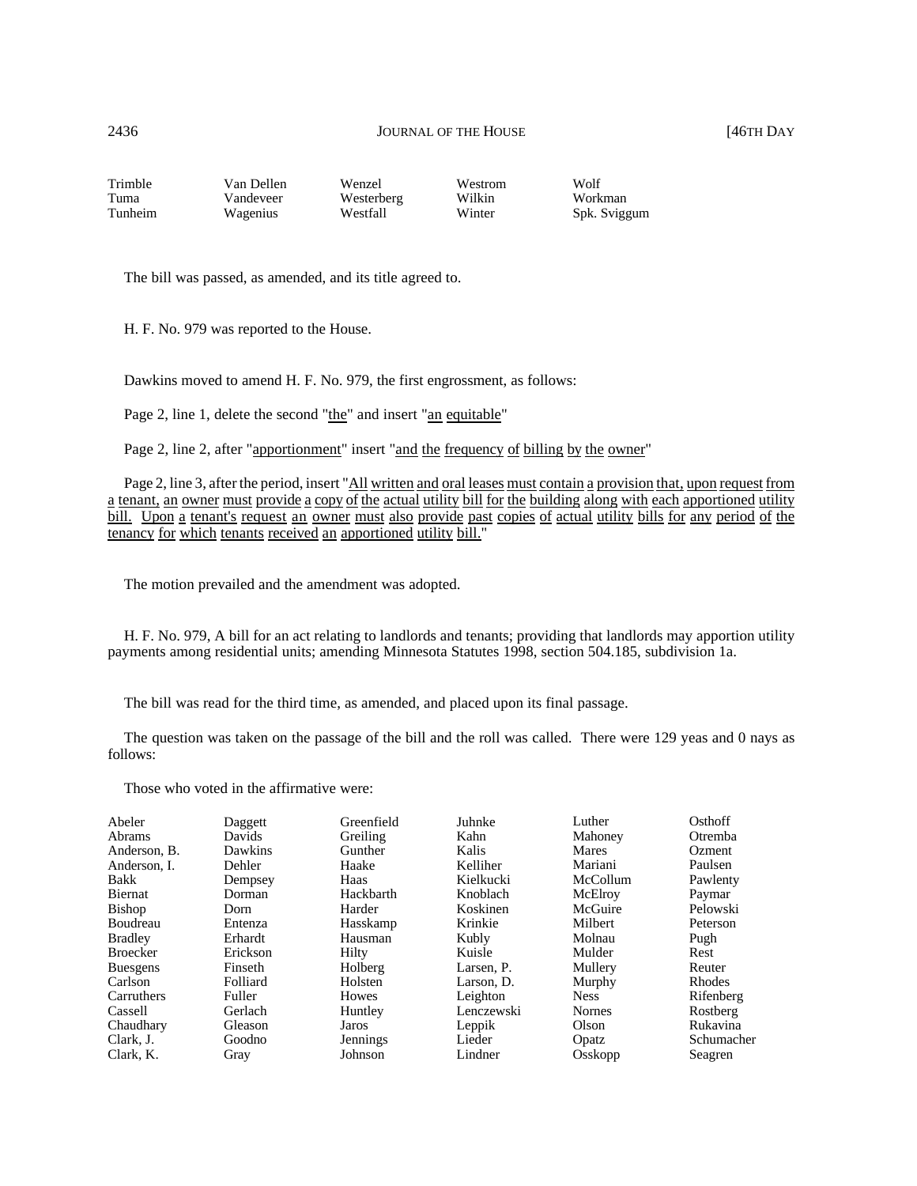| | | | | |
|---|---|---|---|---|
| Trimble | Van Dellen | Wenzel | Westrom | Wolf |
| Tuma | Vandeveer | Westerberg | Wilkin | Workman |
| Tunheim | Wagenius | Westfall | Winter | Spk. Sviggum |

The bill was passed, as amended, and its title agreed to.

H. F. No. 979 was reported to the House.

Dawkins moved to amend H. F. No. 979, the first engrossment, as follows:

Page 2, line 1, delete the second "the" and insert "an equitable"

Page 2, line 2, after "apportionment" insert "and the frequency of billing by the owner"

Page 2, line 3, after the period, insert "All written and oral leases must contain a provision that, upon request from a tenant, an owner must provide a copy of the actual utility bill for the building along with each apportioned utility bill. Upon a tenant's request an owner must also provide past copies of actual utility bills for any period of the tenancy for which tenants received an apportioned utility bill."

The motion prevailed and the amendment was adopted.

H. F. No. 979, A bill for an act relating to landlords and tenants; providing that landlords may apportion utility payments among residential units; amending Minnesota Statutes 1998, section 504.185, subdivision 1a.

The bill was read for the third time, as amended, and placed upon its final passage.

The question was taken on the passage of the bill and the roll was called. There were 129 yeas and 0 nays as follows:

Those who voted in the affirmative were:

| | | | | | |
|---|---|---|---|---|---|
| Abeler | Daggett | Greenfield | Juhnke | Luther | Osthoff |
| Abrams | Davids | Greiling | Kahn | Mahoney | Otremba |
| Anderson, B. | Dawkins | Gunther | Kalis | Mares | Ozment |
| Anderson, I. | Dehler | Haake | Kelliher | Mariani | Paulsen |
| Bakk | Dempsey | Haas | Kielkucki | McCollum | Pawlenty |
| Biernat | Dorman | Hackbarth | Knoblach | McElroy | Paymar |
| Bishop | Dorn | Harder | Koskinen | McGuire | Pelowski |
| Boudreau | Entenza | Hasskamp | Krinkie | Milbert | Peterson |
| Bradley | Erhardt | Hausman | Kubly | Molnau | Pugh |
| Broecker | Erickson | Hilty | Kuisle | Mulder | Rest |
| Buesgens | Finseth | Holberg | Larsen, P. | Mullery | Reuter |
| Carlson | Folliard | Holsten | Larson, D. | Murphy | Rhodes |
| Carruthers | Fuller | Howes | Leighton | Ness | Rifenberg |
| Cassell | Gerlach | Huntley | Lenczewski | Nornes | Rostberg |
| Chaudhary | Gleason | Jaros | Leppik | Olson | Rukavina |
| Clark, J. | Goodno | Jennings | Lieder | Opatz | Schumacher |
| Clark, K. | Gray | Johnson | Lindner | Osskopp | Seagren |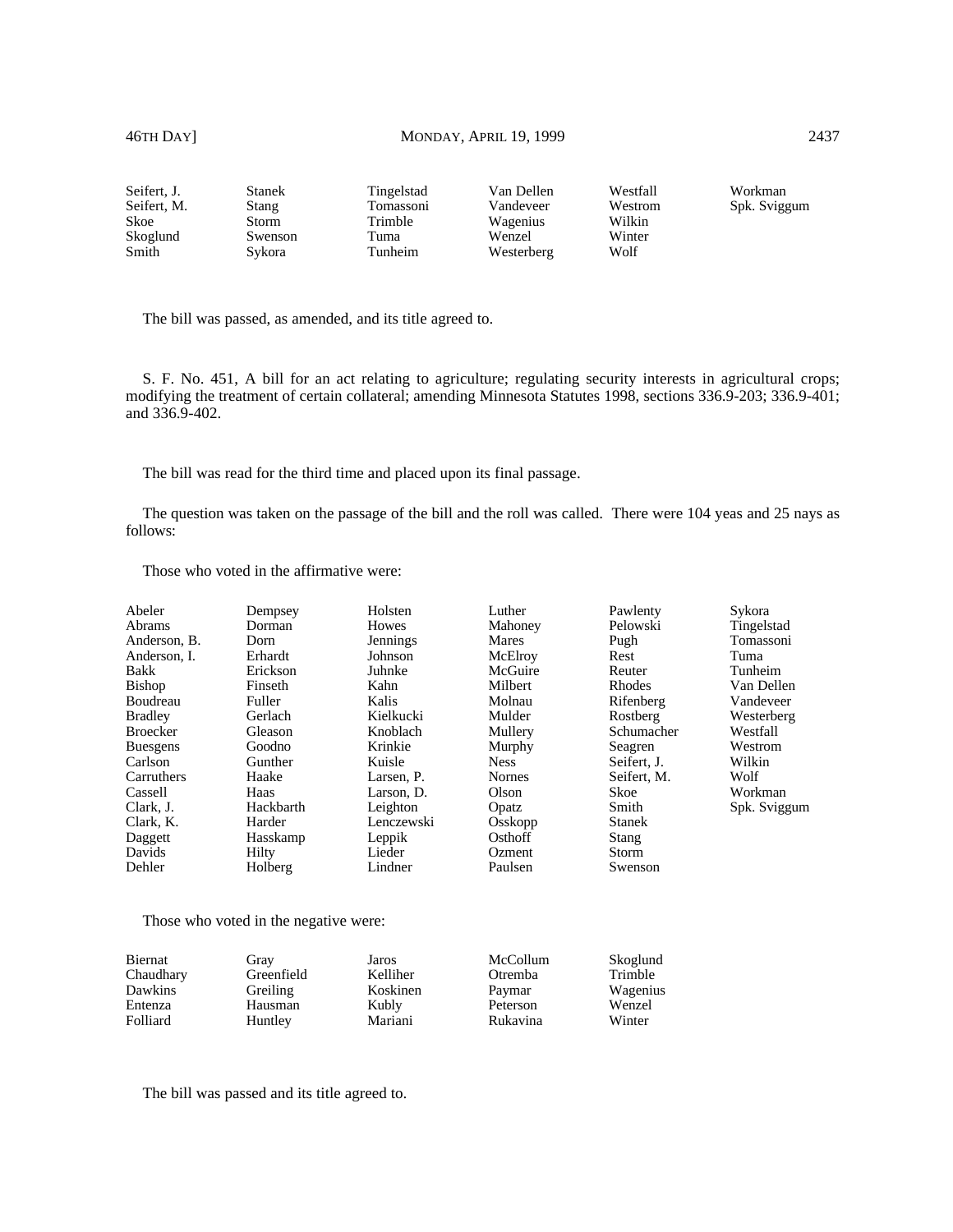| | | | | | |
|---|---|---|---|---|---|
| Seifert, J. | Stanek | Tingelstad | Van Dellen | Westfall | Workman |
| Seifert, M. | Stang | Tomassoni | Vandeveer | Westrom | Spk. Sviggum |
| Skoe | Storm | Trimble | Wagenius | Wilkin | |
| Skoglund | Swenson | Tuma | Wenzel | Winter | |
| Smith | Sykora | Tunheim | Westerberg | Wolf | |

The bill was passed, as amended, and its title agreed to.

S. F. No. 451, A bill for an act relating to agriculture; regulating security interests in agricultural crops; modifying the treatment of certain collateral; amending Minnesota Statutes 1998, sections 336.9-203; 336.9-401; and 336.9-402.

The bill was read for the third time and placed upon its final passage.

The question was taken on the passage of the bill and the roll was called. There were 104 yeas and 25 nays as follows:

Those who voted in the affirmative were:

| | | | | | |
|---|---|---|---|---|---|
| Abeler | Dempsey | Holsten | Luther | Pawlenty | Sykora |
| Abrams | Dorman | Howes | Mahoney | Pelowski | Tingelstad |
| Anderson, B. | Dorn | Jennings | Mares | Pugh | Tomassoni |
| Anderson, I. | Erhardt | Johnson | McElroy | Rest | Tuma |
| Bakk | Erickson | Juhnke | McGuire | Reuter | Tunheim |
| Bishop | Finseth | Kahn | Milbert | Rhodes | Van Dellen |
| Boudreau | Fuller | Kalis | Molnau | Rifenberg | Vandeveer |
| Bradley | Gerlach | Kielkucki | Mulder | Rostberg | Westerberg |
| Broecker | Gleason | Knoblach | Mullery | Schumacher | Westfall |
| Buesgens | Goodno | Krinkie | Murphy | Seagren | Westrom |
| Carlson | Gunther | Kuisle | Ness | Seifert, J. | Wilkin |
| Carruthers | Haake | Larsen, P. | Nornes | Seifert, M. | Wolf |
| Cassell | Haas | Larson, D. | Olson | Skoe | Workman |
| Clark, J. | Hackbarth | Leighton | Opatz | Smith | Spk. Sviggum |
| Clark, K. | Harder | Lenczewski | Osskopp | Stanek | |
| Daggett | Hasskamp | Leppik | Osthoff | Stang | |
| Davids | Hilty | Lieder | Ozment | Storm | |
| Dehler | Holberg | Lindner | Paulsen | Swenson | |

Those who voted in the negative were:

| | | | | |
|---|---|---|---|---|
| Biernat | Gray | Jaros | McCollum | Skoglund |
| Chaudhary | Greenfield | Kelliher | Otremba | Trimble |
| Dawkins | Greiling | Koskinen | Paymar | Wagenius |
| Entenza | Hausman | Kubly | Peterson | Wenzel |
| Folliard | Huntley | Mariani | Rukavina | Winter |

The bill was passed and its title agreed to.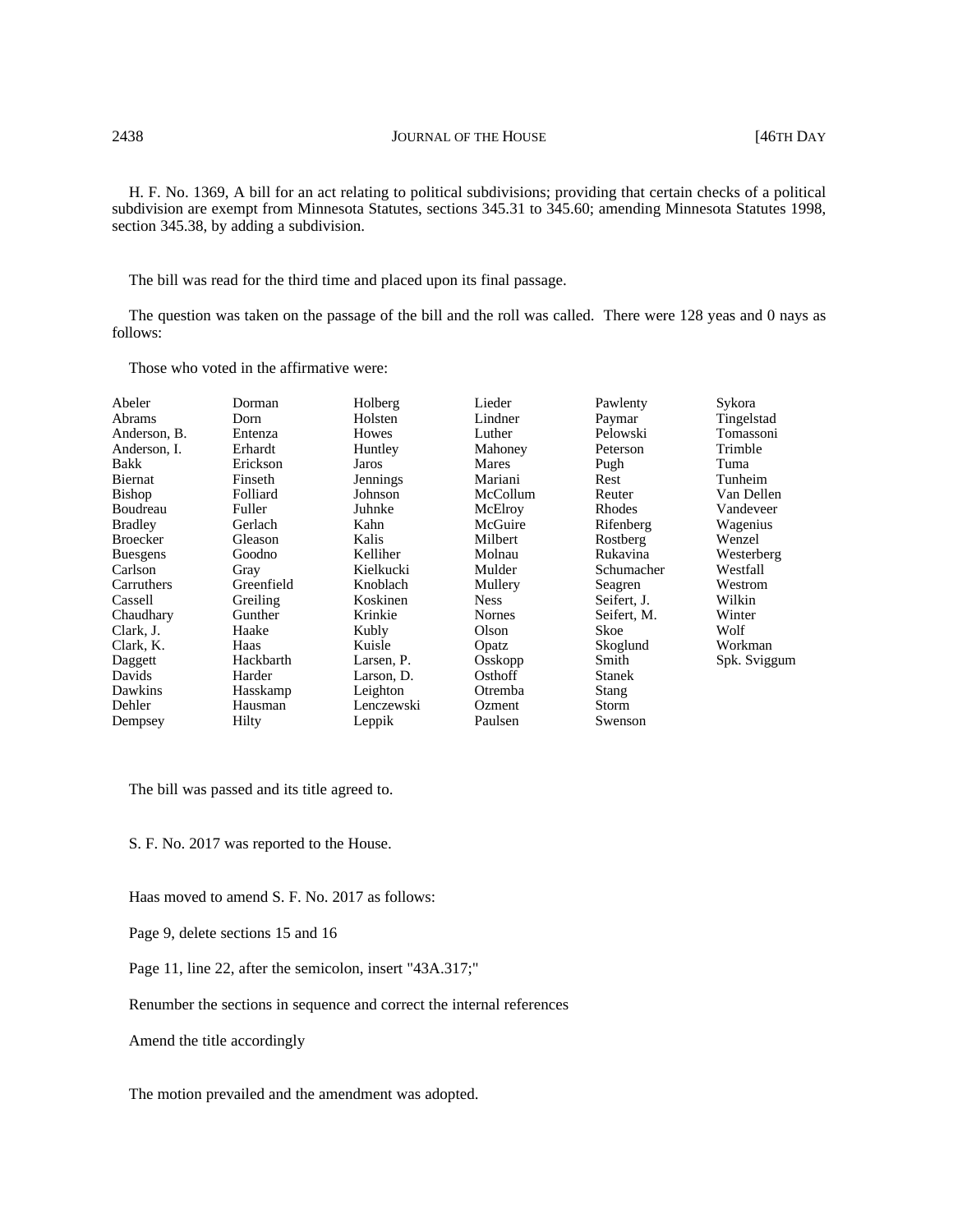H. F. No. 1369, A bill for an act relating to political subdivisions; providing that certain checks of a political subdivision are exempt from Minnesota Statutes, sections 345.31 to 345.60; amending Minnesota Statutes 1998, section 345.38, by adding a subdivision.

The bill was read for the third time and placed upon its final passage.

The question was taken on the passage of the bill and the roll was called. There were 128 yeas and 0 nays as follows:

Those who voted in the affirmative were:

| | | | | | |
|---|---|---|---|---|---|
| Abeler | Dorman | Holberg | Lieder | Pawlenty | Sykora |
| Abrams | Dorn | Holsten | Lindner | Paymar | Tingelstad |
| Anderson, B. | Entenza | Howes | Luther | Pelowski | Tomassoni |
| Anderson, I. | Erhardt | Huntley | Mahoney | Peterson | Trimble |
| Bakk | Erickson | Jaros | Mares | Pugh | Tuma |
| Biernat | Finseth | Jennings | Mariani | Rest | Tunheim |
| Bishop | Folliard | Johnson | McCollum | Reuter | Van Dellen |
| Boudreau | Fuller | Juhnke | McElroy | Rhodes | Vandeveer |
| Bradley | Gerlach | Kahn | McGuire | Rifenberg | Wagenius |
| Broecker | Gleason | Kalis | Milbert | Rostberg | Wenzel |
| Buesgens | Goodno | Kelliher | Molnau | Rukavina | Westerberg |
| Carlson | Gray | Kielkucki | Mulder | Schumacher | Westfall |
| Carruthers | Greenfield | Knoblach | Mullery | Seagren | Westrom |
| Cassell | Greiling | Koskinen | Ness | Seifert, J. | Wilkin |
| Chaudhary | Gunther | Krinkie | Nornes | Seifert, M. | Winter |
| Clark, J. | Haake | Kubly | Olson | Skoe | Wolf |
| Clark, K. | Haas | Kuisle | Opatz | Skoglund | Workman |
| Daggett | Hackbarth | Larsen, P. | Osskopp | Smith | Spk. Sviggum |
| Davids | Harder | Larson, D. | Osthoff | Stanek | |
| Dawkins | Hasskamp | Leighton | Otremba | Stang | |
| Dehler | Hausman | Lenczewski | Ozment | Storm | |
| Dempsey | Hilty | Leppik | Paulsen | Swenson | |

The bill was passed and its title agreed to.

S. F. No. 2017 was reported to the House.

Haas moved to amend S. F. No. 2017 as follows:

Page 9, delete sections 15 and 16

Page 11, line 22, after the semicolon, insert "43A.317;"

Renumber the sections in sequence and correct the internal references

Amend the title accordingly

The motion prevailed and the amendment was adopted.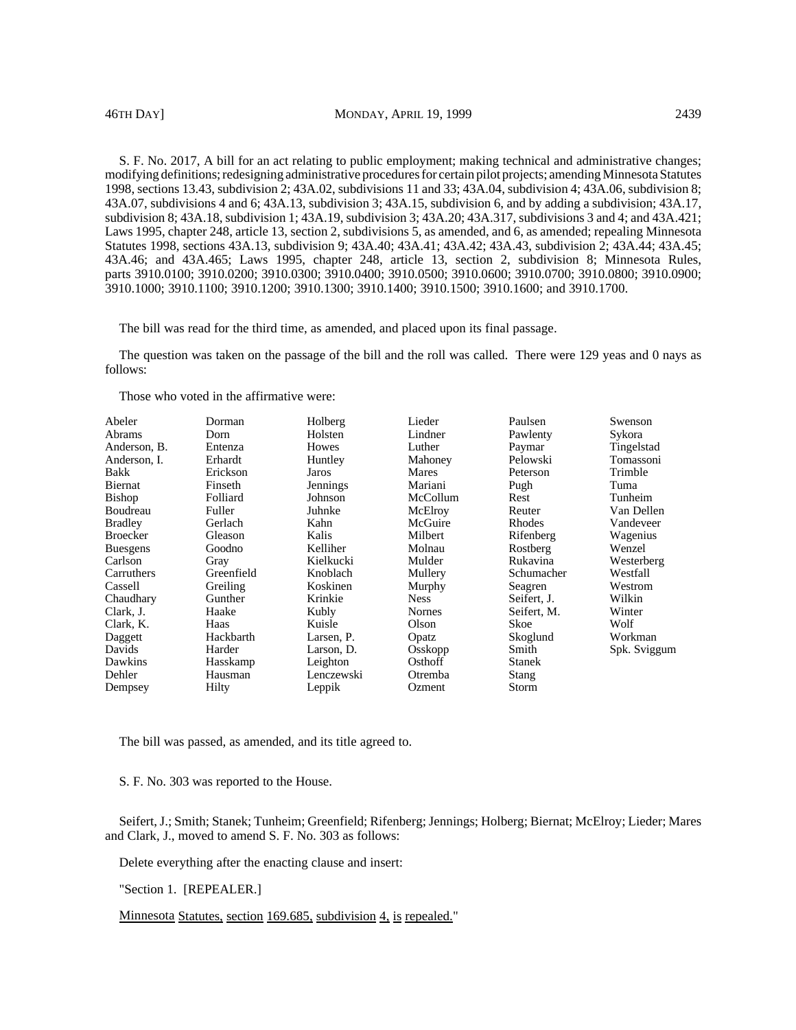S. F. No. 2017, A bill for an act relating to public employment; making technical and administrative changes; modifying definitions; redesigning administrative procedures for certain pilot projects; amending Minnesota Statutes 1998, sections 13.43, subdivision 2; 43A.02, subdivisions 11 and 33; 43A.04, subdivision 4; 43A.06, subdivision 8; 43A.07, subdivisions 4 and 6; 43A.13, subdivision 3; 43A.15, subdivision 6, and by adding a subdivision; 43A.17, subdivision 8; 43A.18, subdivision 1; 43A.19, subdivision 3; 43A.20; 43A.317, subdivisions 3 and 4; and 43A.421; Laws 1995, chapter 248, article 13, section 2, subdivisions 5, as amended, and 6, as amended; repealing Minnesota Statutes 1998, sections 43A.13, subdivision 9; 43A.40; 43A.41; 43A.42; 43A.43, subdivision 2; 43A.44; 43A.45; 43A.46; and 43A.465; Laws 1995, chapter 248, article 13, section 2, subdivision 8; Minnesota Rules, parts 3910.0100; 3910.0200; 3910.0300; 3910.0400; 3910.0500; 3910.0600; 3910.0700; 3910.0800; 3910.0900; 3910.1000; 3910.1100; 3910.1200; 3910.1300; 3910.1400; 3910.1500; 3910.1600; and 3910.1700.

The bill was read for the third time, as amended, and placed upon its final passage.

The question was taken on the passage of the bill and the roll was called. There were 129 yeas and 0 nays as follows:

Those who voted in the affirmative were:

| | | | | | |
|---|---|---|---|---|---|
| Abeler | Dorman | Holberg | Lieder | Paulsen | Swenson |
| Abrams | Dorn | Holsten | Lindner | Pawlenty | Sykora |
| Anderson, B. | Entenza | Howes | Luther | Paymar | Tingelstad |
| Anderson, I. | Erhardt | Huntley | Mahoney | Pelowski | Tomassoni |
| Bakk | Erickson | Jaros | Mares | Peterson | Trimble |
| Biernat | Finseth | Jennings | Mariani | Pugh | Tuma |
| Bishop | Folliard | Johnson | McCollum | Rest | Tunheim |
| Boudreau | Fuller | Juhnke | McElroy | Reuter | Van Dellen |
| Bradley | Gerlach | Kahn | McGuire | Rhodes | Vandeveer |
| Broecker | Gleason | Kalis | Milbert | Rifenberg | Wagenius |
| Buesgens | Goodno | Kelliher | Molnau | Rostberg | Wenzel |
| Carlson | Gray | Kielkucki | Mulder | Rukavina | Westerberg |
| Carruthers | Greenfield | Knoblach | Mullery | Schumacher | Westfall |
| Cassell | Greiling | Koskinen | Murphy | Seagren | Westrom |
| Chaudhary | Gunther | Krinkie | Ness | Seifert, J. | Wilkin |
| Clark, J. | Haake | Kubly | Nornes | Seifert, M. | Winter |
| Clark, K. | Haas | Kuisle | Olson | Skoe | Wolf |
| Daggett | Hackbarth | Larsen, P. | Opatz | Skoglund | Workman |
| Davids | Harder | Larson, D. | Osskopp | Smith | Spk. Sviggum |
| Dawkins | Hasskamp | Leighton | Osthoff | Stanek | |
| Dehler | Hausman | Lenczewski | Otremba | Stang | |
| Dempsey | Hilty | Leppik | Ozment | Storm | |

The bill was passed, as amended, and its title agreed to.

S. F. No. 303 was reported to the House.

Seifert, J.; Smith; Stanek; Tunheim; Greenfield; Rifenberg; Jennings; Holberg; Biernat; McElroy; Lieder; Mares and Clark, J., moved to amend S. F. No. 303 as follows:

Delete everything after the enacting clause and insert:

"Section 1. [REPEALER.]

Minnesota Statutes, section 169.685, subdivision 4, is repealed."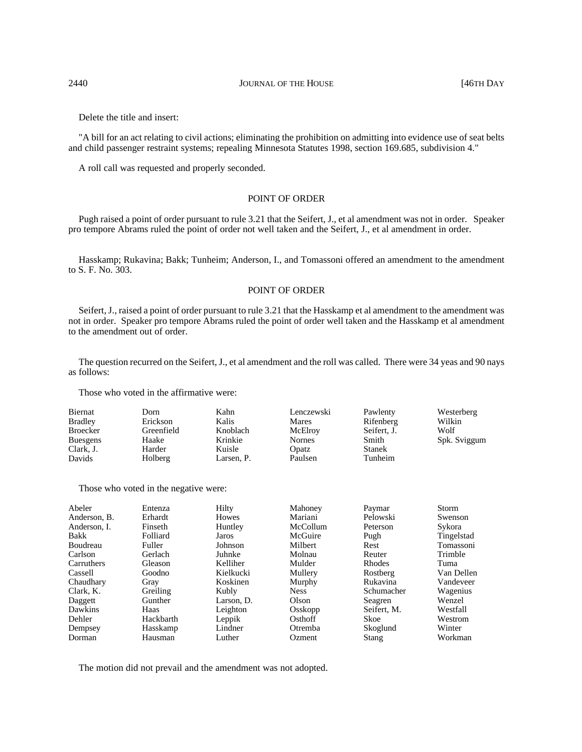Delete the title and insert:

"A bill for an act relating to civil actions; eliminating the prohibition on admitting into evidence use of seat belts and child passenger restraint systems; repealing Minnesota Statutes 1998, section 169.685, subdivision 4."

A roll call was requested and properly seconded.

## POINT OF ORDER

Pugh raised a point of order pursuant to rule 3.21 that the Seifert, J., et al amendment was not in order. Speaker pro tempore Abrams ruled the point of order not well taken and the Seifert, J., et al amendment in order.

Hasskamp; Rukavina; Bakk; Tunheim; Anderson, I., and Tomassoni offered an amendment to the amendment to S. F. No. 303.

## POINT OF ORDER

Seifert, J., raised a point of order pursuant to rule 3.21 that the Hasskamp et al amendment to the amendment was not in order. Speaker pro tempore Abrams ruled the point of order well taken and the Hasskamp et al amendment to the amendment out of order.

The question recurred on the Seifert, J., et al amendment and the roll was called. There were 34 yeas and 90 nays as follows:

Those who voted in the affirmative were:

| | | | | | |
|---|---|---|---|---|---|
| Biernat | Dorn | Kahn | Lenczewski | Pawlenty | Westerberg |
| Bradley | Erickson | Kalis | Mares | Rifenberg | Wilkin |
| Broecker | Greenfield | Knoblach | McElroy | Seifert, J. | Wolf |
| Buesgens | Haake | Krinkie | Nornes | Smith | Spk. Sviggum |
| Clark, J. | Harder | Kuisle | Opatz | Stanek | |
| Davids | Holberg | Larsen, P. | Paulsen | Tunheim | |

Those who voted in the negative were:

| | | | | | |
|---|---|---|---|---|---|
| Abeler | Entenza | Hilty | Mahoney | Paymar | Storm |
| Anderson, B. | Erhardt | Howes | Mariani | Pelowski | Swenson |
| Anderson, I. | Finseth | Huntley | McCollum | Peterson | Sykora |
| Bakk | Folliard | Jaros | McGuire | Pugh | Tingelstad |
| Boudreau | Fuller | Johnson | Milbert | Rest | Tomassoni |
| Carlson | Gerlach | Juhnke | Molnau | Reuter | Trimble |
| Carruthers | Gleason | Kelliher | Mulder | Rhodes | Tuma |
| Cassell | Goodno | Kielkucki | Mullery | Rostberg | Van Dellen |
| Chaudhary | Gray | Koskinen | Murphy | Rukavina | Vandeveer |
| Clark, K. | Greiling | Kubly | Ness | Schumacher | Wagenius |
| Daggett | Gunther | Larson, D. | Olson | Seagren | Wenzel |
| Dawkins | Haas | Leighton | Osskopp | Seifert, M. | Westfall |
| Dehler | Hackbarth | Leppik | Osthoff | Skoe | Westrom |
| Dempsey | Hasskamp | Lindner | Otremba | Skoglund | Winter |
| Dorman | Hausman | Luther | Ozment | Stang | Workman |

The motion did not prevail and the amendment was not adopted.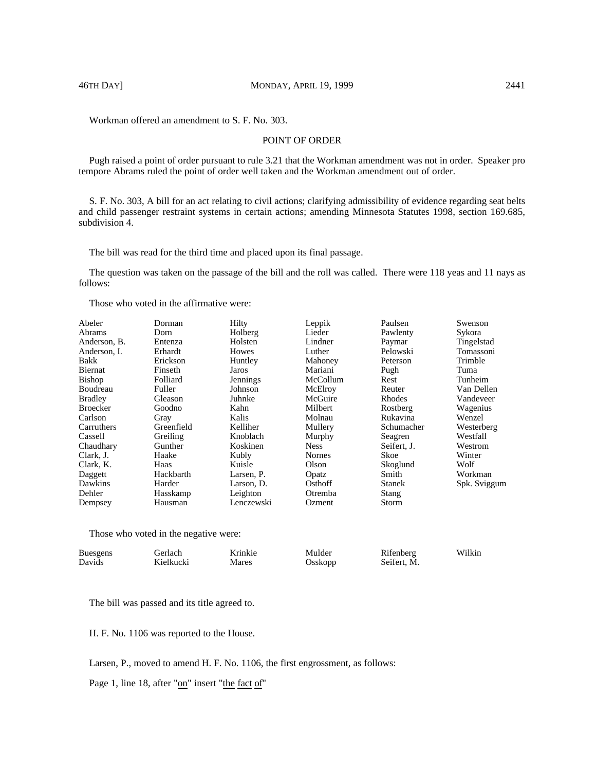Workman offered an amendment to S. F. No. 303.

POINT OF ORDER

Pugh raised a point of order pursuant to rule 3.21 that the Workman amendment was not in order. Speaker pro tempore Abrams ruled the point of order well taken and the Workman amendment out of order.

S. F. No. 303, A bill for an act relating to civil actions; clarifying admissibility of evidence regarding seat belts and child passenger restraint systems in certain actions; amending Minnesota Statutes 1998, section 169.685, subdivision 4.

The bill was read for the third time and placed upon its final passage.

The question was taken on the passage of the bill and the roll was called. There were 118 yeas and 11 nays as follows:

Those who voted in the affirmative were:

| | | | | | |
|---|---|---|---|---|---|
| Abeler | Dorman | Hilty | Leppik | Paulsen | Swenson |
| Abrams | Dorn | Holberg | Lieder | Pawlenty | Sykora |
| Anderson, B. | Entenza | Holsten | Lindner | Paymar | Tingelstad |
| Anderson, I. | Erhardt | Howes | Luther | Pelowski | Tomassoni |
| Bakk | Erickson | Huntley | Mahoney | Peterson | Trimble |
| Biernat | Finseth | Jaros | Mariani | Pugh | Tuma |
| Bishop | Folliard | Jennings | McCollum | Rest | Tunheim |
| Boudreau | Fuller | Johnson | McElroy | Reuter | Van Dellen |
| Bradley | Gleason | Juhnke | McGuire | Rhodes | Vandeveer |
| Broecker | Goodno | Kahn | Milbert | Rostberg | Wagenius |
| Carlson | Gray | Kalis | Molnau | Rukavina | Wenzel |
| Carruthers | Greenfield | Kelliher | Mullery | Schumacher | Westerberg |
| Cassell | Greiling | Knoblach | Murphy | Seagren | Westfall |
| Chaudhary | Gunther | Koskinen | Ness | Seifert, J. | Westrom |
| Clark, J. | Haake | Kubly | Nornes | Skoe | Winter |
| Clark, K. | Haas | Kuisle | Olson | Skoglund | Wolf |
| Daggett | Hackbarth | Larsen, P. | Opatz | Smith | Workman |
| Dawkins | Harder | Larson, D. | Osthoff | Stanek | Spk. Sviggum |
| Dehler | Hasskamp | Leighton | Otremba | Stang | |
| Dempsey | Hausman | Lenczewski | Ozment | Storm | |

Those who voted in the negative were:

| | | | | | |
|---|---|---|---|---|---|
| Buesgens | Gerlach | Krinkie | Mulder | Rifenberg | Wilkin |
| Davids | Kielkucki | Mares | Osskopp | Seifert, M. | |

The bill was passed and its title agreed to.

H. F. No. 1106 was reported to the House.

Larsen, P., moved to amend H. F. No. 1106, the first engrossment, as follows:

Page 1, line 18, after "on" insert "the fact of"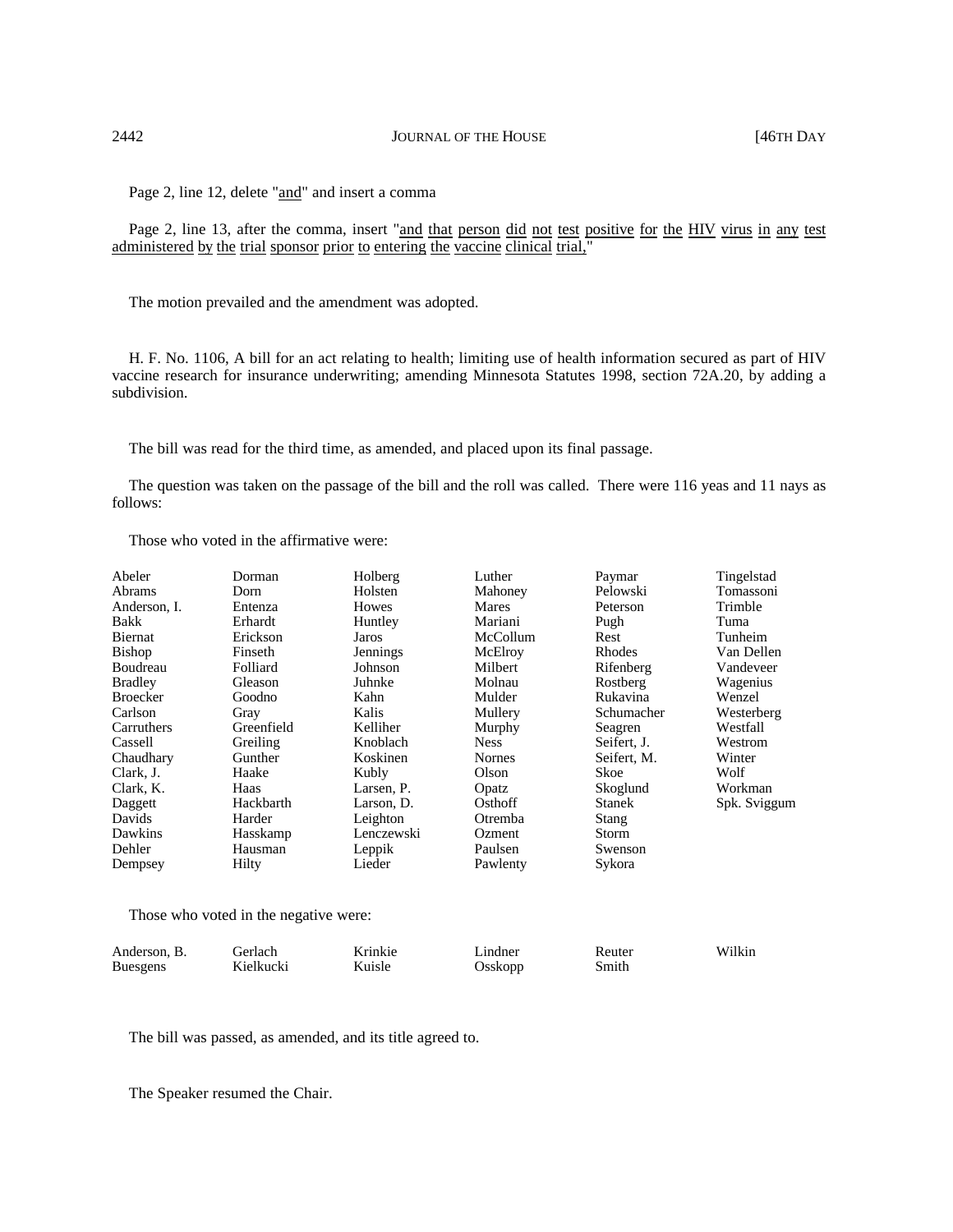Page 2, line 12, delete "and" and insert a comma

Page 2, line 13, after the comma, insert "and that person did not test positive for the HIV virus in any test administered by the trial sponsor prior to entering the vaccine clinical trial,"

The motion prevailed and the amendment was adopted.

H. F. No. 1106, A bill for an act relating to health; limiting use of health information secured as part of HIV vaccine research for insurance underwriting; amending Minnesota Statutes 1998, section 72A.20, by adding a subdivision.

The bill was read for the third time, as amended, and placed upon its final passage.

The question was taken on the passage of the bill and the roll was called. There were 116 yeas and 11 nays as follows:

Those who voted in the affirmative were:

| | | | | | |
|---|---|---|---|---|---|
| Abeler | Dorman | Holberg | Luther | Paymar | Tingelstad |
| Abrams | Dorn | Holsten | Mahoney | Pelowski | Tomassoni |
| Anderson, I. | Entenza | Howes | Mares | Peterson | Trimble |
| Bakk | Erhardt | Huntley | Mariani | Pugh | Tuma |
| Biernat | Erickson | Jaros | McCollum | Rest | Tunheim |
| Bishop | Finseth | Jennings | McElroy | Rhodes | Van Dellen |
| Boudreau | Folliard | Johnson | Milbert | Rifenberg | Vandeveer |
| Bradley | Gleason | Juhnke | Molnau | Rostberg | Wagenius |
| Broecker | Goodno | Kahn | Mulder | Rukavina | Wenzel |
| Carlson | Gray | Kalis | Mullery | Schumacher | Westerberg |
| Carruthers | Greenfield | Kelliher | Murphy | Seagren | Westfall |
| Cassell | Greiling | Knoblach | Ness | Seifert, J. | Westrom |
| Chaudhary | Gunther | Koskinen | Nornes | Seifert, M. | Winter |
| Clark, J. | Haake | Kubly | Olson | Skoe | Wolf |
| Clark, K. | Haas | Larsen, P. | Opatz | Skoglund | Workman |
| Daggett | Hackbarth | Larson, D. | Osthoff | Stanek | Spk. Sviggum |
| Davids | Harder | Leighton | Otremba | Stang | |
| Dawkins | Hasskamp | Lenczewski | Ozment | Storm | |
| Dehler | Hausman | Leppik | Paulsen | Swenson | |
| Dempsey | Hilty | Lieder | Pawlenty | Sykora | |

Those who voted in the negative were:

| | | | | | |
|---|---|---|---|---|---|
| Anderson, B. | Gerlach | Krinkie | Lindner | Reuter | Wilkin |
| Buesgens | Kielkucki | Kuisle | Osskopp | Smith | |

The bill was passed, as amended, and its title agreed to.

The Speaker resumed the Chair.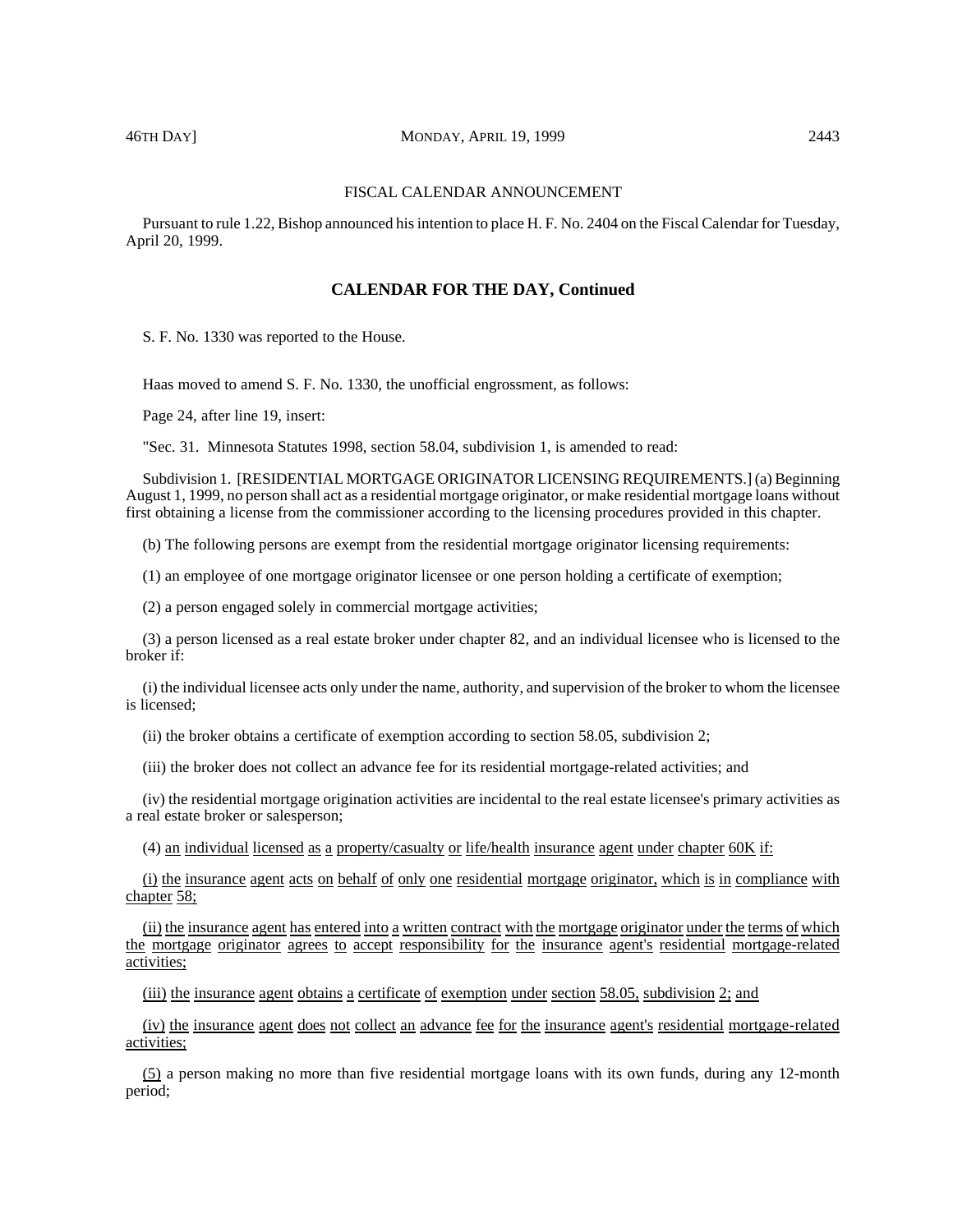FISCAL CALENDAR ANNOUNCEMENT

Pursuant to rule 1.22, Bishop announced his intention to place H. F. No. 2404 on the Fiscal Calendar for Tuesday, April 20, 1999.

## CALENDAR FOR THE DAY, Continued

S. F. No. 1330 was reported to the House.

Haas moved to amend S. F. No. 1330, the unofficial engrossment, as follows:

Page 24, after line 19, insert:

"Sec. 31. Minnesota Statutes 1998, section 58.04, subdivision 1, is amended to read:

Subdivision 1. [RESIDENTIAL MORTGAGE ORIGINATOR LICENSING REQUIREMENTS.] (a) Beginning August 1, 1999, no person shall act as a residential mortgage originator, or make residential mortgage loans without first obtaining a license from the commissioner according to the licensing procedures provided in this chapter.

(b) The following persons are exempt from the residential mortgage originator licensing requirements:

(1) an employee of one mortgage originator licensee or one person holding a certificate of exemption;

(2) a person engaged solely in commercial mortgage activities;

(3) a person licensed as a real estate broker under chapter 82, and an individual licensee who is licensed to the broker if:

(i) the individual licensee acts only under the name, authority, and supervision of the broker to whom the licensee is licensed;

(ii) the broker obtains a certificate of exemption according to section 58.05, subdivision 2;

(iii) the broker does not collect an advance fee for its residential mortgage-related activities; and

(iv) the residential mortgage origination activities are incidental to the real estate licensee's primary activities as a real estate broker or salesperson;

(4) an individual licensed as a property/casualty or life/health insurance agent under chapter 60K if:

(i) the insurance agent acts on behalf of only one residential mortgage originator, which is in compliance with chapter 58;

(ii) the insurance agent has entered into a written contract with the mortgage originator under the terms of which the mortgage originator agrees to accept responsibility for the insurance agent's residential mortgage-related activities;

(iii) the insurance agent obtains a certificate of exemption under section 58.05, subdivision 2; and

(iv) the insurance agent does not collect an advance fee for the insurance agent's residential mortgage-related activities;

(5) a person making no more than five residential mortgage loans with its own funds, during any 12-month period;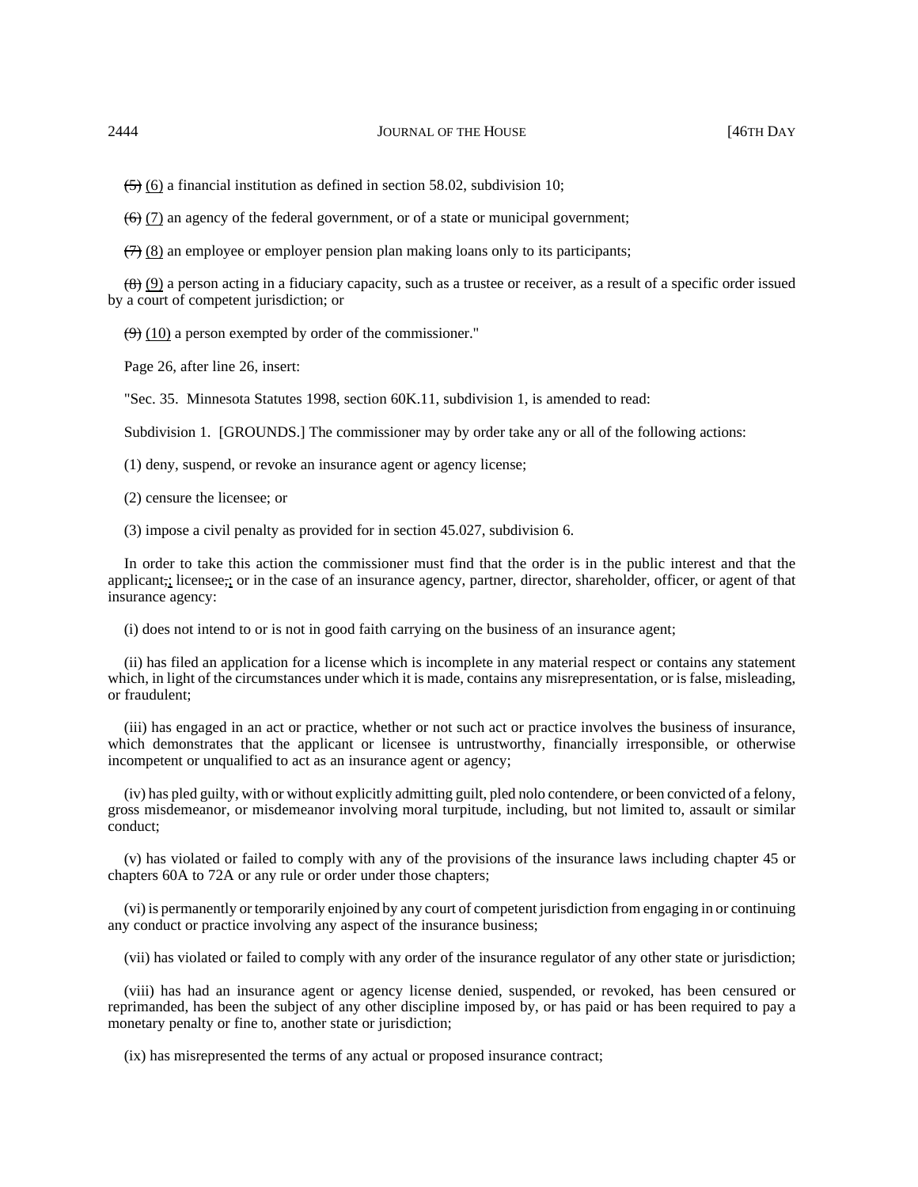~~(5)~~ (6) a financial institution as defined in section 58.02, subdivision 10;

~~(6)~~ (7) an agency of the federal government, or of a state or municipal government;

~~(7)~~ (8) an employee or employer pension plan making loans only to its participants;

~~(8)~~ (9) a person acting in a fiduciary capacity, such as a trustee or receiver, as a result of a specific order issued by a court of competent jurisdiction; or

~~(9)~~ (10) a person exempted by order of the commissioner."

Page 26, after line 26, insert:

"Sec. 35. Minnesota Statutes 1998, section 60K.11, subdivision 1, is amended to read:

Subdivision 1. [GROUNDS.] The commissioner may by order take any or all of the following actions:

(1) deny, suspend, or revoke an insurance agent or agency license;

(2) censure the licensee; or

(3) impose a civil penalty as provided for in section 45.027, subdivision 6.

In order to take this action the commissioner must find that the order is in the public interest and that the applicant~~,~~; licensee~~,~~; or in the case of an insurance agency, partner, director, shareholder, officer, or agent of that insurance agency:

(i) does not intend to or is not in good faith carrying on the business of an insurance agent;

(ii) has filed an application for a license which is incomplete in any material respect or contains any statement which, in light of the circumstances under which it is made, contains any misrepresentation, or is false, misleading, or fraudulent;

(iii) has engaged in an act or practice, whether or not such act or practice involves the business of insurance, which demonstrates that the applicant or licensee is untrustworthy, financially irresponsible, or otherwise incompetent or unqualified to act as an insurance agent or agency;

(iv) has pled guilty, with or without explicitly admitting guilt, pled nolo contendere, or been convicted of a felony, gross misdemeanor, or misdemeanor involving moral turpitude, including, but not limited to, assault or similar conduct;

(v) has violated or failed to comply with any of the provisions of the insurance laws including chapter 45 or chapters 60A to 72A or any rule or order under those chapters;

(vi) is permanently or temporarily enjoined by any court of competent jurisdiction from engaging in or continuing any conduct or practice involving any aspect of the insurance business;

(vii) has violated or failed to comply with any order of the insurance regulator of any other state or jurisdiction;

(viii) has had an insurance agent or agency license denied, suspended, or revoked, has been censured or reprimanded, has been the subject of any other discipline imposed by, or has paid or has been required to pay a monetary penalty or fine to, another state or jurisdiction;

(ix) has misrepresented the terms of any actual or proposed insurance contract;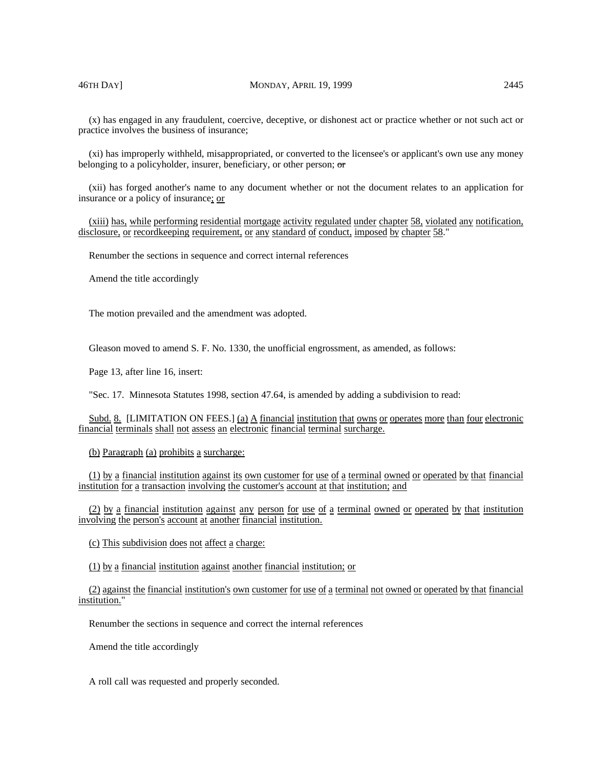(x) has engaged in any fraudulent, coercive, deceptive, or dishonest act or practice whether or not such act or practice involves the business of insurance;

(xi) has improperly withheld, misappropriated, or converted to the licensee's or applicant's own use any money belonging to a policyholder, insurer, beneficiary, or other person; ~~or~~

(xii) has forged another's name to any document whether or not the document relates to an application for insurance or a policy of insurance; or

(xiii) has, while performing residential mortgage activity regulated under chapter 58, violated any notification, disclosure, or recordkeeping requirement, or any standard of conduct, imposed by chapter 58."

Renumber the sections in sequence and correct internal references

Amend the title accordingly

The motion prevailed and the amendment was adopted.

Gleason moved to amend S. F. No. 1330, the unofficial engrossment, as amended, as follows:

Page 13, after line 16, insert:

"Sec. 17. Minnesota Statutes 1998, section 47.64, is amended by adding a subdivision to read:

Subd. 8. [LIMITATION ON FEES.] (a) A financial institution that owns or operates more than four electronic financial terminals shall not assess an electronic financial terminal surcharge.

(b) Paragraph (a) prohibits a surcharge:

(1) by a financial institution against its own customer for use of a terminal owned or operated by that financial institution for a transaction involving the customer's account at that institution; and

(2) by a financial institution against any person for use of a terminal owned or operated by that institution involving the person's account at another financial institution.

(c) This subdivision does not affect a charge:

(1) by a financial institution against another financial institution; or

(2) against the financial institution's own customer for use of a terminal not owned or operated by that financial institution."

Renumber the sections in sequence and correct the internal references

Amend the title accordingly

A roll call was requested and properly seconded.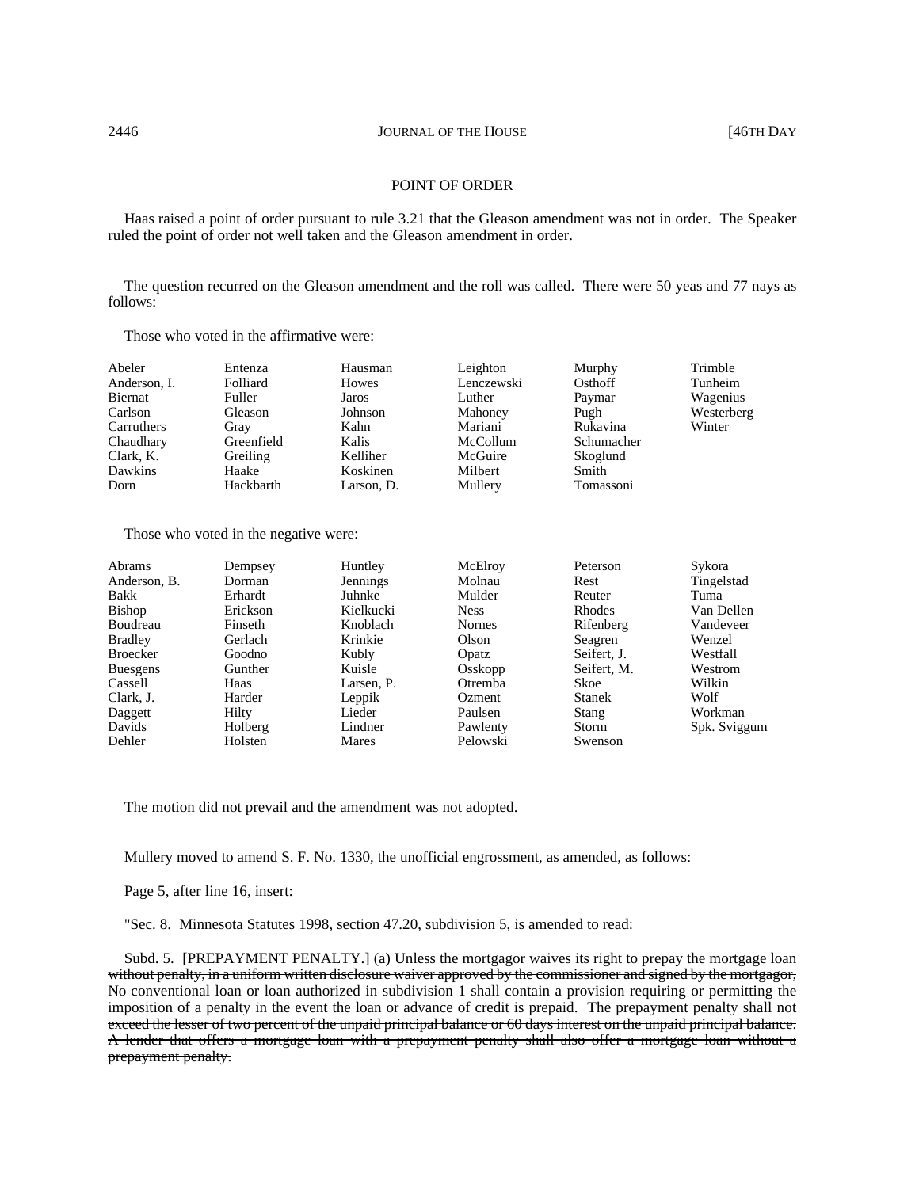## POINT OF ORDER

Haas raised a point of order pursuant to rule 3.21 that the Gleason amendment was not in order. The Speaker ruled the point of order not well taken and the Gleason amendment in order.

The question recurred on the Gleason amendment and the roll was called. There were 50 yeas and 77 nays as follows:

Those who voted in the affirmative were:

| | | | | | |
|---|---|---|---|---|---|
| Abeler | Entenza | Hausman | Leighton | Murphy | Trimble |
| Anderson, I. | Folliard | Howes | Lenczewski | Osthoff | Tunheim |
| Biernat | Fuller | Jaros | Luther | Paymar | Wagenius |
| Carlson | Gleason | Johnson | Mahoney | Pugh | Westerberg |
| Carruthers | Gray | Kahn | Mariani | Rukavina | Winter |
| Chaudhary | Greenfield | Kalis | McCollum | Schumacher | |
| Clark, K. | Greiling | Kelliher | McGuire | Skoglund | |
| Dawkins | Haake | Koskinen | Milbert | Smith | |
| Dorn | Hackbarth | Larson, D. | Mullery | Tomassoni | |

Those who voted in the negative were:

| | | | | | |
|---|---|---|---|---|---|
| Abrams | Dempsey | Huntley | McElroy | Peterson | Sykora |
| Anderson, B. | Dorman | Jennings | Molnau | Rest | Tingelstad |
| Bakk | Erhardt | Juhnke | Mulder | Reuter | Tuma |
| Bishop | Erickson | Kielkucki | Ness | Rhodes | Van Dellen |
| Boudreau | Finseth | Knoblach | Nornes | Rifenberg | Vandeveer |
| Bradley | Gerlach | Krinkie | Olson | Seagren | Wenzel |
| Broecker | Goodno | Kubly | Opatz | Seifert, J. | Westfall |
| Buesgens | Gunther | Kuisle | Osskopp | Seifert, M. | Westrom |
| Cassell | Haas | Larsen, P. | Otremba | Skoe | Wilkin |
| Clark, J. | Harder | Leppik | Ozment | Stanek | Wolf |
| Daggett | Hilty | Lieder | Paulsen | Stang | Workman |
| Davids | Holberg | Lindner | Pawlenty | Storm | Spk. Sviggum |
| Dehler | Holsten | Mares | Pelowski | Swenson | |

The motion did not prevail and the amendment was not adopted.

Mullery moved to amend S. F. No. 1330, the unofficial engrossment, as amended, as follows:

Page 5, after line 16, insert:

"Sec. 8. Minnesota Statutes 1998, section 47.20, subdivision 5, is amended to read:

Subd. 5. [PREPAYMENT PENALTY.] (a) ~~Unless the mortgagor waives its right to prepay the mortgage loan without penalty, in a uniform written disclosure waiver approved by the commissioner and signed by the mortgagor,~~ No conventional loan or loan authorized in subdivision 1 shall contain a provision requiring or permitting the imposition of a penalty in the event the loan or advance of credit is prepaid. ~~The prepayment penalty shall not exceed the lesser of two percent of the unpaid principal balance or 60 days interest on the unpaid principal balance. A lender that offers a mortgage loan with a prepayment penalty shall also offer a mortgage loan without a prepayment penalty.~~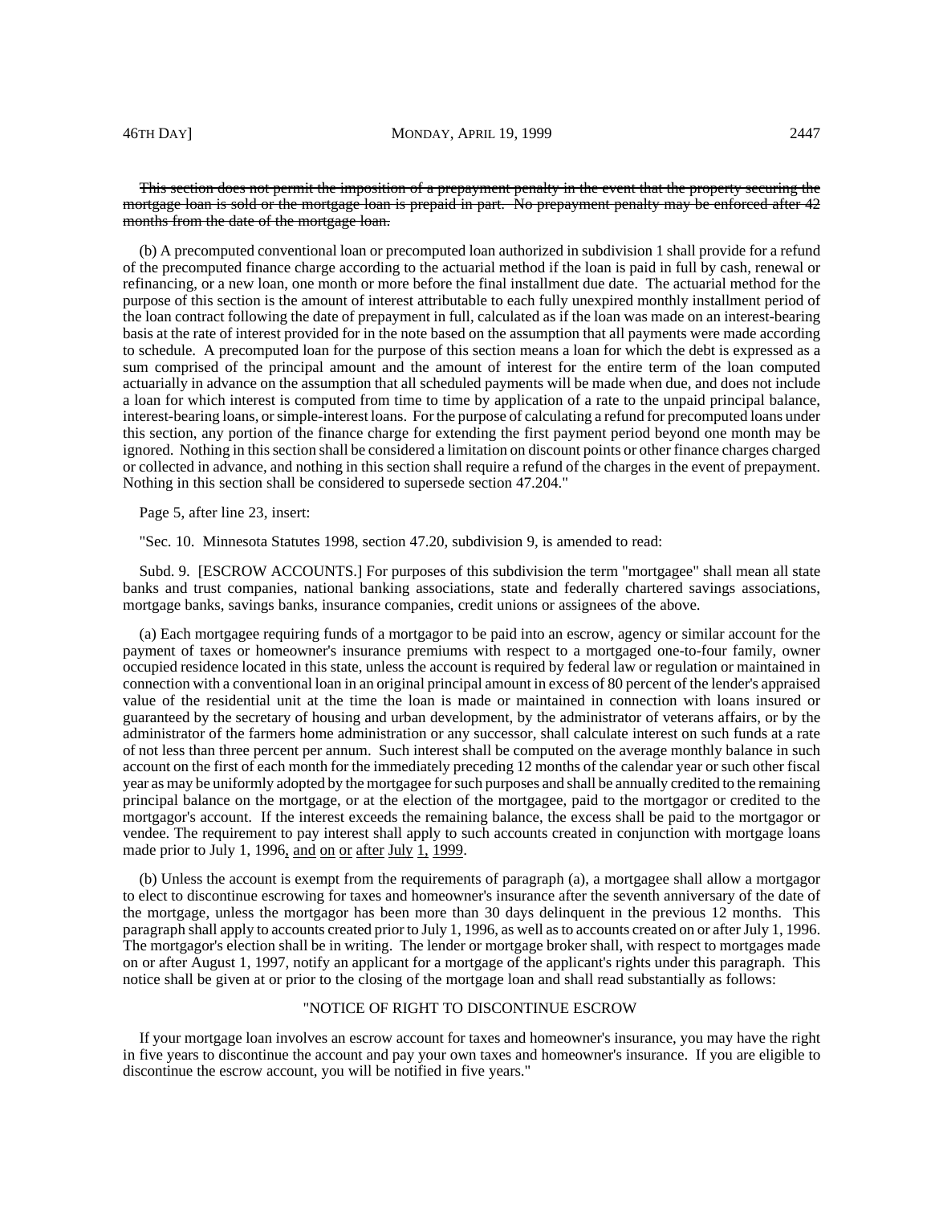~~This section does not permit the imposition of a prepayment penalty in the event that the property securing the mortgage loan is sold or the mortgage loan is prepaid in part. No prepayment penalty may be enforced after 42 months from the date of the mortgage loan.~~

(b) A precomputed conventional loan or precomputed loan authorized in subdivision 1 shall provide for a refund of the precomputed finance charge according to the actuarial method if the loan is paid in full by cash, renewal or refinancing, or a new loan, one month or more before the final installment due date. The actuarial method for the purpose of this section is the amount of interest attributable to each fully unexpired monthly installment period of the loan contract following the date of prepayment in full, calculated as if the loan was made on an interest-bearing basis at the rate of interest provided for in the note based on the assumption that all payments were made according to schedule. A precomputed loan for the purpose of this section means a loan for which the debt is expressed as a sum comprised of the principal amount and the amount of interest for the entire term of the loan computed actuarially in advance on the assumption that all scheduled payments will be made when due, and does not include a loan for which interest is computed from time to time by application of a rate to the unpaid principal balance, interest-bearing loans, or simple-interest loans. For the purpose of calculating a refund for precomputed loans under this section, any portion of the finance charge for extending the first payment period beyond one month may be ignored. Nothing in this section shall be considered a limitation on discount points or other finance charges charged or collected in advance, and nothing in this section shall require a refund of the charges in the event of prepayment. Nothing in this section shall be considered to supersede section 47.204."

Page 5, after line 23, insert:

"Sec. 10. Minnesota Statutes 1998, section 47.20, subdivision 9, is amended to read:

Subd. 9. [ESCROW ACCOUNTS.] For purposes of this subdivision the term "mortgagee" shall mean all state banks and trust companies, national banking associations, state and federally chartered savings associations, mortgage banks, savings banks, insurance companies, credit unions or assignees of the above.

(a) Each mortgagee requiring funds of a mortgagor to be paid into an escrow, agency or similar account for the payment of taxes or homeowner's insurance premiums with respect to a mortgaged one-to-four family, owner occupied residence located in this state, unless the account is required by federal law or regulation or maintained in connection with a conventional loan in an original principal amount in excess of 80 percent of the lender's appraised value of the residential unit at the time the loan is made or maintained in connection with loans insured or guaranteed by the secretary of housing and urban development, by the administrator of veterans affairs, or by the administrator of the farmers home administration or any successor, shall calculate interest on such funds at a rate of not less than three percent per annum. Such interest shall be computed on the average monthly balance in such account on the first of each month for the immediately preceding 12 months of the calendar year or such other fiscal year as may be uniformly adopted by the mortgagee for such purposes and shall be annually credited to the remaining principal balance on the mortgage, or at the election of the mortgagee, paid to the mortgagor or credited to the mortgagor's account. If the interest exceeds the remaining balance, the excess shall be paid to the mortgagor or vendee. The requirement to pay interest shall apply to such accounts created in conjunction with mortgage loans made prior to July 1, 1996<u>, and on or after July 1, 1999</u>.

(b) Unless the account is exempt from the requirements of paragraph (a), a mortgagee shall allow a mortgagor to elect to discontinue escrowing for taxes and homeowner's insurance after the seventh anniversary of the date of the mortgage, unless the mortgagor has been more than 30 days delinquent in the previous 12 months. This paragraph shall apply to accounts created prior to July 1, 1996, as well as to accounts created on or after July 1, 1996. The mortgagor's election shall be in writing. The lender or mortgage broker shall, with respect to mortgages made on or after August 1, 1997, notify an applicant for a mortgage of the applicant's rights under this paragraph. This notice shall be given at or prior to the closing of the mortgage loan and shall read substantially as follows:

"NOTICE OF RIGHT TO DISCONTINUE ESCROW

If your mortgage loan involves an escrow account for taxes and homeowner's insurance, you may have the right in five years to discontinue the account and pay your own taxes and homeowner's insurance. If you are eligible to discontinue the escrow account, you will be notified in five years."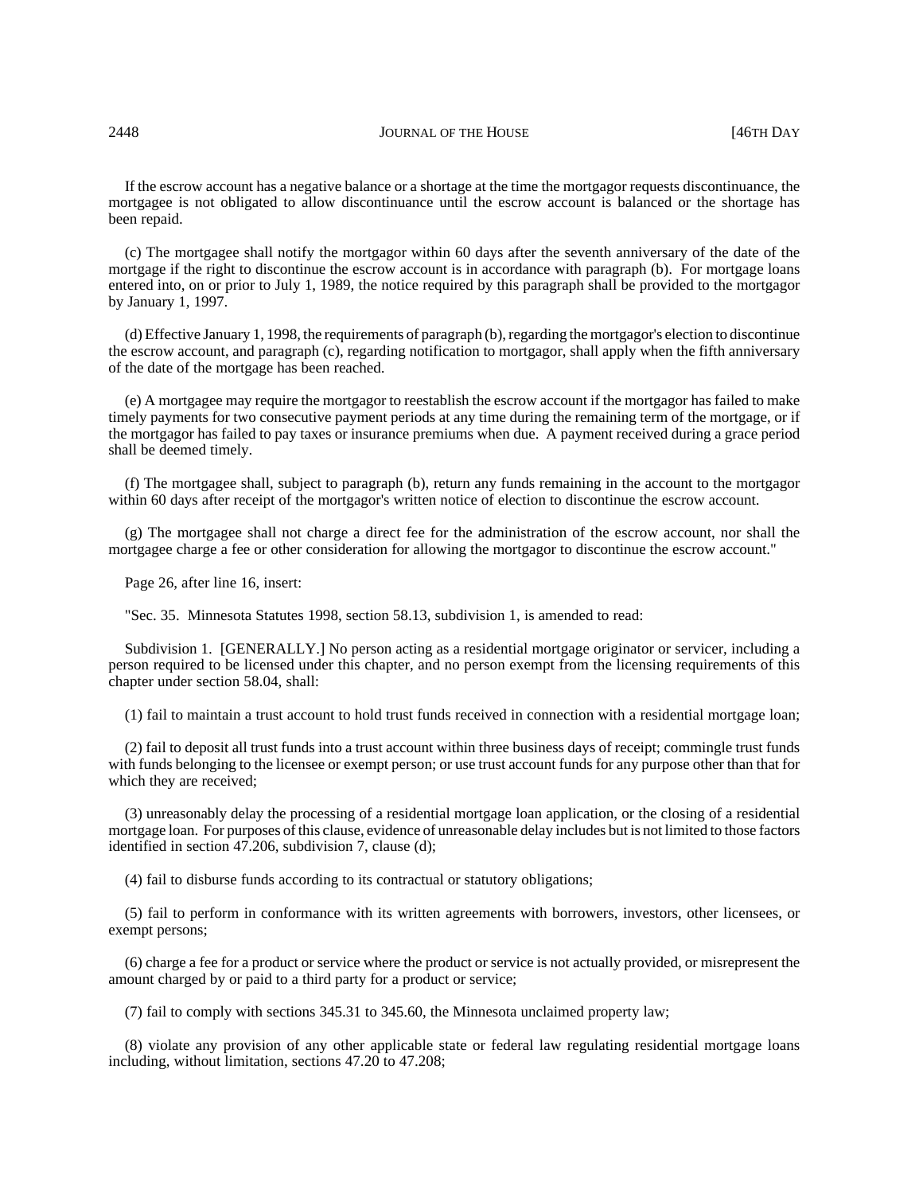If the escrow account has a negative balance or a shortage at the time the mortgagor requests discontinuance, the mortgagee is not obligated to allow discontinuance until the escrow account is balanced or the shortage has been repaid.

(c) The mortgagee shall notify the mortgagor within 60 days after the seventh anniversary of the date of the mortgage if the right to discontinue the escrow account is in accordance with paragraph (b). For mortgage loans entered into, on or prior to July 1, 1989, the notice required by this paragraph shall be provided to the mortgagor by January 1, 1997.

(d) Effective January 1, 1998, the requirements of paragraph (b), regarding the mortgagor's election to discontinue the escrow account, and paragraph (c), regarding notification to mortgagor, shall apply when the fifth anniversary of the date of the mortgage has been reached.

(e) A mortgagee may require the mortgagor to reestablish the escrow account if the mortgagor has failed to make timely payments for two consecutive payment periods at any time during the remaining term of the mortgage, or if the mortgagor has failed to pay taxes or insurance premiums when due. A payment received during a grace period shall be deemed timely.

(f) The mortgagee shall, subject to paragraph (b), return any funds remaining in the account to the mortgagor within 60 days after receipt of the mortgagor's written notice of election to discontinue the escrow account.

(g) The mortgagee shall not charge a direct fee for the administration of the escrow account, nor shall the mortgagee charge a fee or other consideration for allowing the mortgagor to discontinue the escrow account."

Page 26, after line 16, insert:

"Sec. 35. Minnesota Statutes 1998, section 58.13, subdivision 1, is amended to read:

Subdivision 1. [GENERALLY.] No person acting as a residential mortgage originator or servicer, including a person required to be licensed under this chapter, and no person exempt from the licensing requirements of this chapter under section 58.04, shall:

(1) fail to maintain a trust account to hold trust funds received in connection with a residential mortgage loan;

(2) fail to deposit all trust funds into a trust account within three business days of receipt; commingle trust funds with funds belonging to the licensee or exempt person; or use trust account funds for any purpose other than that for which they are received;

(3) unreasonably delay the processing of a residential mortgage loan application, or the closing of a residential mortgage loan. For purposes of this clause, evidence of unreasonable delay includes but is not limited to those factors identified in section 47.206, subdivision 7, clause (d);

(4) fail to disburse funds according to its contractual or statutory obligations;

(5) fail to perform in conformance with its written agreements with borrowers, investors, other licensees, or exempt persons;

(6) charge a fee for a product or service where the product or service is not actually provided, or misrepresent the amount charged by or paid to a third party for a product or service;

(7) fail to comply with sections 345.31 to 345.60, the Minnesota unclaimed property law;

(8) violate any provision of any other applicable state or federal law regulating residential mortgage loans including, without limitation, sections 47.20 to 47.208;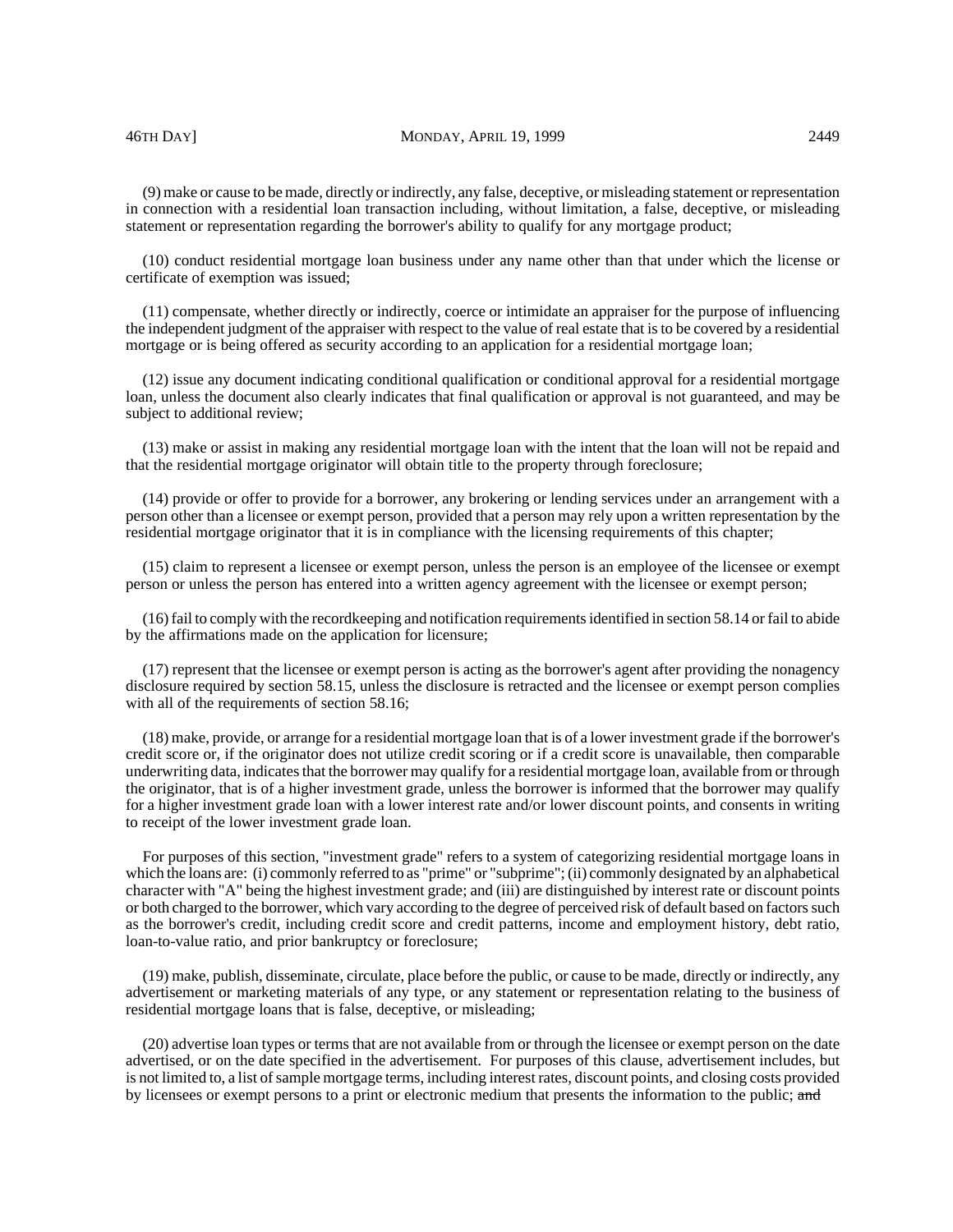(9) make or cause to be made, directly or indirectly, any false, deceptive, or misleading statement or representation in connection with a residential loan transaction including, without limitation, a false, deceptive, or misleading statement or representation regarding the borrower's ability to qualify for any mortgage product;

(10) conduct residential mortgage loan business under any name other than that under which the license or certificate of exemption was issued;

(11) compensate, whether directly or indirectly, coerce or intimidate an appraiser for the purpose of influencing the independent judgment of the appraiser with respect to the value of real estate that is to be covered by a residential mortgage or is being offered as security according to an application for a residential mortgage loan;

(12) issue any document indicating conditional qualification or conditional approval for a residential mortgage loan, unless the document also clearly indicates that final qualification or approval is not guaranteed, and may be subject to additional review;

(13) make or assist in making any residential mortgage loan with the intent that the loan will not be repaid and that the residential mortgage originator will obtain title to the property through foreclosure;

(14) provide or offer to provide for a borrower, any brokering or lending services under an arrangement with a person other than a licensee or exempt person, provided that a person may rely upon a written representation by the residential mortgage originator that it is in compliance with the licensing requirements of this chapter;

(15) claim to represent a licensee or exempt person, unless the person is an employee of the licensee or exempt person or unless the person has entered into a written agency agreement with the licensee or exempt person;

(16) fail to comply with the recordkeeping and notification requirements identified in section 58.14 or fail to abide by the affirmations made on the application for licensure;

(17) represent that the licensee or exempt person is acting as the borrower's agent after providing the nonagency disclosure required by section 58.15, unless the disclosure is retracted and the licensee or exempt person complies with all of the requirements of section 58.16;

(18) make, provide, or arrange for a residential mortgage loan that is of a lower investment grade if the borrower's credit score or, if the originator does not utilize credit scoring or if a credit score is unavailable, then comparable underwriting data, indicates that the borrower may qualify for a residential mortgage loan, available from or through the originator, that is of a higher investment grade, unless the borrower is informed that the borrower may qualify for a higher investment grade loan with a lower interest rate and/or lower discount points, and consents in writing to receipt of the lower investment grade loan.

For purposes of this section, "investment grade" refers to a system of categorizing residential mortgage loans in which the loans are: (i) commonly referred to as "prime" or "subprime"; (ii) commonly designated by an alphabetical character with "A" being the highest investment grade; and (iii) are distinguished by interest rate or discount points or both charged to the borrower, which vary according to the degree of perceived risk of default based on factors such as the borrower's credit, including credit score and credit patterns, income and employment history, debt ratio, loan-to-value ratio, and prior bankruptcy or foreclosure;

(19) make, publish, disseminate, circulate, place before the public, or cause to be made, directly or indirectly, any advertisement or marketing materials of any type, or any statement or representation relating to the business of residential mortgage loans that is false, deceptive, or misleading;

(20) advertise loan types or terms that are not available from or through the licensee or exempt person on the date advertised, or on the date specified in the advertisement. For purposes of this clause, advertisement includes, but is not limited to, a list of sample mortgage terms, including interest rates, discount points, and closing costs provided by licensees or exempt persons to a print or electronic medium that presents the information to the public; ~~and~~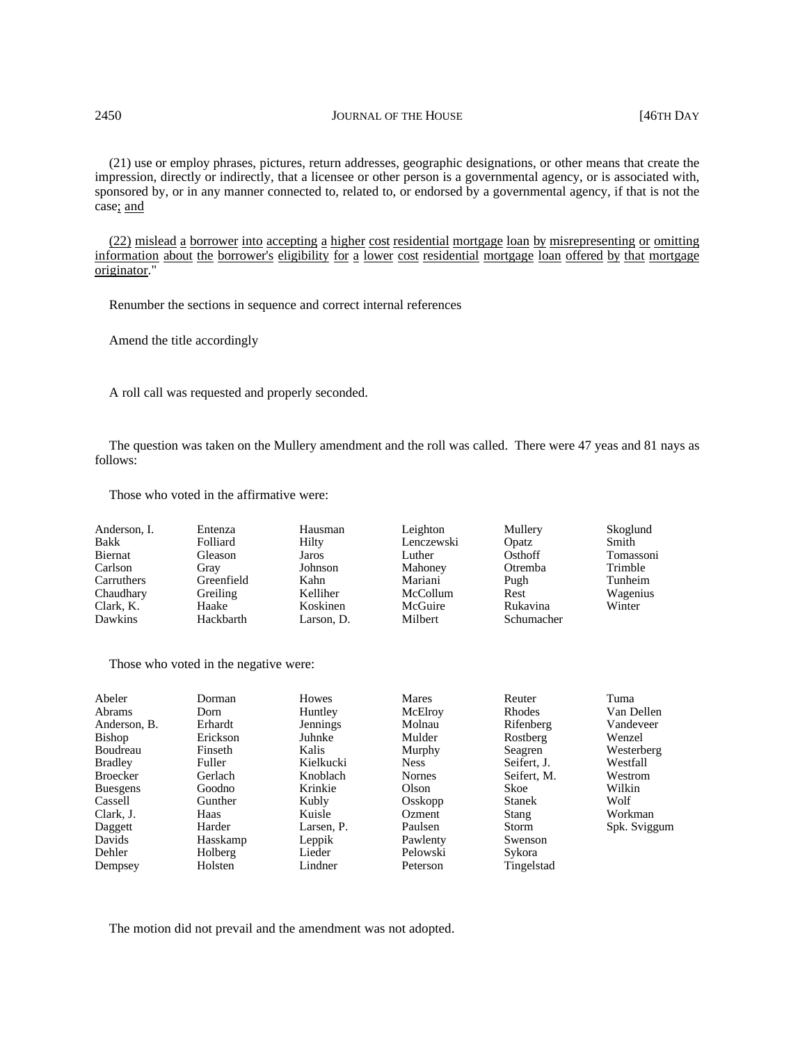(21) use or employ phrases, pictures, return addresses, geographic designations, or other means that create the impression, directly or indirectly, that a licensee or other person is a governmental agency, or is associated with, sponsored by, or in any manner connected to, related to, or endorsed by a governmental agency, if that is not the case; and

(22) mislead a borrower into accepting a higher cost residential mortgage loan by misrepresenting or omitting information about the borrower's eligibility for a lower cost residential mortgage loan offered by that mortgage originator."

Renumber the sections in sequence and correct internal references

Amend the title accordingly

A roll call was requested and properly seconded.

The question was taken on the Mullery amendment and the roll was called. There were 47 yeas and 81 nays as follows:

Those who voted in the affirmative were:

| | | | | | |
|---|---|---|---|---|---|
| Anderson, I. | Entenza | Hausman | Leighton | Mullery | Skoglund |
| Bakk | Folliard | Hilty | Lenczewski | Opatz | Smith |
| Biernat | Gleason | Jaros | Luther | Osthoff | Tomassoni |
| Carlson | Gray | Johnson | Mahoney | Otremba | Trimble |
| Carruthers | Greenfield | Kahn | Mariani | Pugh | Tunheim |
| Chaudhary | Greiling | Kelliher | McCollum | Rest | Wagenius |
| Clark, K. | Haake | Koskinen | McGuire | Rukavina | Winter |
| Dawkins | Hackbarth | Larson, D. | Milbert | Schumacher | |

Those who voted in the negative were:

| | | | | | |
|---|---|---|---|---|---|
| Abeler | Dorman | Howes | Mares | Reuter | Tuma |
| Abrams | Dorn | Huntley | McElroy | Rhodes | Van Dellen |
| Anderson, B. | Erhardt | Jennings | Molnau | Rifenberg | Vandeveer |
| Bishop | Erickson | Juhnke | Mulder | Rostberg | Wenzel |
| Boudreau | Finseth | Kalis | Murphy | Seagren | Westerberg |
| Bradley | Fuller | Kielkucki | Ness | Seifert, J. | Westfall |
| Broecker | Gerlach | Knoblach | Nornes | Seifert, M. | Westrom |
| Buesgens | Goodno | Krinkie | Olson | Skoe | Wilkin |
| Cassell | Gunther | Kubly | Osskopp | Stanek | Wolf |
| Clark, J. | Haas | Kuisle | Ozment | Stang | Workman |
| Daggett | Harder | Larsen, P. | Paulsen | Storm | Spk. Sviggum |
| Davids | Hasskamp | Leppik | Pawlenty | Swenson | |
| Dehler | Holberg | Lieder | Pelowski | Sykora | |
| Dempsey | Holsten | Lindner | Peterson | Tingelstad | |

The motion did not prevail and the amendment was not adopted.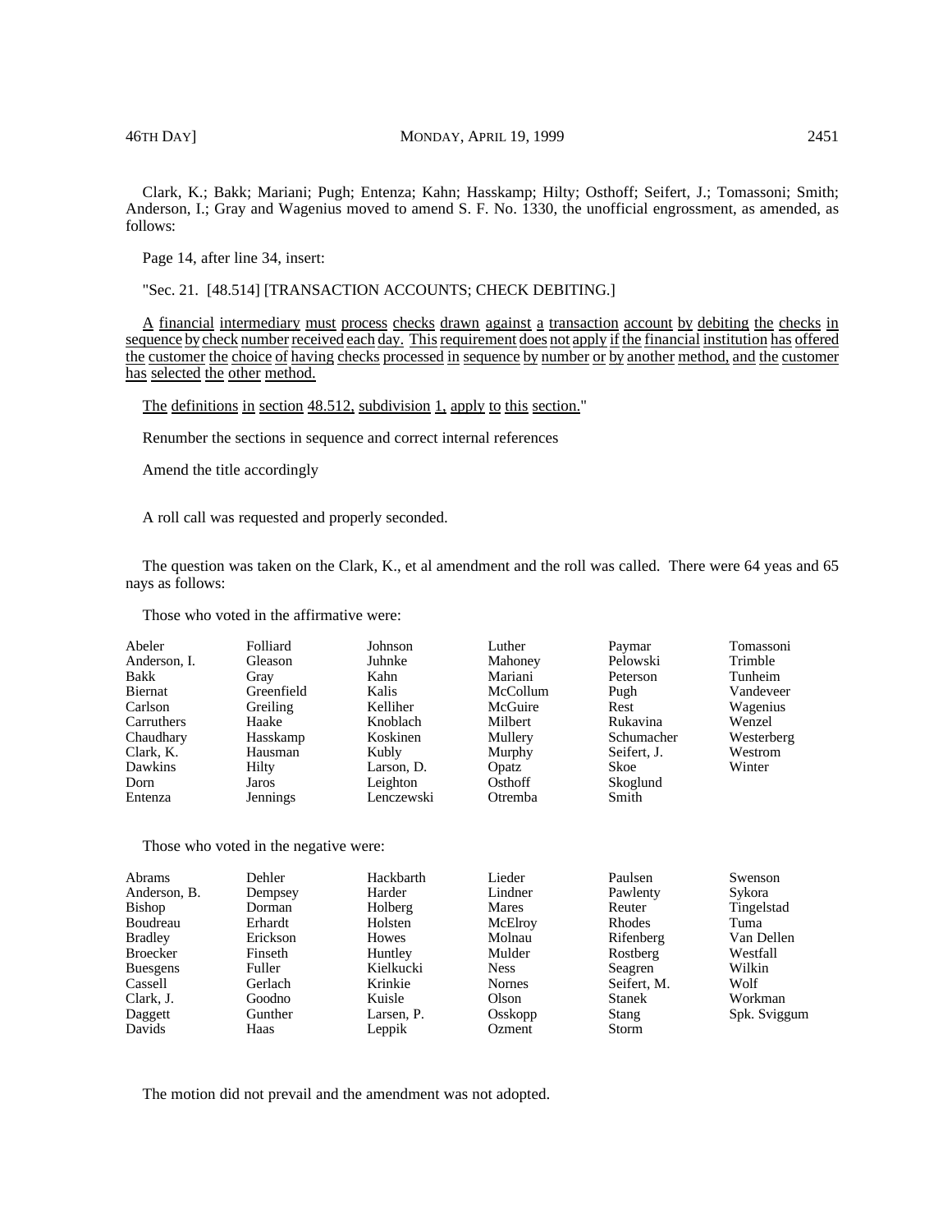Clark, K.; Bakk; Mariani; Pugh; Entenza; Kahn; Hasskamp; Hilty; Osthoff; Seifert, J.; Tomassoni; Smith; Anderson, I.; Gray and Wagenius moved to amend S. F. No. 1330, the unofficial engrossment, as amended, as follows:

Page 14, after line 34, insert:

"Sec. 21. [48.514] [TRANSACTION ACCOUNTS; CHECK DEBITING.]

<u>A financial intermediary must process checks drawn against a transaction account by debiting the checks in sequence by check number received each day. This requirement does not apply if the financial institution has offered the customer the choice of having checks processed in sequence by number or by another method, and the customer has selected the other method.</u>

<u>The definitions in section 48.512, subdivision 1, apply to this section.</u>"

Renumber the sections in sequence and correct internal references

Amend the title accordingly

A roll call was requested and properly seconded.

The question was taken on the Clark, K., et al amendment and the roll was called. There were 64 yeas and 65 nays as follows:

Those who voted in the affirmative were:

| | | | | | |
|---|---|---|---|---|---|
| Abeler | Folliard | Johnson | Luther | Paymar | Tomassoni |
| Anderson, I. | Gleason | Juhnke | Mahoney | Pelowski | Trimble |
| Bakk | Gray | Kahn | Mariani | Peterson | Tunheim |
| Biernat | Greenfield | Kalis | McCollum | Pugh | Vandeveer |
| Carlson | Greiling | Kelliher | McGuire | Rest | Wagenius |
| Carruthers | Haake | Knoblach | Milbert | Rukavina | Wenzel |
| Chaudhary | Hasskamp | Koskinen | Mullery | Schumacher | Westerberg |
| Clark, K. | Hausman | Kubly | Murphy | Seifert, J. | Westrom |
| Dawkins | Hilty | Larson, D. | Opatz | Skoe | Winter |
| Dorn | Jaros | Leighton | Osthoff | Skoglund | |
| Entenza | Jennings | Lenczewski | Otremba | Smith | |

Those who voted in the negative were:

| | | | | | |
|---|---|---|---|---|---|
| Abrams | Dehler | Hackbarth | Lieder | Paulsen | Swenson |
| Anderson, B. | Dempsey | Harder | Lindner | Pawlenty | Sykora |
| Bishop | Dorman | Holberg | Mares | Reuter | Tingelstad |
| Boudreau | Erhardt | Holsten | McElroy | Rhodes | Tuma |
| Bradley | Erickson | Howes | Molnau | Rifenberg | Van Dellen |
| Broecker | Finseth | Huntley | Mulder | Rostberg | Westfall |
| Buesgens | Fuller | Kielkucki | Ness | Seagren | Wilkin |
| Cassell | Gerlach | Krinkie | Nornes | Seifert, M. | Wolf |
| Clark, J. | Goodno | Kuisle | Olson | Stanek | Workman |
| Daggett | Gunther | Larsen, P. | Osskopp | Stang | Spk. Sviggum |
| Davids | Haas | Leppik | Ozment | Storm | |

The motion did not prevail and the amendment was not adopted.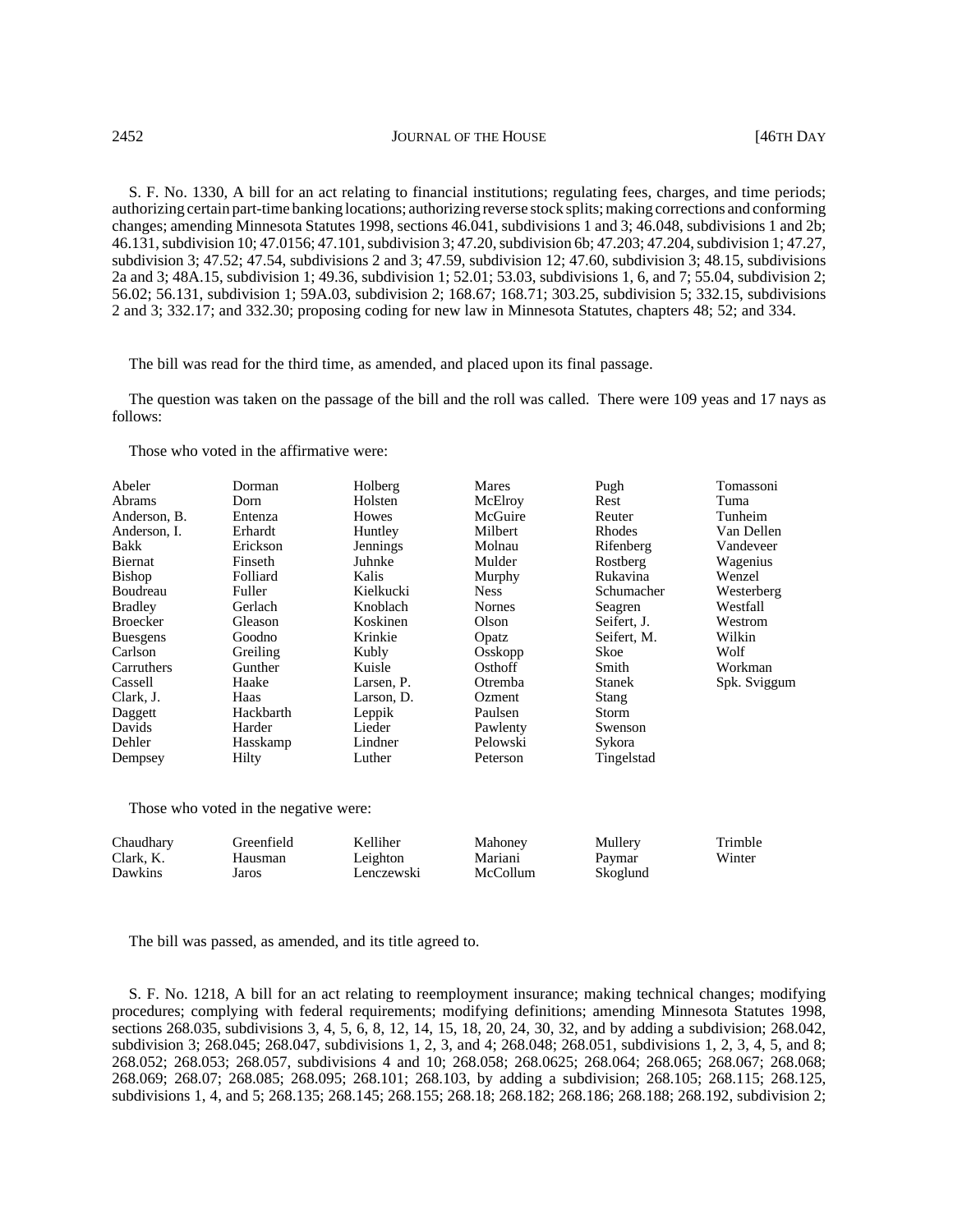S. F. No. 1330, A bill for an act relating to financial institutions; regulating fees, charges, and time periods; authorizing certain part-time banking locations; authorizing reverse stock splits; making corrections and conforming changes; amending Minnesota Statutes 1998, sections 46.041, subdivisions 1 and 3; 46.048, subdivisions 1 and 2b; 46.131, subdivision 10; 47.0156; 47.101, subdivision 3; 47.20, subdivision 6b; 47.203; 47.204, subdivision 1; 47.27, subdivision 3; 47.52; 47.54, subdivisions 2 and 3; 47.59, subdivision 12; 47.60, subdivision 3; 48.15, subdivisions 2a and 3; 48A.15, subdivision 1; 49.36, subdivision 1; 52.01; 53.03, subdivisions 1, 6, and 7; 55.04, subdivision 2; 56.02; 56.131, subdivision 1; 59A.03, subdivision 2; 168.67; 168.71; 303.25, subdivision 5; 332.15, subdivisions 2 and 3; 332.17; and 332.30; proposing coding for new law in Minnesota Statutes, chapters 48; 52; and 334.

The bill was read for the third time, as amended, and placed upon its final passage.

The question was taken on the passage of the bill and the roll was called. There were 109 yeas and 17 nays as follows:

Those who voted in the affirmative were:

| | | | | | |
|---|---|---|---|---|---|
| Abeler | Dorman | Holberg | Mares | Pugh | Tomassoni |
| Abrams | Dorn | Holsten | McElroy | Rest | Tuma |
| Anderson, B. | Entenza | Howes | McGuire | Reuter | Tunheim |
| Anderson, I. | Erhardt | Huntley | Milbert | Rhodes | Van Dellen |
| Bakk | Erickson | Jennings | Molnau | Rifenberg | Vandeveer |
| Biernat | Finseth | Juhnke | Mulder | Rostberg | Wagenius |
| Bishop | Folliard | Kalis | Murphy | Rukavina | Wenzel |
| Boudreau | Fuller | Kielkucki | Ness | Schumacher | Westerberg |
| Bradley | Gerlach | Knoblach | Nornes | Seagren | Westfall |
| Broecker | Gleason | Koskinen | Olson | Seifert, J. | Westrom |
| Buesgens | Goodno | Krinkie | Opatz | Seifert, M. | Wilkin |
| Carlson | Greiling | Kubly | Osskopp | Skoe | Wolf |
| Carruthers | Gunther | Kuisle | Osthoff | Smith | Workman |
| Cassell | Haake | Larsen, P. | Otremba | Stanek | Spk. Sviggum |
| Clark, J. | Haas | Larson, D. | Ozment | Stang | |
| Daggett | Hackbarth | Leppik | Paulsen | Storm | |
| Davids | Harder | Lieder | Pawlenty | Swenson | |
| Dehler | Hasskamp | Lindner | Pelowski | Sykora | |
| Dempsey | Hilty | Luther | Peterson | Tingelstad | |

Those who voted in the negative were:

| | | | | | |
|---|---|---|---|---|---|
| Chaudhary | Greenfield | Kelliher | Mahoney | Mullery | Trimble |
| Clark, K. | Hausman | Leighton | Mariani | Paymar | Winter |
| Dawkins | Jaros | Lenczewski | McCollum | Skoglund | |

The bill was passed, as amended, and its title agreed to.

S. F. No. 1218, A bill for an act relating to reemployment insurance; making technical changes; modifying procedures; complying with federal requirements; modifying definitions; amending Minnesota Statutes 1998, sections 268.035, subdivisions 3, 4, 5, 6, 8, 12, 14, 15, 18, 20, 24, 30, 32, and by adding a subdivision; 268.042, subdivision 3; 268.045; 268.047, subdivisions 1, 2, 3, and 4; 268.048; 268.051, subdivisions 1, 2, 3, 4, 5, and 8; 268.052; 268.053; 268.057, subdivisions 4 and 10; 268.058; 268.0625; 268.064; 268.065; 268.067; 268.068; 268.069; 268.07; 268.085; 268.095; 268.101; 268.103, by adding a subdivision; 268.105; 268.115; 268.125, subdivisions 1, 4, and 5; 268.135; 268.145; 268.155; 268.18; 268.182; 268.186; 268.188; 268.192, subdivision 2;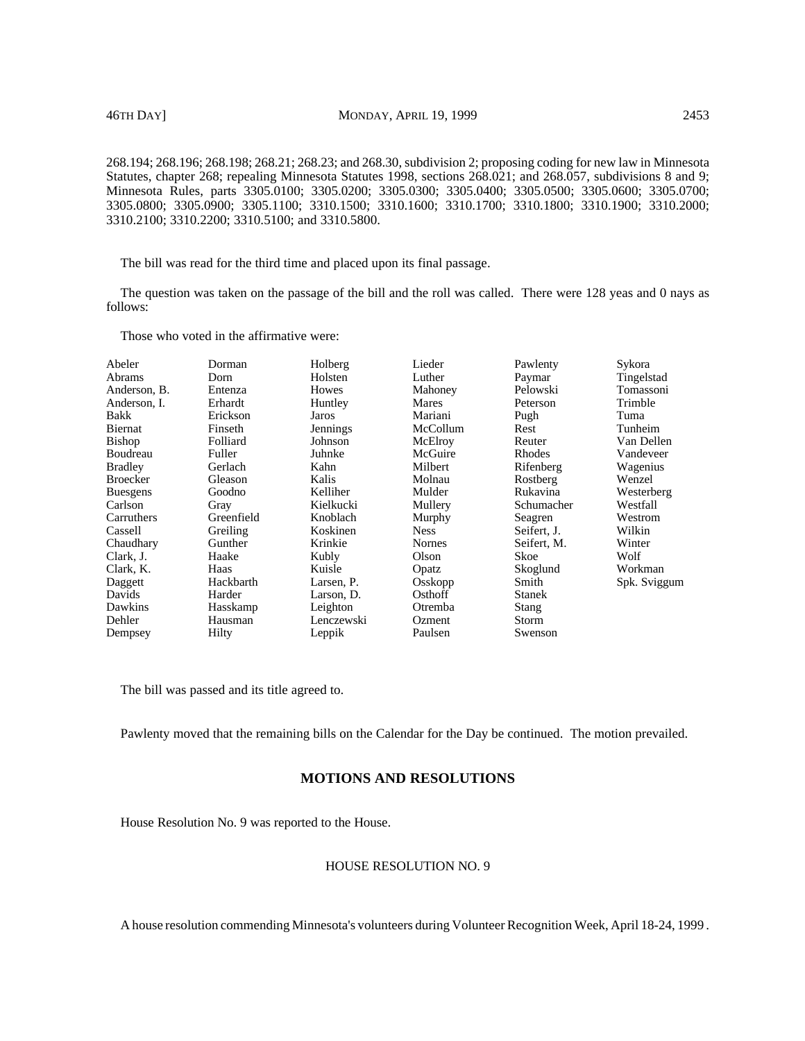268.194; 268.196; 268.198; 268.21; 268.23; and 268.30, subdivision 2; proposing coding for new law in Minnesota Statutes, chapter 268; repealing Minnesota Statutes 1998, sections 268.021; and 268.057, subdivisions 8 and 9; Minnesota Rules, parts 3305.0100; 3305.0200; 3305.0300; 3305.0400; 3305.0500; 3305.0600; 3305.0700; 3305.0800; 3305.0900; 3305.1100; 3310.1500; 3310.1600; 3310.1700; 3310.1800; 3310.1900; 3310.2000; 3310.2100; 3310.2200; 3310.5100; and 3310.5800.

The bill was read for the third time and placed upon its final passage.

The question was taken on the passage of the bill and the roll was called. There were 128 yeas and 0 nays as follows:

Those who voted in the affirmative were:

| | | | | | |
|---|---|---|---|---|---|
| Abeler | Dorman | Holberg | Lieder | Pawlenty | Sykora |
| Abrams | Dorn | Holsten | Luther | Paymar | Tingelstad |
| Anderson, B. | Entenza | Howes | Mahoney | Pelowski | Tomassoni |
| Anderson, I. | Erhardt | Huntley | Mares | Peterson | Trimble |
| Bakk | Erickson | Jaros | Mariani | Pugh | Tuma |
| Biernat | Finseth | Jennings | McCollum | Rest | Tunheim |
| Bishop | Folliard | Johnson | McElroy | Reuter | Van Dellen |
| Boudreau | Fuller | Juhnke | McGuire | Rhodes | Vandeveer |
| Bradley | Gerlach | Kahn | Milbert | Rifenberg | Wagenius |
| Broecker | Gleason | Kalis | Molnau | Rostberg | Wenzel |
| Buesgens | Goodno | Kelliher | Mulder | Rukavina | Westerberg |
| Carlson | Gray | Kielkucki | Mullery | Schumacher | Westfall |
| Carruthers | Greenfield | Knoblach | Murphy | Seagren | Westrom |
| Cassell | Greiling | Koskinen | Ness | Seifert, J. | Wilkin |
| Chaudhary | Gunther | Krinkie | Nornes | Seifert, M. | Winter |
| Clark, J. | Haake | Kubly | Olson | Skoe | Wolf |
| Clark, K. | Haas | Kuisle | Opatz | Skoglund | Workman |
| Daggett | Hackbarth | Larsen, P. | Osskopp | Smith | Spk. Sviggum |
| Davids | Harder | Larson, D. | Osthoff | Stanek | |
| Dawkins | Hasskamp | Leighton | Otremba | Stang | |
| Dehler | Hausman | Lenczewski | Ozment | Storm | |
| Dempsey | Hilty | Leppik | Paulsen | Swenson | |

The bill was passed and its title agreed to.

Pawlenty moved that the remaining bills on the Calendar for the Day be continued. The motion prevailed.

## MOTIONS AND RESOLUTIONS

House Resolution No. 9 was reported to the House.

HOUSE RESOLUTION NO. 9

A house resolution commending Minnesota's volunteers during Volunteer Recognition Week, April 18-24, 1999 .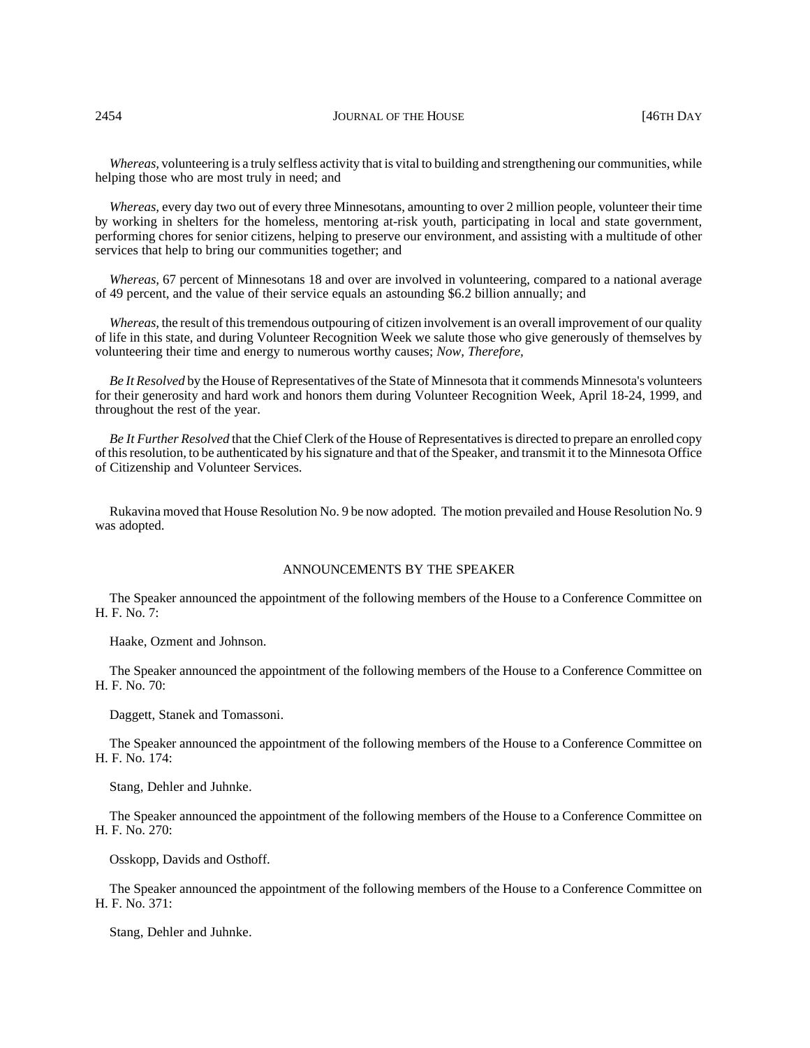*Whereas,* volunteering is a truly selfless activity that is vital to building and strengthening our communities, while helping those who are most truly in need; and

*Whereas,* every day two out of every three Minnesotans, amounting to over 2 million people, volunteer their time by working in shelters for the homeless, mentoring at-risk youth, participating in local and state government, performing chores for senior citizens, helping to preserve our environment, and assisting with a multitude of other services that help to bring our communities together; and

*Whereas,* 67 percent of Minnesotans 18 and over are involved in volunteering, compared to a national average of 49 percent, and the value of their service equals an astounding $6.2 billion annually; and

*Whereas,* the result of this tremendous outpouring of citizen involvement is an overall improvement of our quality of life in this state, and during Volunteer Recognition Week we salute those who give generously of themselves by volunteering their time and energy to numerous worthy causes; *Now, Therefore,*

*Be It Resolved* by the House of Representatives of the State of Minnesota that it commends Minnesota's volunteers for their generosity and hard work and honors them during Volunteer Recognition Week, April 18-24, 1999, and throughout the rest of the year.

*Be It Further Resolved* that the Chief Clerk of the House of Representatives is directed to prepare an enrolled copy of this resolution, to be authenticated by his signature and that of the Speaker, and transmit it to the Minnesota Office of Citizenship and Volunteer Services.

Rukavina moved that House Resolution No. 9 be now adopted. The motion prevailed and House Resolution No. 9 was adopted.

## ANNOUNCEMENTS BY THE SPEAKER

The Speaker announced the appointment of the following members of the House to a Conference Committee on H. F. No. 7:

Haake, Ozment and Johnson.

The Speaker announced the appointment of the following members of the House to a Conference Committee on H. F. No. 70:

Daggett, Stanek and Tomassoni.

The Speaker announced the appointment of the following members of the House to a Conference Committee on H. F. No. 174:

Stang, Dehler and Juhnke.

The Speaker announced the appointment of the following members of the House to a Conference Committee on H. F. No. 270:

Osskopp, Davids and Osthoff.

The Speaker announced the appointment of the following members of the House to a Conference Committee on H. F. No. 371:

Stang, Dehler and Juhnke.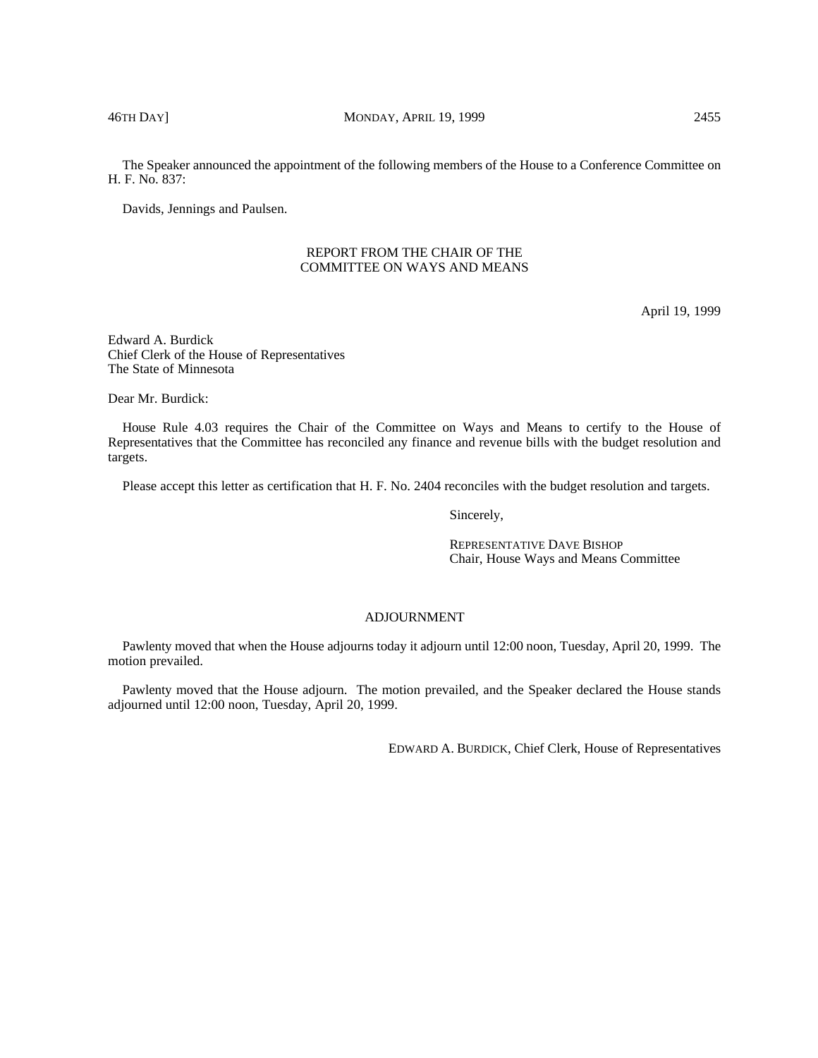The Speaker announced the appointment of the following members of the House to a Conference Committee on H. F. No. 837:

Davids, Jennings and Paulsen.

## REPORT FROM THE CHAIR OF THE COMMITTEE ON WAYS AND MEANS

April 19, 1999

Edward A. Burdick
Chief Clerk of the House of Representatives
The State of Minnesota

Dear Mr. Burdick:

House Rule 4.03 requires the Chair of the Committee on Ways and Means to certify to the House of Representatives that the Committee has reconciled any finance and revenue bills with the budget resolution and targets.

Please accept this letter as certification that H. F. No. 2404 reconciles with the budget resolution and targets.

Sincerely,

REPRESENTATIVE DAVE BISHOP
Chair, House Ways and Means Committee

## ADJOURNMENT

Pawlenty moved that when the House adjourns today it adjourn until 12:00 noon, Tuesday, April 20, 1999. The motion prevailed.

Pawlenty moved that the House adjourn. The motion prevailed, and the Speaker declared the House stands adjourned until 12:00 noon, Tuesday, April 20, 1999.

EDWARD A. BURDICK, Chief Clerk, House of Representatives